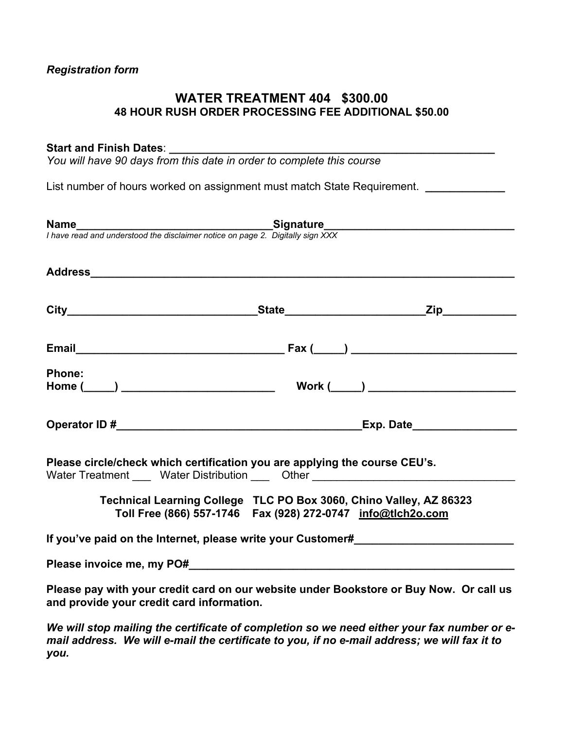*Registration form*

# WATER TREATMENT 404 $300.00

### 48 HOUR RUSH ORDER PROCESSING FEE ADDITIONAL $50.00

**Start and Finish Dates**: _______________________________________________________

*You will have 90 days from this date in order to complete this course*

List number of hours worked on assignment must match State Requirement. _____________

**Name**________________________________**Signature**_______________________________

*I have read and understood the disclaimer notice on page 2. Digitally sign XXX*

**Address**_______________________________________________________________________

**City**_______________________________**State**______________________**Zip**____________

**Email**__________________________________ **Fax (_____)** ___________________________

**Phone:**
**Home (_____)** _________________________ **Work (_____)** ________________________

**Operator ID #**_________________________________________**Exp. Date**_________________

**Please circle/check which certification you are applying the course CEU's.**
Water Treatment ___ Water Distribution ___ Other _________________________________

**Technical Learning College TLC PO Box 3060, Chino Valley, AZ 86323**
**Toll Free (866) 557-1746 Fax (928) 272-0747 info@tlch2o.com**

**If you've paid on the Internet, please write your Customer#**__________________________

**Please invoice me, my PO#**_______________________________________________________

**Please pay with your credit card on our website under Bookstore or Buy Now. Or call us and provide your credit card information.**

***We will stop mailing the certificate of completion so we need either your fax number or e-mail address. We will e-mail the certificate to you, if no e-mail address; we will fax it to you.***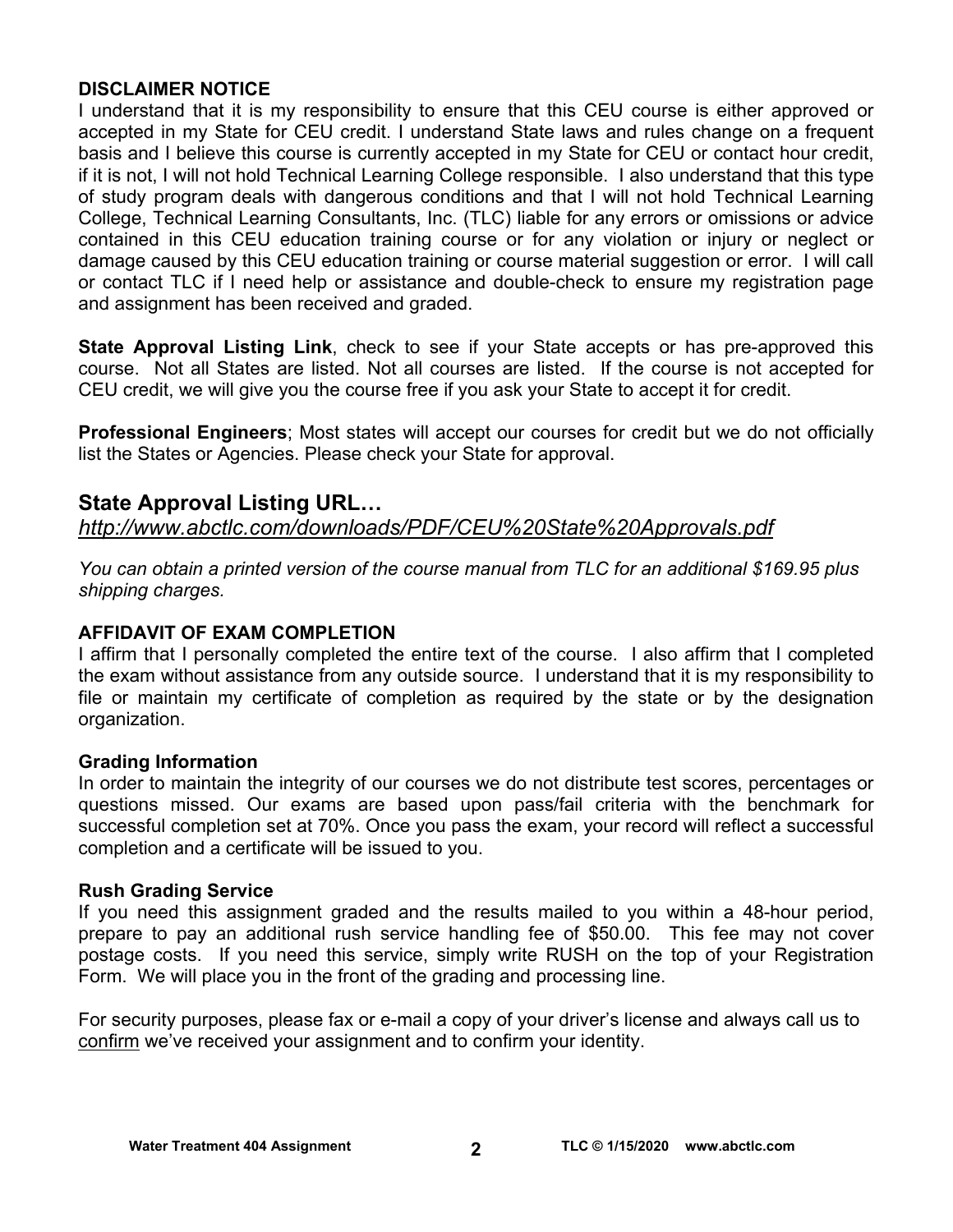**DISCLAIMER NOTICE**

I understand that it is my responsibility to ensure that this CEU course is either approved or accepted in my State for CEU credit. I understand State laws and rules change on a frequent basis and I believe this course is currently accepted in my State for CEU or contact hour credit, if it is not, I will not hold Technical Learning College responsible. I also understand that this type of study program deals with dangerous conditions and that I will not hold Technical Learning College, Technical Learning Consultants, Inc. (TLC) liable for any errors or omissions or advice contained in this CEU education training course or for any violation or injury or neglect or damage caused by this CEU education training or course material suggestion or error. I will call or contact TLC if I need help or assistance and double-check to ensure my registration page and assignment has been received and graded.

**State Approval Listing Link**, check to see if your State accepts or has pre-approved this course. Not all States are listed. Not all courses are listed. If the course is not accepted for CEU credit, we will give you the course free if you ask your State to accept it for credit.

**Professional Engineers**; Most states will accept our courses for credit but we do not officially list the States or Agencies. Please check your State for approval.

## State Approval Listing URL…

*http://www.abctlc.com/downloads/PDF/CEU%20State%20Approvals.pdf*

*You can obtain a printed version of the course manual from TLC for an additional $169.95 plus shipping charges.*

**AFFIDAVIT OF EXAM COMPLETION**

I affirm that I personally completed the entire text of the course. I also affirm that I completed the exam without assistance from any outside source. I understand that it is my responsibility to file or maintain my certificate of completion as required by the state or by the designation organization.

**Grading Information**

In order to maintain the integrity of our courses we do not distribute test scores, percentages or questions missed. Our exams are based upon pass/fail criteria with the benchmark for successful completion set at 70%. Once you pass the exam, your record will reflect a successful completion and a certificate will be issued to you.

**Rush Grading Service**

If you need this assignment graded and the results mailed to you within a 48-hour period, prepare to pay an additional rush service handling fee of $50.00. This fee may not cover postage costs. If you need this service, simply write RUSH on the top of your Registration Form. We will place you in the front of the grading and processing line.

For security purposes, please fax or e-mail a copy of your driver's license and always call us to confirm we've received your assignment and to confirm your identity.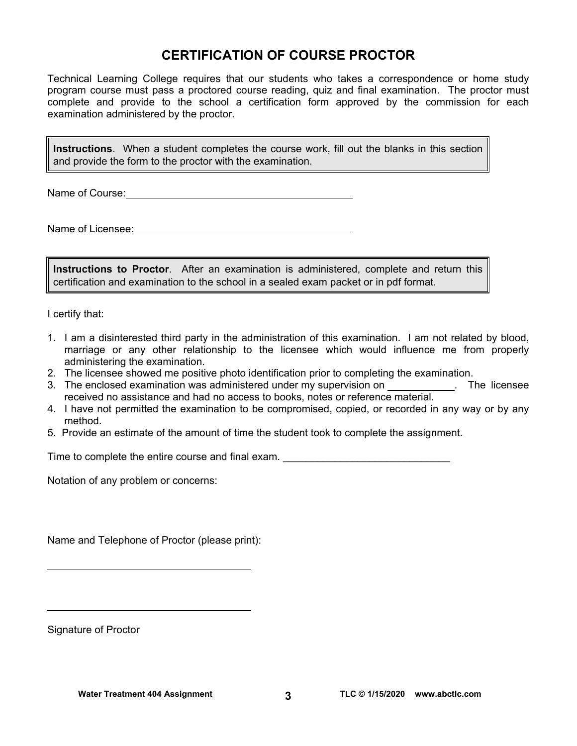# CERTIFICATION OF COURSE PROCTOR

Technical Learning College requires that our students who takes a correspondence or home study program course must pass a proctored course reading, quiz and final examination. The proctor must complete and provide to the school a certification form approved by the commission for each examination administered by the proctor.

**Instructions**. When a student completes the course work, fill out the blanks in this section and provide the form to the proctor with the examination.

Name of Course: ___________________________________________

Name of Licensee: ___________________________________________

**Instructions to Proctor**. After an examination is administered, complete and return this certification and examination to the school in a sealed exam packet or in pdf format.

I certify that:

1. I am a disinterested third party in the administration of this examination. I am not related by blood, marriage or any other relationship to the licensee which would influence me from properly administering the examination.
2. The licensee showed me positive photo identification prior to completing the examination.
3. The enclosed examination was administered under my supervision on ____________. The licensee received no assistance and had no access to books, notes or reference material.
4. I have not permitted the examination to be compromised, copied, or recorded in any way or by any method.
5. Provide an estimate of the amount of time the student took to complete the assignment.

Time to complete the entire course and final exam. _____________________________

Notation of any problem or concerns:

Name and Telephone of Proctor (please print):

_____________________________________

_____________________________________

Signature of Proctor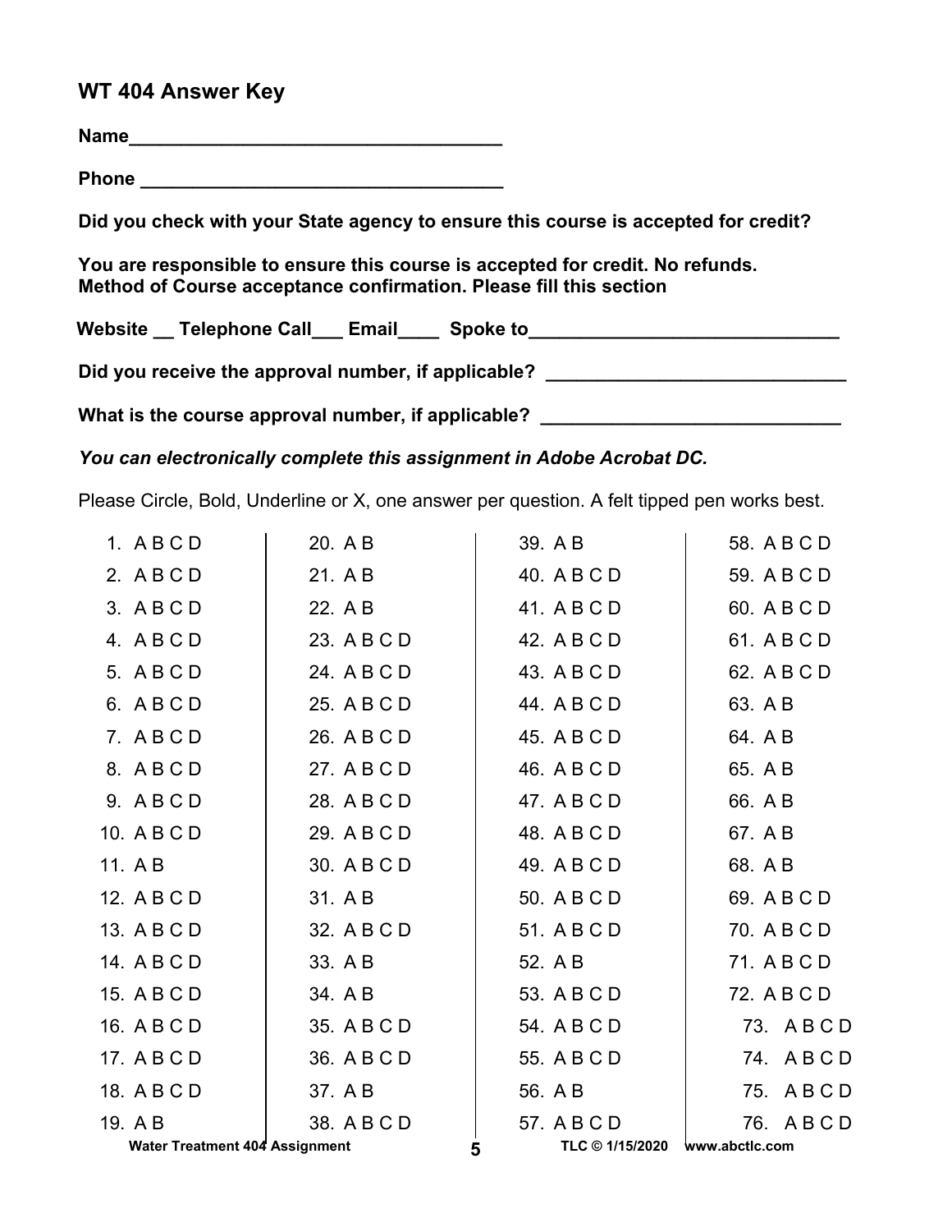## WT 404 Answer Key

**Name\_\_\_\_\_\_\_\_\_\_\_\_\_\_\_\_\_\_\_\_\_\_\_\_\_\_\_\_\_\_\_\_\_\_\_\_\_**

**Phone \_\_\_\_\_\_\_\_\_\_\_\_\_\_\_\_\_\_\_\_\_\_\_\_\_\_\_\_\_\_\_\_\_\_\_\_**

**Did you check with your State agency to ensure this course is accepted for credit?**

**You are responsible to ensure this course is accepted for credit. No refunds.**
**Method of Course acceptance confirmation. Please fill this section**

**Website \_\_ Telephone Call\_\_\_ Email\_\_\_\_ Spoke to\_\_\_\_\_\_\_\_\_\_\_\_\_\_\_\_\_\_\_\_\_\_\_\_\_\_\_\_\_\_**

**Did you receive the approval number, if applicable? \_\_\_\_\_\_\_\_\_\_\_\_\_\_\_\_\_\_\_\_\_\_\_\_\_\_\_\_\_\_**

**What is the course approval number, if applicable? \_\_\_\_\_\_\_\_\_\_\_\_\_\_\_\_\_\_\_\_\_\_\_\_\_\_\_\_\_\_**

***You can electronically complete this assignment in Adobe Acrobat DC.***

Please Circle, Bold, Underline or X, one answer per question. A felt tipped pen works best.

| | | | |
|---|---|---|---|
| 1. A B C D | 20. A B | 39. A B | 58. A B C D |
| 2. A B C D | 21. A B | 40. A B C D | 59. A B C D |
| 3. A B C D | 22. A B | 41. A B C D | 60. A B C D |
| 4. A B C D | 23. A B C D | 42. A B C D | 61. A B C D |
| 5. A B C D | 24. A B C D | 43. A B C D | 62. A B C D |
| 6. A B C D | 25. A B C D | 44. A B C D | 63. A B |
| 7. A B C D | 26. A B C D | 45. A B C D | 64. A B |
| 8. A B C D | 27. A B C D | 46. A B C D | 65. A B |
| 9. A B C D | 28. A B C D | 47. A B C D | 66. A B |
| 10. A B C D | 29. A B C D | 48. A B C D | 67. A B |
| 11. A B | 30. A B C D | 49. A B C D | 68. A B |
| 12. A B C D | 31. A B | 50. A B C D | 69. A B C D |
| 13. A B C D | 32. A B C D | 51. A B C D | 70. A B C D |
| 14. A B C D | 33. A B | 52. A B | 71. A B C D |
| 15. A B C D | 34. A B | 53. A B C D | 72. A B C D |
| 16. A B C D | 35. A B C D | 54. A B C D | 73. A B C D |
| 17. A B C D | 36. A B C D | 55. A B C D | 74. A B C D |
| 18. A B C D | 37. A B | 56. A B | 75. A B C D |
| 19. A B | 38. A B C D | 57. A B C D | 76. A B C D |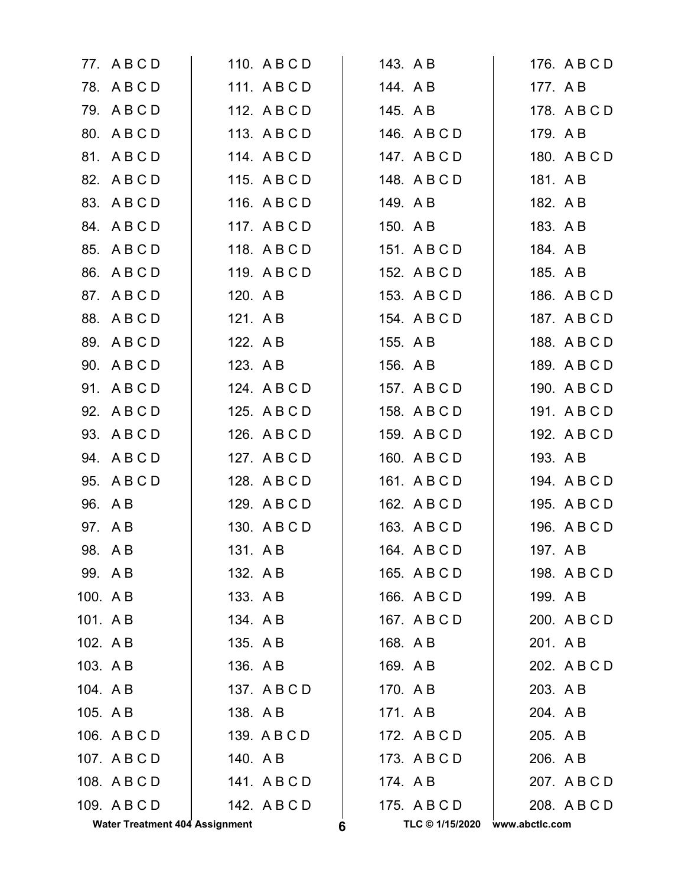77. A B C D
78. A B C D
79. A B C D
80. A B C D
81. A B C D
82. A B C D
83. A B C D
84. A B C D
85. A B C D
86. A B C D
87. A B C D
88. A B C D
89. A B C D
90. A B C D
91. A B C D
92. A B C D
93. A B C D
94. A B C D
95. A B C D
96. A B
97. A B
98. A B
99. A B
100. A B
101. A B
102. A B
103. A B
104. A B
105. A B
106. A B C D
107. A B C D
108. A B C D
109. A B C D
110. A B C D
111. A B C D
112. A B C D
113. A B C D
114. A B C D
115. A B C D
116. A B C D
117. A B C D
118. A B C D
119. A B C D
120. A B
121. A B
122. A B
123. A B
124. A B C D
125. A B C D
126. A B C D
127. A B C D
128. A B C D
129. A B C D
130. A B C D
131. A B
132. A B
133. A B
134. A B
135. A B
136. A B
137. A B C D
138. A B
139. A B C D
140. A B
141. A B C D
142. A B C D
143. A B
144. A B
145. A B
146. A B C D
147. A B C D
148. A B C D
149. A B
150. A B
151. A B C D
152. A B C D
153. A B C D
154. A B C D
155. A B
156. A B
157. A B C D
158. A B C D
159. A B C D
160. A B C D
161. A B C D
162. A B C D
163. A B C D
164. A B C D
165. A B C D
166. A B C D
167. A B C D
168. A B
169. A B
170. A B
171. A B
172. A B C D
173. A B C D
174. A B
175. A B C D
176. A B C D
177. A B
178. A B C D
179. A B
180. A B C D
181. A B
182. A B
183. A B
184. A B
185. A B
186. A B C D
187. A B C D
188. A B C D
189. A B C D
190. A B C D
191. A B C D
192. A B C D
193. A B
194. A B C D
195. A B C D
196. A B C D
197. A B
198. A B C D
199. A B
200. A B C D
201. A B
202. A B C D
203. A B
204. A B
205. A B
206. A B
207. A B C D
208. A B C D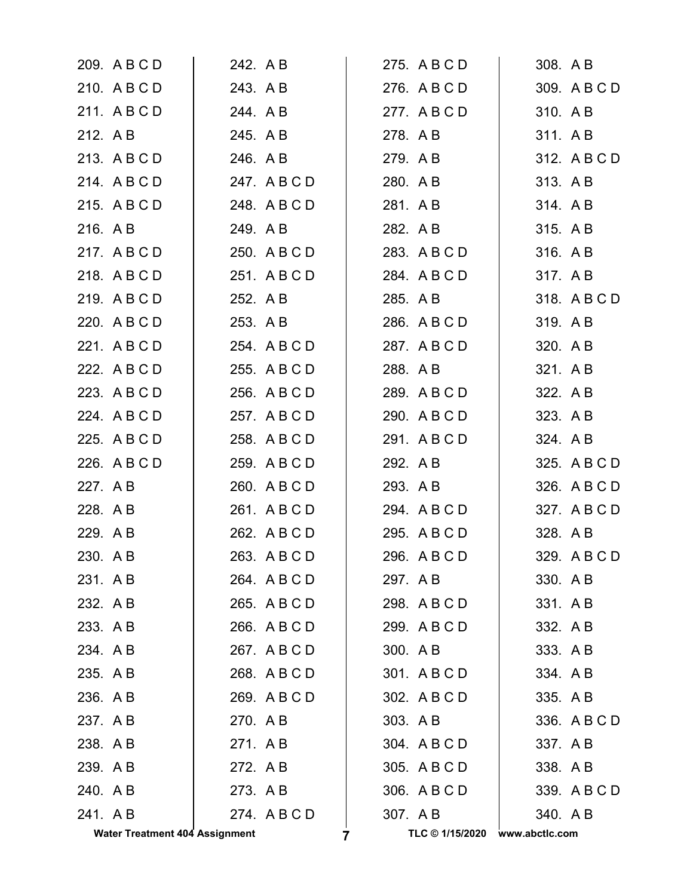209. A B C D
210. A B C D
211. A B C D
212. A B
213. A B C D
214. A B C D
215. A B C D
216. A B
217. A B C D
218. A B C D
219. A B C D
220. A B C D
221. A B C D
222. A B C D
223. A B C D
224. A B C D
225. A B C D
226. A B C D
227. A B
228. A B
229. A B
230. A B
231. A B
232. A B
233. A B
234. A B
235. A B
236. A B
237. A B
238. A B
239. A B
240. A B
241. A B
242. A B
243. A B
244. A B
245. A B
246. A B
247. A B C D
248. A B C D
249. A B
250. A B C D
251. A B C D
252. A B
253. A B
254. A B C D
255. A B C D
256. A B C D
257. A B C D
258. A B C D
259. A B C D
260. A B C D
261. A B C D
262. A B C D
263. A B C D
264. A B C D
265. A B C D
266. A B C D
267. A B C D
268. A B C D
269. A B C D
270. A B
271. A B
272. A B
273. A B
274. A B C D
275. A B C D
276. A B C D
277. A B C D
278. A B
279. A B
280. A B
281. A B
282. A B
283. A B C D
284. A B C D
285. A B
286. A B C D
287. A B C D
288. A B
289. A B C D
290. A B C D
291. A B C D
292. A B
293. A B
294. A B C D
295. A B C D
296. A B C D
297. A B
298. A B C D
299. A B C D
300. A B
301. A B C D
302. A B C D
303. A B
304. A B C D
305. A B C D
306. A B C D
307. A B
308. A B
309. A B C D
310. A B
311. A B
312. A B C D
313. A B
314. A B
315. A B
316. A B
317. A B
318. A B C D
319. A B
320. A B
321. A B
322. A B
323. A B
324. A B
325. A B C D
326. A B C D
327. A B C D
328. A B
329. A B C D
330. A B
331. A B
332. A B
333. A B
334. A B
335. A B
336. A B C D
337. A B
338. A B
339. A B C D
340. A B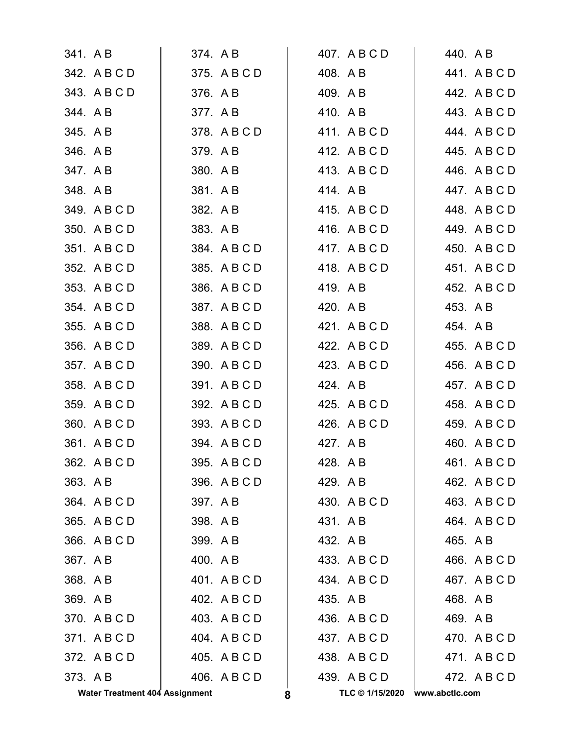341. A B
342. A B C D
343. A B C D
344. A B
345. A B
346. A B
347. A B
348. A B
349. A B C D
350. A B C D
351. A B C D
352. A B C D
353. A B C D
354. A B C D
355. A B C D
356. A B C D
357. A B C D
358. A B C D
359. A B C D
360. A B C D
361. A B C D
362. A B C D
363. A B
364. A B C D
365. A B C D
366. A B C D
367. A B
368. A B
369. A B
370. A B C D
371. A B C D
372. A B C D
373. A B
374. A B
375. A B C D
376. A B
377. A B
378. A B C D
379. A B
380. A B
381. A B
382. A B
383. A B
384. A B C D
385. A B C D
386. A B C D
387. A B C D
388. A B C D
389. A B C D
390. A B C D
391. A B C D
392. A B C D
393. A B C D
394. A B C D
395. A B C D
396. A B C D
397. A B
398. A B
399. A B
400. A B
401. A B C D
402. A B C D
403. A B C D
404. A B C D
405. A B C D
406. A B C D
407. A B C D
408. A B
409. A B
410. A B
411. A B C D
412. A B C D
413. A B C D
414. A B
415. A B C D
416. A B C D
417. A B C D
418. A B C D
419. A B
420. A B
421. A B C D
422. A B C D
423. A B C D
424. A B
425. A B C D
426. A B C D
427. A B
428. A B
429. A B
430. A B C D
431. A B
432. A B
433. A B C D
434. A B C D
435. A B
436. A B C D
437. A B C D
438. A B C D
439. A B C D
440. A B
441. A B C D
442. A B C D
443. A B C D
444. A B C D
445. A B C D
446. A B C D
447. A B C D
448. A B C D
449. A B C D
450. A B C D
451. A B C D
452. A B C D
453. A B
454. A B
455. A B C D
456. A B C D
457. A B C D
458. A B C D
459. A B C D
460. A B C D
461. A B C D
462. A B C D
463. A B C D
464. A B C D
465. A B
466. A B C D
467. A B C D
468. A B
469. A B
470. A B C D
471. A B C D
472. A B C D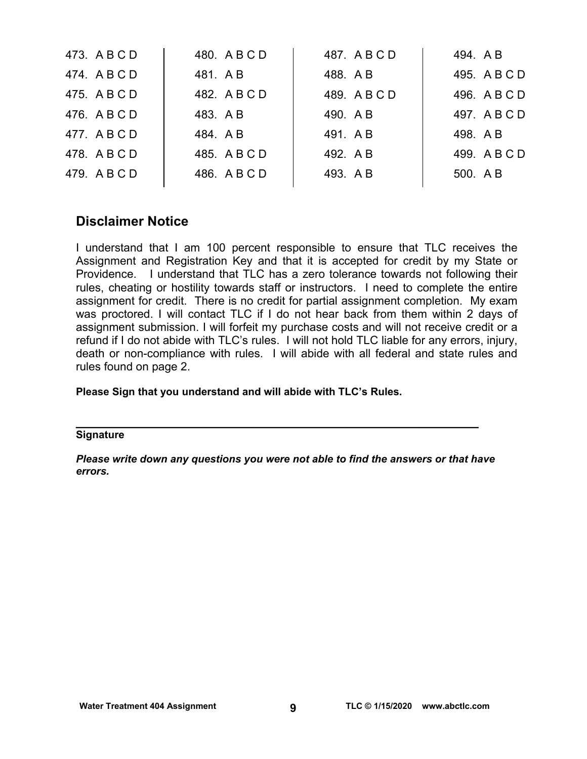| | | | |
|---|---|---|---|
| 473. A B C D | 480. A B C D | 487. A B C D | 494. A B |
| 474. A B C D | 481. A B | 488. A B | 495. A B C D |
| 475. A B C D | 482. A B C D | 489. A B C D | 496. A B C D |
| 476. A B C D | 483. A B | 490. A B | 497. A B C D |
| 477. A B C D | 484. A B | 491. A B | 498. A B |
| 478. A B C D | 485. A B C D | 492. A B | 499. A B C D |
| 479. A B C D | 486. A B C D | 493. A B | 500. A B |

## Disclaimer Notice

I understand that I am 100 percent responsible to ensure that TLC receives the Assignment and Registration Key and that it is accepted for credit by my State or Providence. I understand that TLC has a zero tolerance towards not following their rules, cheating or hostility towards staff or instructors. I need to complete the entire assignment for credit. There is no credit for partial assignment completion. My exam was proctored. I will contact TLC if I do not hear back from them within 2 days of assignment submission. I will forfeit my purchase costs and will not receive credit or a refund if I do not abide with TLC's rules. I will not hold TLC liable for any errors, injury, death or non-compliance with rules. I will abide with all federal and state rules and rules found on page 2.

**Please Sign that you understand and will abide with TLC's Rules.**

\_\_\_\_\_\_\_\_\_\_\_\_\_\_\_\_\_\_\_\_\_\_\_\_\_\_\_\_\_\_\_\_\_\_\_\_\_\_\_\_\_\_\_\_\_\_\_\_\_\_\_\_\_\_\_\_\_\_\_\_

**Signature**

***Please write down any questions you were not able to find the answers or that have errors.***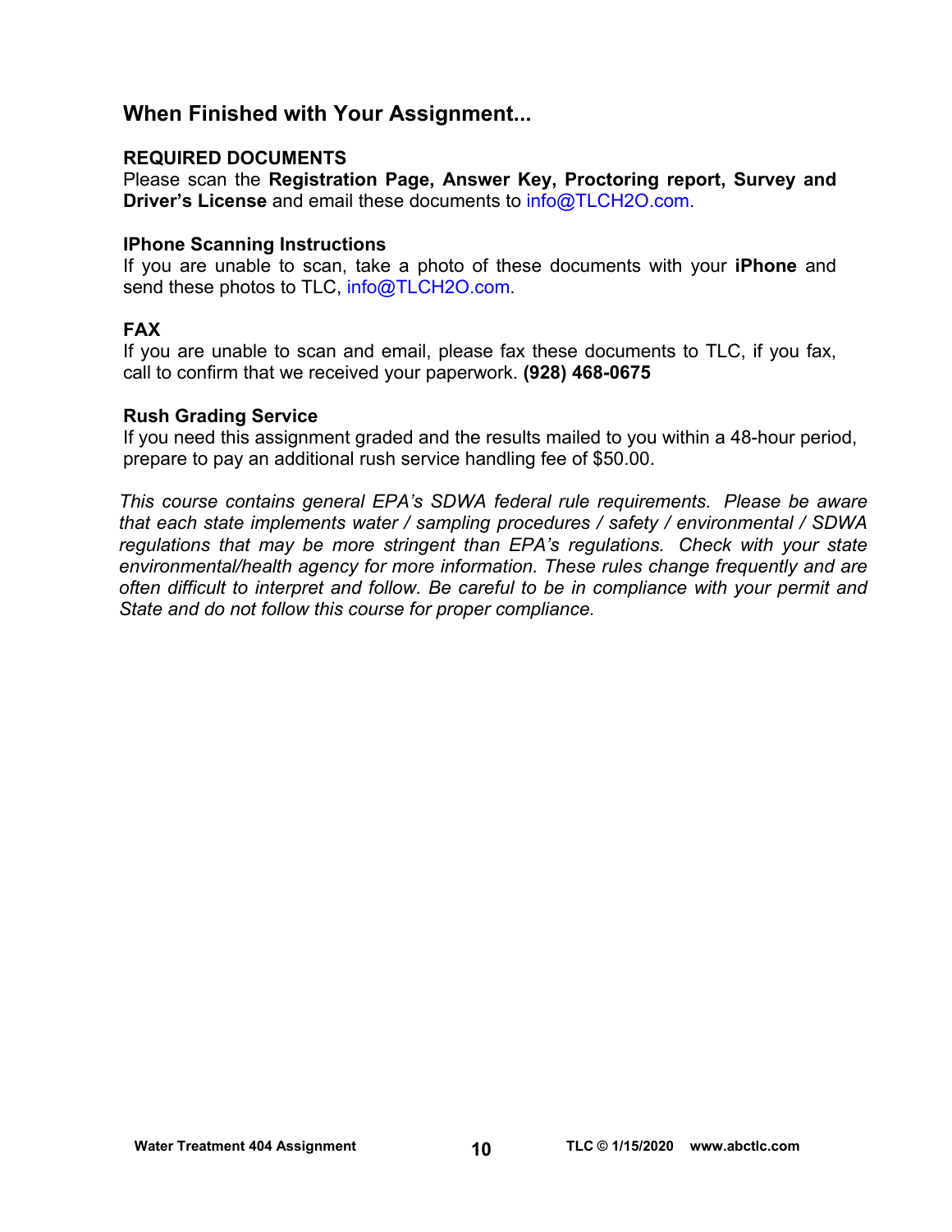## When Finished with Your Assignment...

**REQUIRED DOCUMENTS**
Please scan the **Registration Page, Answer Key, Proctoring report, Survey and Driver's License** and email these documents to info@TLCH2O.com.

**IPhone Scanning Instructions**
If you are unable to scan, take a photo of these documents with your **iPhone** and send these photos to TLC, info@TLCH2O.com.

**FAX**
If you are unable to scan and email, please fax these documents to TLC, if you fax, call to confirm that we received your paperwork. **(928) 468-0675**

**Rush Grading Service**
If you need this assignment graded and the results mailed to you within a 48-hour period, prepare to pay an additional rush service handling fee of $50.00.

*This course contains general EPA's SDWA federal rule requirements. Please be aware that each state implements water / sampling procedures / safety / environmental / SDWA regulations that may be more stringent than EPA's regulations. Check with your state environmental/health agency for more information. These rules change frequently and are often difficult to interpret and follow. Be careful to be in compliance with your permit and State and do not follow this course for proper compliance.*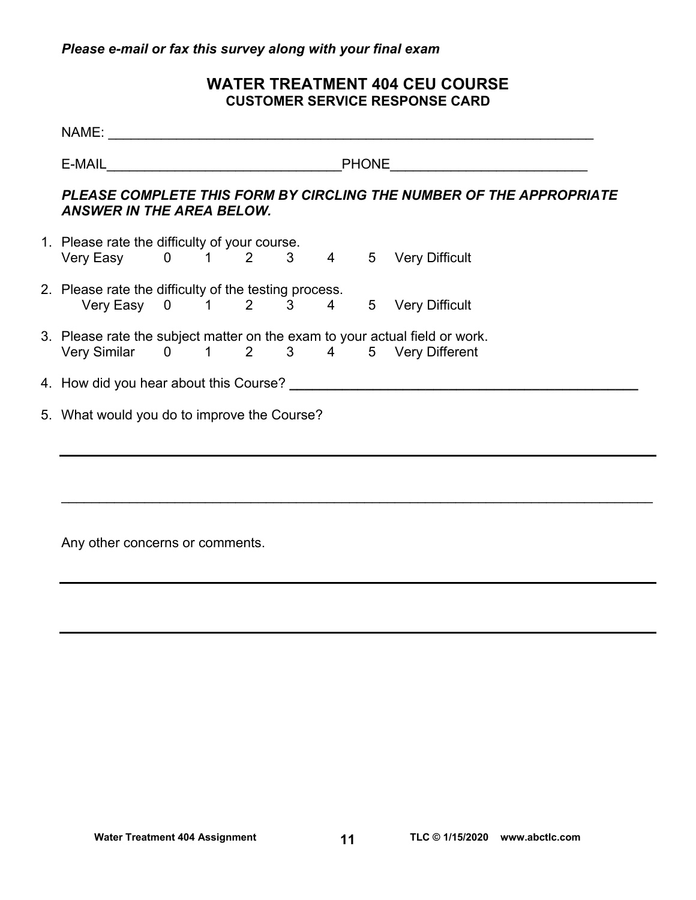*Please e-mail or fax this survey along with your final exam*

## WATER TREATMENT 404 CEU COURSE
### CUSTOMER SERVICE RESPONSE CARD

NAME: ____________________________________________________________

E-MAIL______________________________PHONE________________________

***PLEASE COMPLETE THIS FORM BY CIRCLING THE NUMBER OF THE APPROPRIATE ANSWER IN THE AREA BELOW.***

1. Please rate the difficulty of your course.
   Very Easy 0 1 2 3 4 5 Very Difficult

2. Please rate the difficulty of the testing process.
   Very Easy 0 1 2 3 4 5 Very Difficult

3. Please rate the subject matter on the exam to your actual field or work.
   Very Similar 0 1 2 3 4 5 Very Different

4. How did you hear about this Course? _____________________________________________

5. What would you do to improve the Course?

_____________________________________________________________________________

_____________________________________________________________________________

Any other concerns or comments.

_____________________________________________________________________________

_____________________________________________________________________________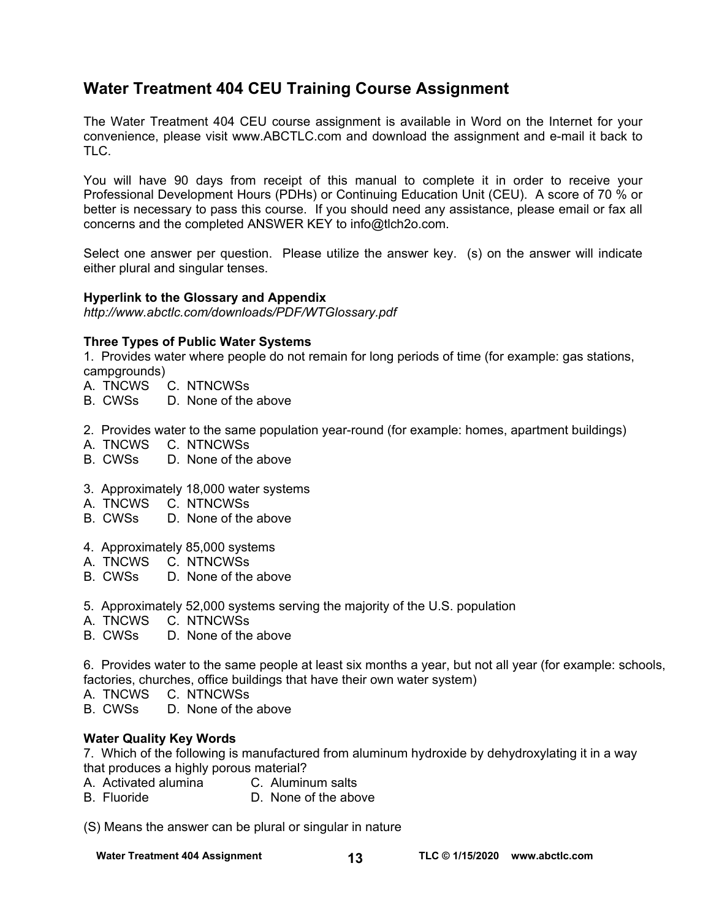## Water Treatment 404 CEU Training Course Assignment

The Water Treatment 404 CEU course assignment is available in Word on the Internet for your convenience, please visit www.ABCTLC.com and download the assignment and e-mail it back to TLC.

You will have 90 days from receipt of this manual to complete it in order to receive your Professional Development Hours (PDHs) or Continuing Education Unit (CEU). A score of 70 % or better is necessary to pass this course. If you should need any assistance, please email or fax all concerns and the completed ANSWER KEY to info@tlch2o.com.

Select one answer per question. Please utilize the answer key. (s) on the answer will indicate either plural and singular tenses.

**Hyperlink to the Glossary and Appendix**
*http://www.abctlc.com/downloads/PDF/WTGlossary.pdf*

**Three Types of Public Water Systems**

1. Provides water where people do not remain for long periods of time (for example: gas stations, campgrounds)
A. TNCWS C. NTNCWSs
B. CWSs D. None of the above

2. Provides water to the same population year-round (for example: homes, apartment buildings)
A. TNCWS C. NTNCWSs
B. CWSs D. None of the above

3. Approximately 18,000 water systems
A. TNCWS C. NTNCWSs
B. CWSs D. None of the above

4. Approximately 85,000 systems
A. TNCWS C. NTNCWSs
B. CWSs D. None of the above

5. Approximately 52,000 systems serving the majority of the U.S. population
A. TNCWS C. NTNCWSs
B. CWSs D. None of the above

6. Provides water to the same people at least six months a year, but not all year (for example: schools, factories, churches, office buildings that have their own water system)
A. TNCWS C. NTNCWSs
B. CWSs D. None of the above

**Water Quality Key Words**

7. Which of the following is manufactured from aluminum hydroxide by dehydroxylating it in a way that produces a highly porous material?
A. Activated alumina C. Aluminum salts
B. Fluoride D. None of the above

(S) Means the answer can be plural or singular in nature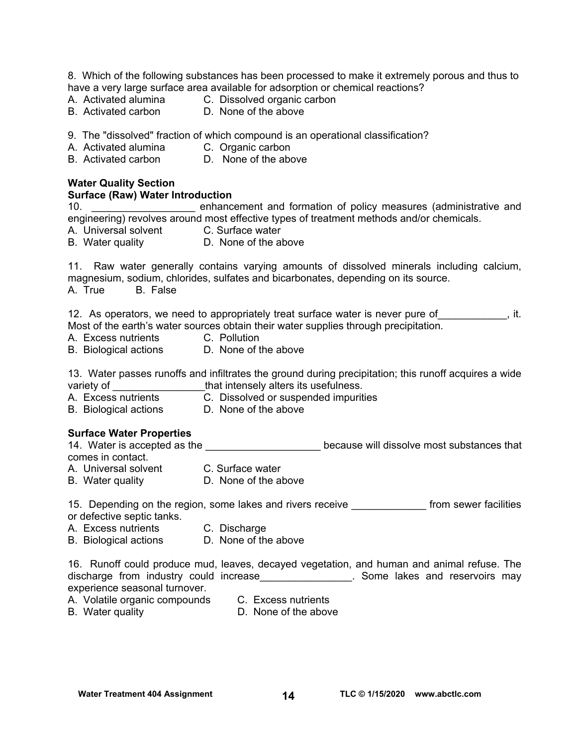8. Which of the following substances has been processed to make it extremely porous and thus to have a very large surface area available for adsorption or chemical reactions?

A. Activated alumina C. Dissolved organic carbon
B. Activated carbon D. None of the above

9. The "dissolved" fraction of which compound is an operational classification?

A. Activated alumina C. Organic carbon
B. Activated carbon D. None of the above

**Water Quality Section**
**Surface (Raw) Water Introduction**

10. __________________ enhancement and formation of policy measures (administrative and engineering) revolves around most effective types of treatment methods and/or chemicals.

A. Universal solvent C. Surface water
B. Water quality D. None of the above

11. Raw water generally contains varying amounts of dissolved minerals including calcium, magnesium, sodium, chlorides, sulfates and bicarbonates, depending on its source.

A. True B. False

12. As operators, we need to appropriately treat surface water is never pure of____________, it. Most of the earth's water sources obtain their water supplies through precipitation.

A. Excess nutrients C. Pollution
B. Biological actions D. None of the above

13. Water passes runoffs and infiltrates the ground during precipitation; this runoff acquires a wide variety of ________________that intensely alters its usefulness.

A. Excess nutrients C. Dissolved or suspended impurities
B. Biological actions D. None of the above

**Surface Water Properties**

14. Water is accepted as the ____________________ because will dissolve most substances that comes in contact.

A. Universal solvent C. Surface water
B. Water quality D. None of the above

15. Depending on the region, some lakes and rivers receive _____________ from sewer facilities or defective septic tanks.

A. Excess nutrients C. Discharge
B. Biological actions D. None of the above

16. Runoff could produce mud, leaves, decayed vegetation, and human and animal refuse. The discharge from industry could increase________________. Some lakes and reservoirs may experience seasonal turnover.

A. Volatile organic compounds C. Excess nutrients
B. Water quality D. None of the above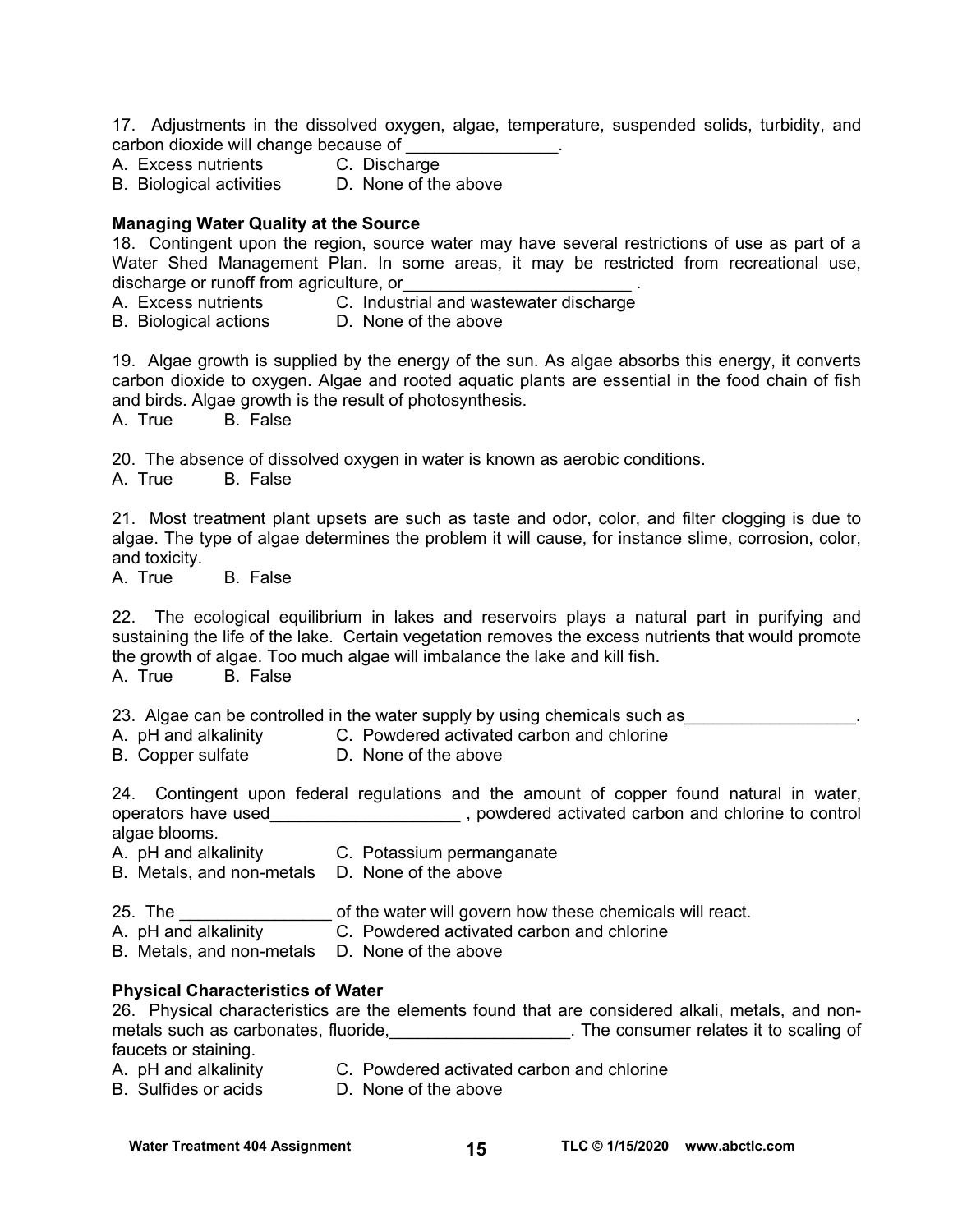17. Adjustments in the dissolved oxygen, algae, temperature, suspended solids, turbidity, and carbon dioxide will change because of ________________.

A. Excess nutrients
B. Biological activities
C. Discharge
D. None of the above

**Managing Water Quality at the Source**

18. Contingent upon the region, source water may have several restrictions of use as part of a Water Shed Management Plan. In some areas, it may be restricted from recreational use, discharge or runoff from agriculture, or________________________ .

A. Excess nutrients
B. Biological actions
C. Industrial and wastewater discharge
D. None of the above

19. Algae growth is supplied by the energy of the sun. As algae absorbs this energy, it converts carbon dioxide to oxygen. Algae and rooted aquatic plants are essential in the food chain of fish and birds. Algae growth is the result of photosynthesis.

A. True B. False

20. The absence of dissolved oxygen in water is known as aerobic conditions.

A. True B. False

21. Most treatment plant upsets are such as taste and odor, color, and filter clogging is due to algae. The type of algae determines the problem it will cause, for instance slime, corrosion, color, and toxicity.

A. True B. False

22. The ecological equilibrium in lakes and reservoirs plays a natural part in purifying and sustaining the life of the lake. Certain vegetation removes the excess nutrients that would promote the growth of algae. Too much algae will imbalance the lake and kill fish.

A. True B. False

23. Algae can be controlled in the water supply by using chemicals such as__________________.

A. pH and alkalinity
B. Copper sulfate
C. Powdered activated carbon and chlorine
D. None of the above

24. Contingent upon federal regulations and the amount of copper found natural in water, operators have used____________________ , powdered activated carbon and chlorine to control algae blooms.

A. pH and alkalinity
B. Metals, and non-metals
C. Potassium permanganate
D. None of the above

25. The ________________ of the water will govern how these chemicals will react.

A. pH and alkalinity
B. Metals, and non-metals
C. Powdered activated carbon and chlorine
D. None of the above

**Physical Characteristics of Water**

26. Physical characteristics are the elements found that are considered alkali, metals, and non-metals such as carbonates, fluoride,___________________. The consumer relates it to scaling of faucets or staining.

A. pH and alkalinity
B. Sulfides or acids
C. Powdered activated carbon and chlorine
D. None of the above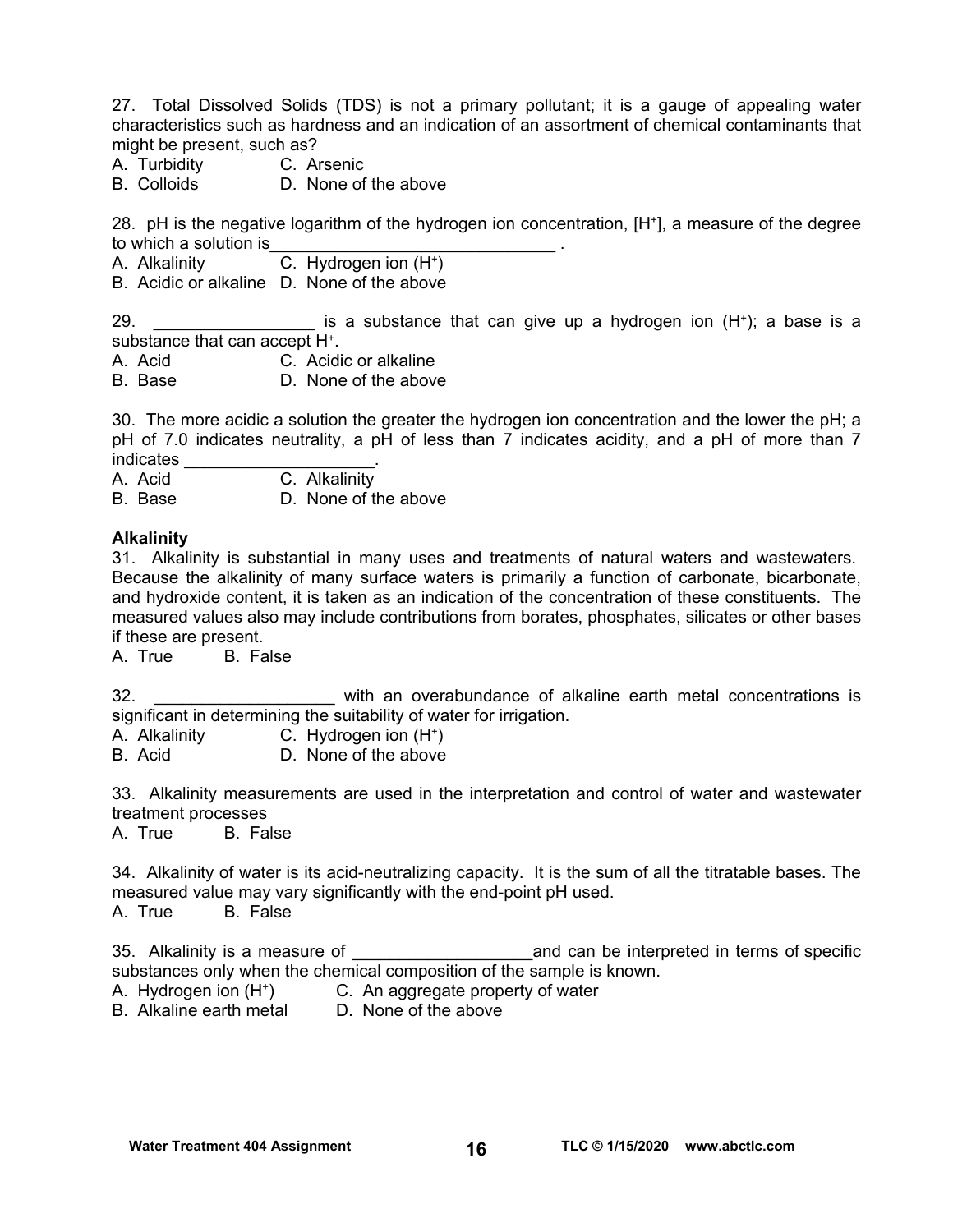27. Total Dissolved Solids (TDS) is not a primary pollutant; it is a gauge of appealing water characteristics such as hardness and an indication of an assortment of chemical contaminants that might be present, such as?

A. Turbidity  C. Arsenic
B. Colloids  D. None of the above

28. pH is the negative logarithm of the hydrogen ion concentration, $[H^+]$, a measure of the degree to which a solution is______________________________ .

A. Alkalinity  C. Hydrogen ion ($H^+$)
B. Acidic or alkaline  D. None of the above

29. _________________ is a substance that can give up a hydrogen ion ($H^+$); a base is a substance that can accept $H^+$.

A. Acid  C. Acidic or alkaline
B. Base  D. None of the above

30. The more acidic a solution the greater the hydrogen ion concentration and the lower the pH; a pH of 7.0 indicates neutrality, a pH of less than 7 indicates acidity, and a pH of more than 7 indicates ____________________.

A. Acid  C. Alkalinity
B. Base  D. None of the above

**Alkalinity**

31. Alkalinity is substantial in many uses and treatments of natural waters and wastewaters. Because the alkalinity of many surface waters is primarily a function of carbonate, bicarbonate, and hydroxide content, it is taken as an indication of the concentration of these constituents. The measured values also may include contributions from borates, phosphates, silicates or other bases if these are present.

A. True  B. False

32. ___________________ with an overabundance of alkaline earth metal concentrations is significant in determining the suitability of water for irrigation.

A. Alkalinity  C. Hydrogen ion ($H^+$)
B. Acid  D. None of the above

33. Alkalinity measurements are used in the interpretation and control of water and wastewater treatment processes

A. True  B. False

34. Alkalinity of water is its acid-neutralizing capacity. It is the sum of all the titratable bases. The measured value may vary significantly with the end-point pH used.

A. True  B. False

35. Alkalinity is a measure of ___________________and can be interpreted in terms of specific substances only when the chemical composition of the sample is known.

A. Hydrogen ion ($H^+$)  C. An aggregate property of water
B. Alkaline earth metal  D. None of the above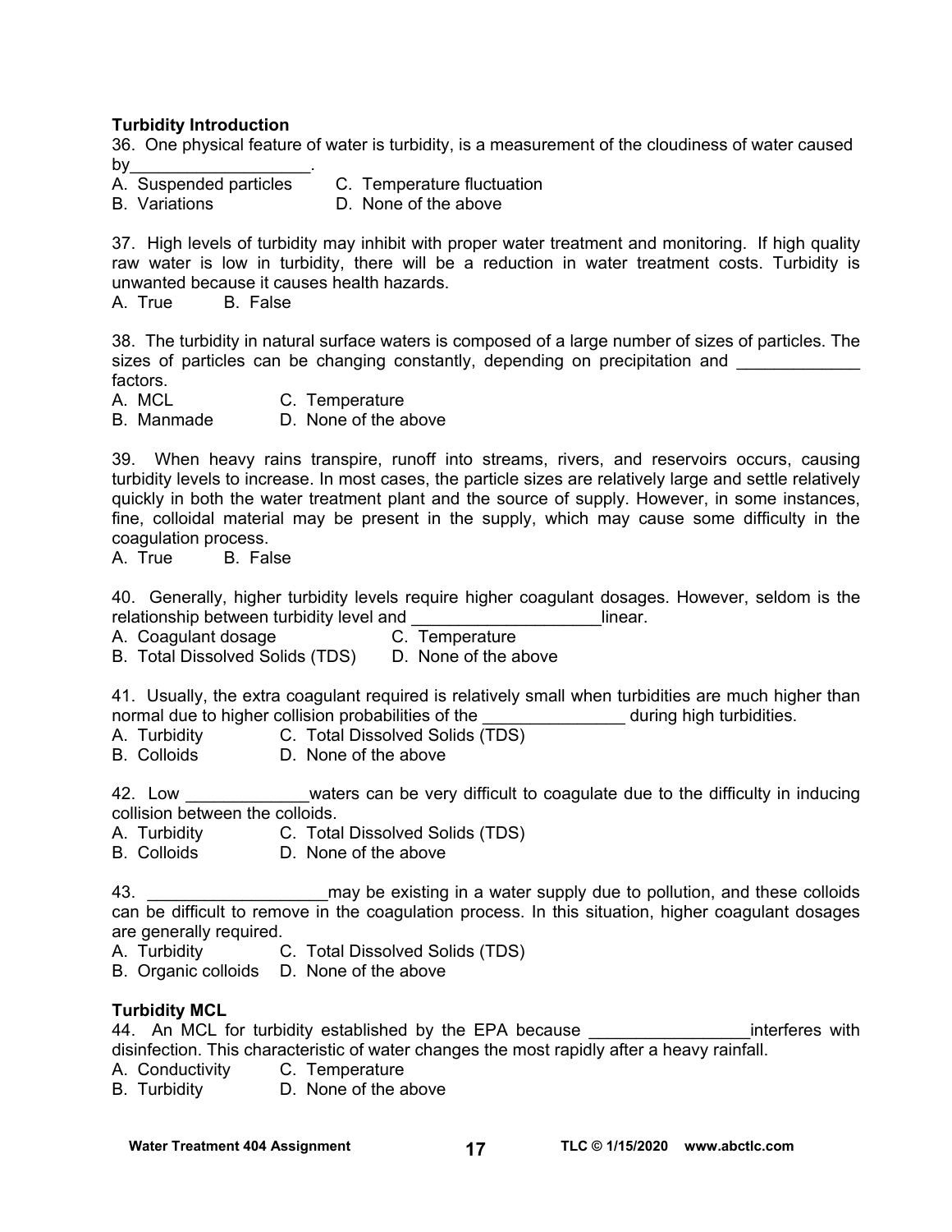**Turbidity Introduction**

36. One physical feature of water is turbidity, is a measurement of the cloudiness of water caused by___________________.

A. Suspended particles
B. Variations
C. Temperature fluctuation
D. None of the above

37. High levels of turbidity may inhibit with proper water treatment and monitoring. If high quality raw water is low in turbidity, there will be a reduction in water treatment costs. Turbidity is unwanted because it causes health hazards.

A. True B. False

38. The turbidity in natural surface waters is composed of a large number of sizes of particles. The sizes of particles can be changing constantly, depending on precipitation and _____________ factors.

A. MCL
B. Manmade
C. Temperature
D. None of the above

39. When heavy rains transpire, runoff into streams, rivers, and reservoirs occurs, causing turbidity levels to increase. In most cases, the particle sizes are relatively large and settle relatively quickly in both the water treatment plant and the source of supply. However, in some instances, fine, colloidal material may be present in the supply, which may cause some difficulty in the coagulation process.

A. True B. False

40. Generally, higher turbidity levels require higher coagulant dosages. However, seldom is the relationship between turbidity level and ___________________linear.

A. Coagulant dosage
B. Total Dissolved Solids (TDS)
C. Temperature
D. None of the above

41. Usually, the extra coagulant required is relatively small when turbidities are much higher than normal due to higher collision probabilities of the _______________ during high turbidities.

A. Turbidity
B. Colloids
C. Total Dissolved Solids (TDS)
D. None of the above

42. Low _____________waters can be very difficult to coagulate due to the difficulty in inducing collision between the colloids.

A. Turbidity
B. Colloids
C. Total Dissolved Solids (TDS)
D. None of the above

43. __________________may be existing in a water supply due to pollution, and these colloids can be difficult to remove in the coagulation process. In this situation, higher coagulant dosages are generally required.

A. Turbidity
B. Organic colloids
C. Total Dissolved Solids (TDS)
D. None of the above

**Turbidity MCL**

44. An MCL for turbidity established by the EPA because _________________interferes with disinfection. This characteristic of water changes the most rapidly after a heavy rainfall.

A. Conductivity
B. Turbidity
C. Temperature
D. None of the above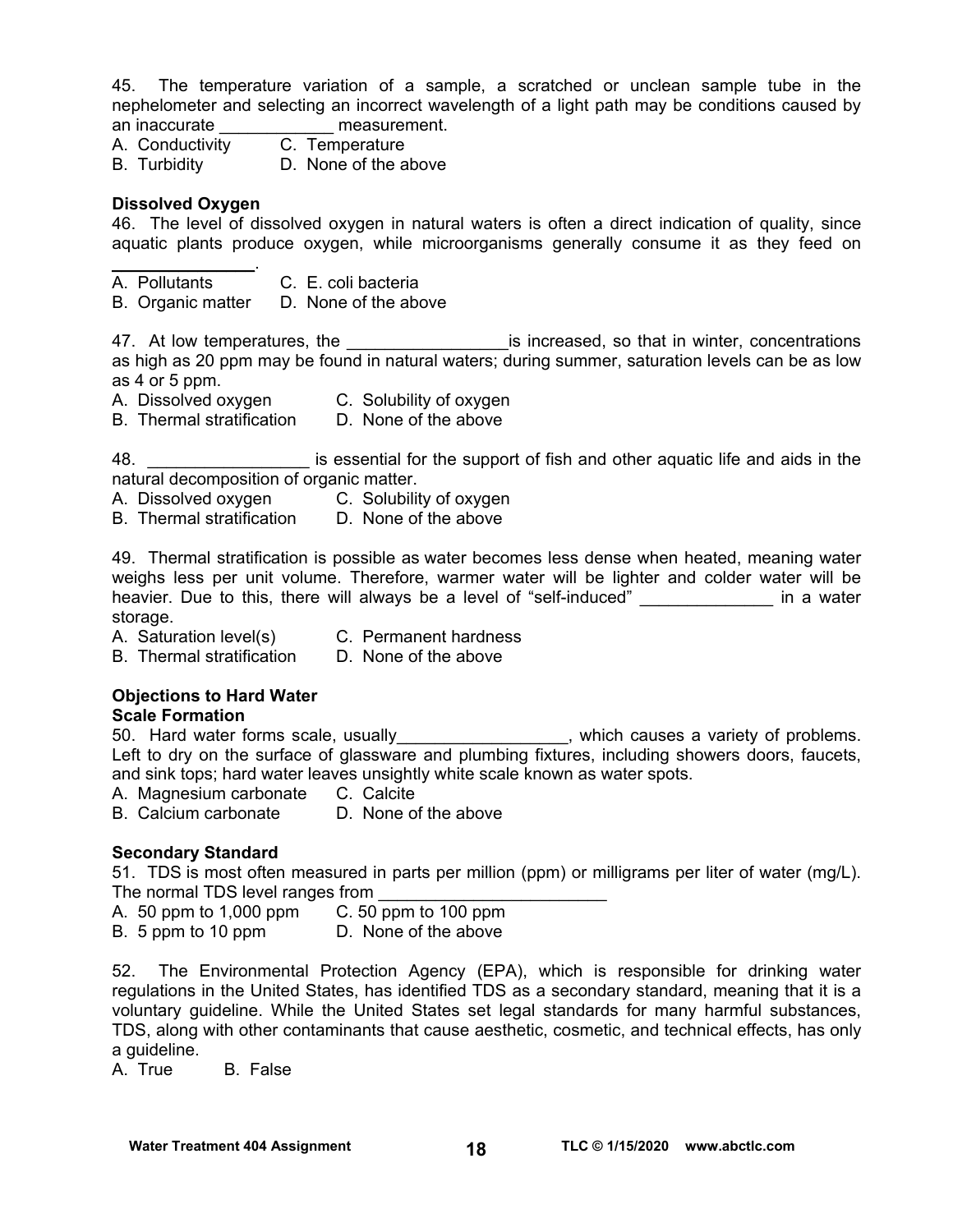45. The temperature variation of a sample, a scratched or unclean sample tube in the nephelometer and selecting an incorrect wavelength of a light path may be conditions caused by an inaccurate ____________ measurement.

A. Conductivity C. Temperature
B. Turbidity D. None of the above

**Dissolved Oxygen**

46. The level of dissolved oxygen in natural waters is often a direct indication of quality, since aquatic plants produce oxygen, while microorganisms generally consume it as they feed on ________________.

A. Pollutants C. E. coli bacteria
B. Organic matter D. None of the above

47. At low temperatures, the _________________is increased, so that in winter, concentrations as high as 20 ppm may be found in natural waters; during summer, saturation levels can be as low as 4 or 5 ppm.

A. Dissolved oxygen C. Solubility of oxygen
B. Thermal stratification D. None of the above

48. _________________ is essential for the support of fish and other aquatic life and aids in the natural decomposition of organic matter.

A. Dissolved oxygen C. Solubility of oxygen
B. Thermal stratification D. None of the above

49. Thermal stratification is possible as water becomes less dense when heated, meaning water weighs less per unit volume. Therefore, warmer water will be lighter and colder water will be heavier. Due to this, there will always be a level of "self-induced" ______________ in a water storage.

A. Saturation level(s) C. Permanent hardness
B. Thermal stratification D. None of the above

**Objections to Hard Water**

**Scale Formation**

50. Hard water forms scale, usually__________________, which causes a variety of problems. Left to dry on the surface of glassware and plumbing fixtures, including showers doors, faucets, and sink tops; hard water leaves unsightly white scale known as water spots.

A. Magnesium carbonate C. Calcite
B. Calcium carbonate D. None of the above

**Secondary Standard**

51. TDS is most often measured in parts per million (ppm) or milligrams per liter of water (mg/L). The normal TDS level ranges from ________________________

A. 50 ppm to 1,000 ppm C. 50 ppm to 100 ppm
B. 5 ppm to 10 ppm D. None of the above

52. The Environmental Protection Agency (EPA), which is responsible for drinking water regulations in the United States, has identified TDS as a secondary standard, meaning that it is a voluntary guideline. While the United States set legal standards for many harmful substances, TDS, along with other contaminants that cause aesthetic, cosmetic, and technical effects, has only a guideline.

A. True B. False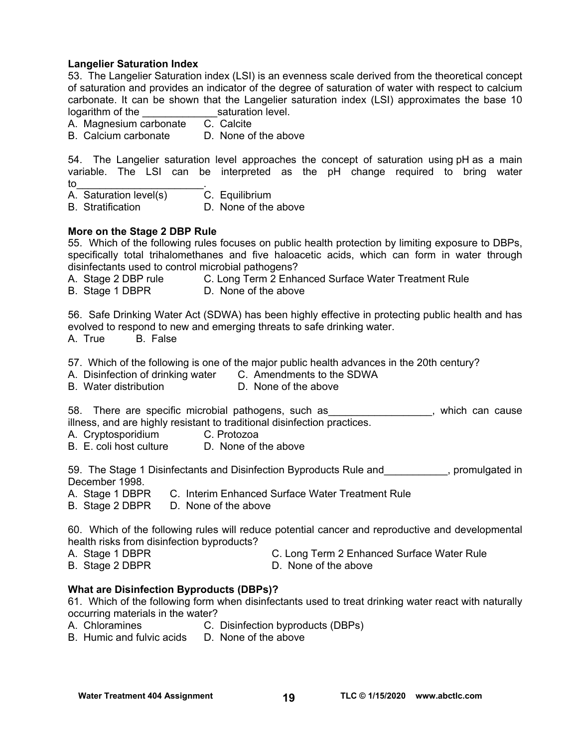**Langelier Saturation Index**

53. The Langelier Saturation index (LSI) is an evenness scale derived from the theoretical concept of saturation and provides an indicator of the degree of saturation of water with respect to calcium carbonate. It can be shown that the Langelier saturation index (LSI) approximates the base 10 logarithm of the _____________saturation level.

A. Magnesium carbonate C. Calcite
B. Calcium carbonate D. None of the above

54. The Langelier saturation level approaches the concept of saturation using pH as a main variable. The LSI can be interpreted as the pH change required to bring water to______________________.

A. Saturation level(s) C. Equilibrium
B. Stratification D. None of the above

**More on the Stage 2 DBP Rule**

55. Which of the following rules focuses on public health protection by limiting exposure to DBPs, specifically total trihalomethanes and five haloacetic acids, which can form in water through disinfectants used to control microbial pathogens?

A. Stage 2 DBP rule C. Long Term 2 Enhanced Surface Water Treatment Rule
B. Stage 1 DBPR D. None of the above

56. Safe Drinking Water Act (SDWA) has been highly effective in protecting public health and has evolved to respond to new and emerging threats to safe drinking water.

A. True B. False

57. Which of the following is one of the major public health advances in the 20th century?

A. Disinfection of drinking water C. Amendments to the SDWA
B. Water distribution D. None of the above

58. There are specific microbial pathogens, such as__________________, which can cause illness, and are highly resistant to traditional disinfection practices.

A. Cryptosporidium C. Protozoa
B. E. coli host culture D. None of the above

59. The Stage 1 Disinfectants and Disinfection Byproducts Rule and___________, promulgated in December 1998.

A. Stage 1 DBPR C. Interim Enhanced Surface Water Treatment Rule
B. Stage 2 DBPR D. None of the above

60. Which of the following rules will reduce potential cancer and reproductive and developmental health risks from disinfection byproducts?

A. Stage 1 DBPR C. Long Term 2 Enhanced Surface Water Rule
B. Stage 2 DBPR D. None of the above

**What are Disinfection Byproducts (DBPs)?**

61. Which of the following form when disinfectants used to treat drinking water react with naturally occurring materials in the water?

A. Chloramines C. Disinfection byproducts (DBPs)
B. Humic and fulvic acids D. None of the above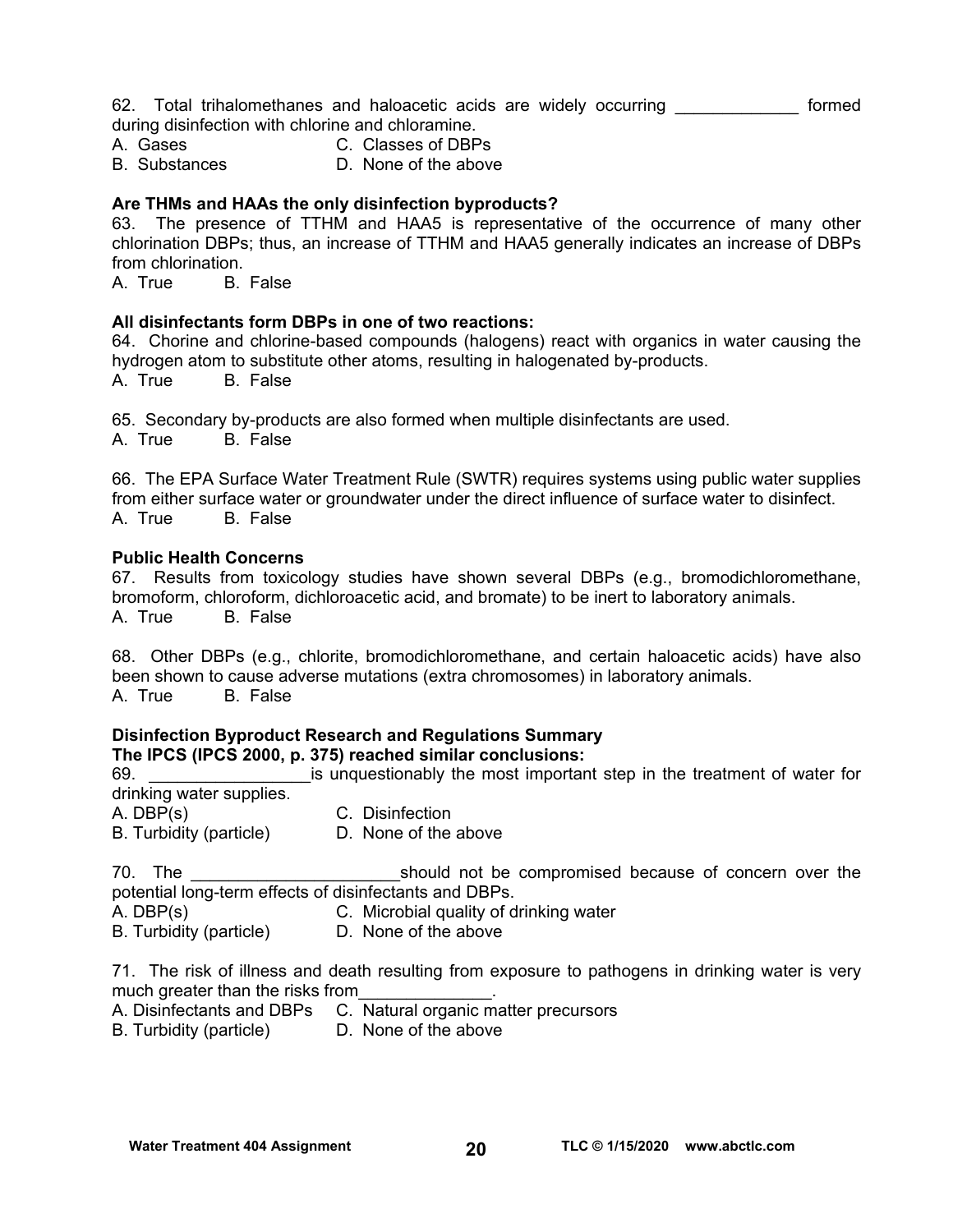62. Total trihalomethanes and haloacetic acids are widely occurring _____________ formed during disinfection with chlorine and chloramine.

A. Gases  
B. Substances  
C. Classes of DBPs  
D. None of the above

**Are THMs and HAAs the only disinfection byproducts?**

63. The presence of TTHM and HAA5 is representative of the occurrence of many other chlorination DBPs; thus, an increase of TTHM and HAA5 generally indicates an increase of DBPs from chlorination.

A. True B. False

**All disinfectants form DBPs in one of two reactions:**

64. Chorine and chlorine-based compounds (halogens) react with organics in water causing the hydrogen atom to substitute other atoms, resulting in halogenated by-products.

A. True B. False

65. Secondary by-products are also formed when multiple disinfectants are used.

A. True B. False

66. The EPA Surface Water Treatment Rule (SWTR) requires systems using public water supplies from either surface water or groundwater under the direct influence of surface water to disinfect.

A. True B. False

**Public Health Concerns**

67. Results from toxicology studies have shown several DBPs (e.g., bromodichloromethane, bromoform, chloroform, dichloroacetic acid, and bromate) to be inert to laboratory animals.

A. True B. False

68. Other DBPs (e.g., chlorite, bromodichloromethane, and certain haloacetic acids) have also been shown to cause adverse mutations (extra chromosomes) in laboratory animals.

A. True B. False

**Disinfection Byproduct Research and Regulations Summary**  
**The IPCS (IPCS 2000, p. 375) reached similar conclusions:**

69. _________________is unquestionably the most important step in the treatment of water for drinking water supplies.

A. DBP(s)  
B. Turbidity (particle)  
C. Disinfection  
D. None of the above

70. The ______________________should not be compromised because of concern over the potential long-term effects of disinfectants and DBPs.

A. DBP(s)  
B. Turbidity (particle)  
C. Microbial quality of drinking water  
D. None of the above

71. The risk of illness and death resulting from exposure to pathogens in drinking water is very much greater than the risks from______________.

A. Disinfectants and DBPs  
B. Turbidity (particle)  
C. Natural organic matter precursors  
D. None of the above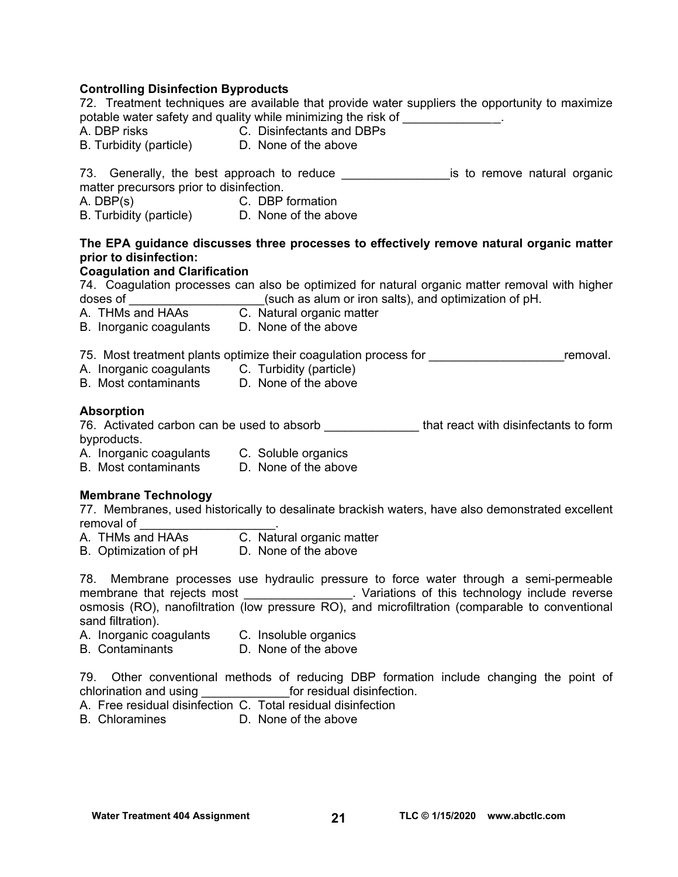**Controlling Disinfection Byproducts**

72. Treatment techniques are available that provide water suppliers the opportunity to maximize potable water safety and quality while minimizing the risk of ______________.

A. DBP risks C. Disinfectants and DBPs
B. Turbidity (particle) D. None of the above

73. Generally, the best approach to reduce ________________is to remove natural organic matter precursors prior to disinfection.

A. DBP(s) C. DBP formation
B. Turbidity (particle) D. None of the above

**The EPA guidance discusses three processes to effectively remove natural organic matter prior to disinfection:**

**Coagulation and Clarification**

74. Coagulation processes can also be optimized for natural organic matter removal with higher doses of ____________________(such as alum or iron salts), and optimization of pH.

A. THMs and HAAs C. Natural organic matter
B. Inorganic coagulants D. None of the above

75. Most treatment plants optimize their coagulation process for ____________________removal.

A. Inorganic coagulants C. Turbidity (particle)
B. Most contaminants D. None of the above

**Absorption**

76. Activated carbon can be used to absorb ______________ that react with disinfectants to form byproducts.

A. Inorganic coagulants C. Soluble organics
B. Most contaminants D. None of the above

**Membrane Technology**

77. Membranes, used historically to desalinate brackish waters, have also demonstrated excellent removal of ____________________.

A. THMs and HAAs C. Natural organic matter
B. Optimization of pH D. None of the above

78. Membrane processes use hydraulic pressure to force water through a semi-permeable membrane that rejects most ________________. Variations of this technology include reverse osmosis (RO), nanofiltration (low pressure RO), and microfiltration (comparable to conventional sand filtration).

A. Inorganic coagulants C. Insoluble organics
B. Contaminants D. None of the above

79. Other conventional methods of reducing DBP formation include changing the point of chlorination and using _____________for residual disinfection.

A. Free residual disinfection C. Total residual disinfection
B. Chloramines D. None of the above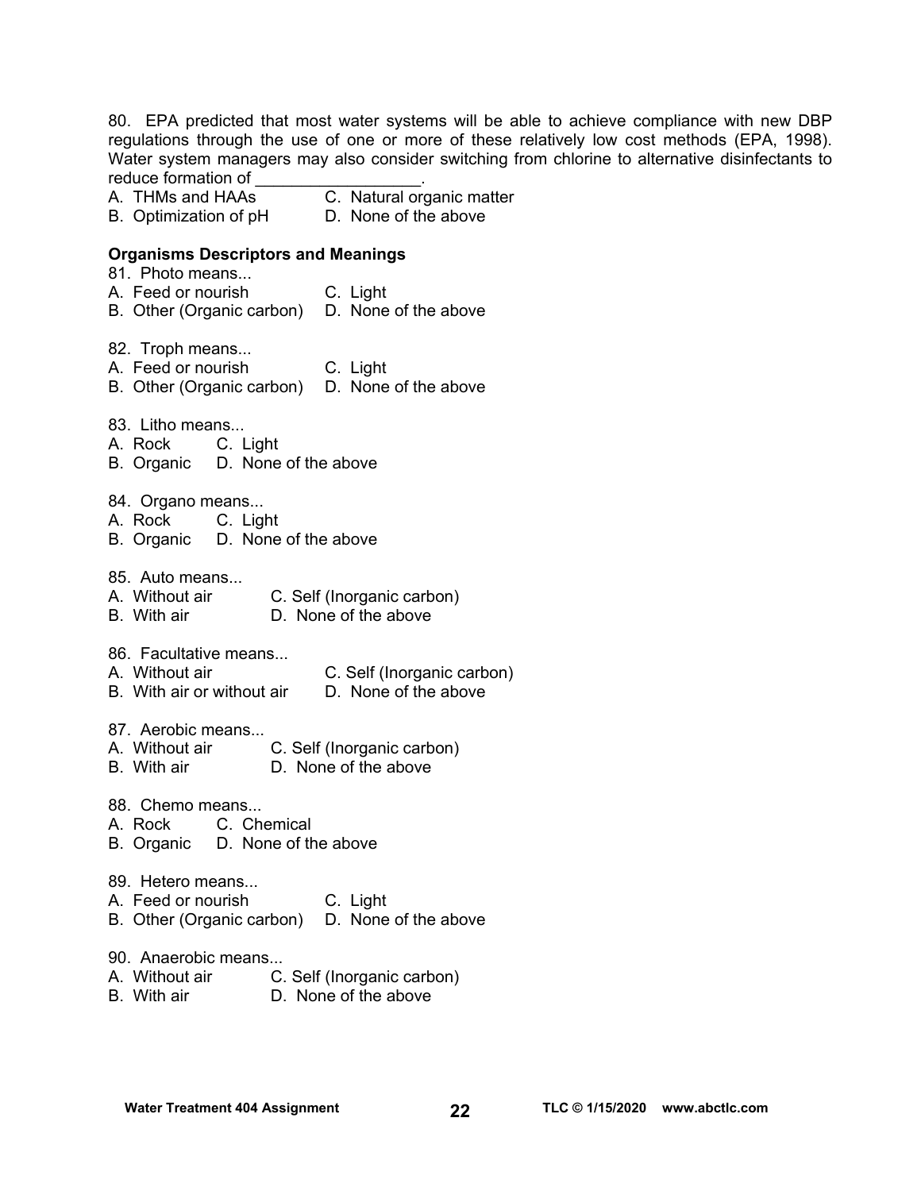80. EPA predicted that most water systems will be able to achieve compliance with new DBP regulations through the use of one or more of these relatively low cost methods (EPA, 1998). Water system managers may also consider switching from chlorine to alternative disinfectants to reduce formation of __________________.

A. THMs and HAAs
B. Optimization of pH
C. Natural organic matter
D. None of the above

**Organisms Descriptors and Meanings**

81. Photo means...

A. Feed or nourish
B. Other (Organic carbon)
C. Light
D. None of the above

82. Troph means...

A. Feed or nourish
B. Other (Organic carbon)
C. Light
D. None of the above

83. Litho means...

A. Rock
B. Organic
C. Light
D. None of the above

84. Organo means...

A. Rock
B. Organic
C. Light
D. None of the above

85. Auto means...

A. Without air
B. With air
C. Self (Inorganic carbon)
D. None of the above

86. Facultative means...

A. Without air
B. With air or without air
C. Self (Inorganic carbon)
D. None of the above

87. Aerobic means...

A. Without air
B. With air
C. Self (Inorganic carbon)
D. None of the above

88. Chemo means...

A. Rock
B. Organic
C. Chemical
D. None of the above

89. Hetero means...

A. Feed or nourish
B. Other (Organic carbon)
C. Light
D. None of the above

90. Anaerobic means...

A. Without air
B. With air
C. Self (Inorganic carbon)
D. None of the above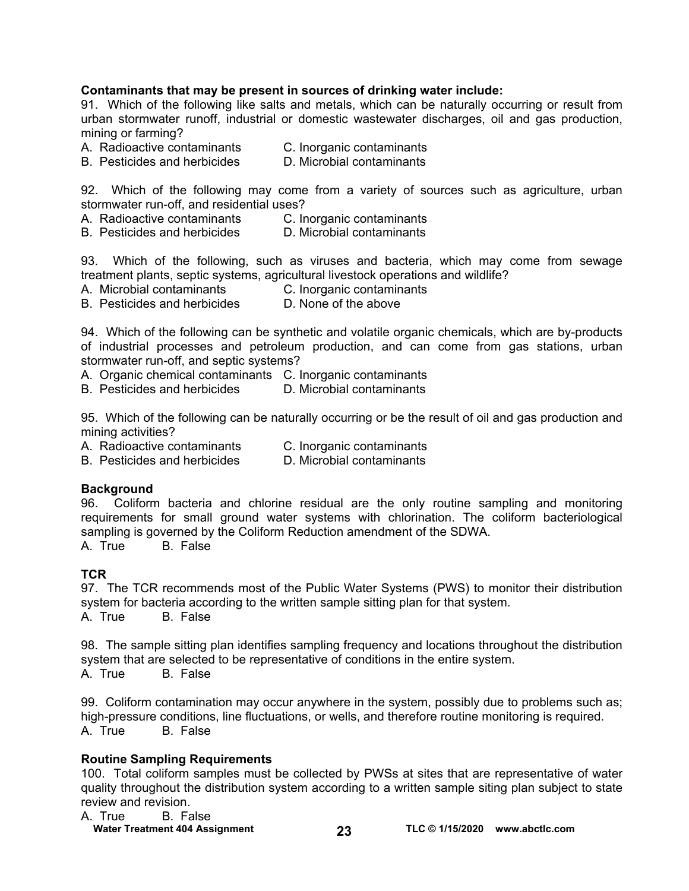**Contaminants that may be present in sources of drinking water include:**

91. Which of the following like salts and metals, which can be naturally occurring or result from urban stormwater runoff, industrial or domestic wastewater discharges, oil and gas production, mining or farming?

A. Radioactive contaminants
B. Pesticides and herbicides
C. Inorganic contaminants
D. Microbial contaminants

92. Which of the following may come from a variety of sources such as agriculture, urban stormwater run-off, and residential uses?

A. Radioactive contaminants
B. Pesticides and herbicides
C. Inorganic contaminants
D. Microbial contaminants

93. Which of the following, such as viruses and bacteria, which may come from sewage treatment plants, septic systems, agricultural livestock operations and wildlife?

A. Microbial contaminants
B. Pesticides and herbicides
C. Inorganic contaminants
D. None of the above

94. Which of the following can be synthetic and volatile organic chemicals, which are by-products of industrial processes and petroleum production, and can come from gas stations, urban stormwater run-off, and septic systems?

A. Organic chemical contaminants
B. Pesticides and herbicides
C. Inorganic contaminants
D. Microbial contaminants

95. Which of the following can be naturally occurring or be the result of oil and gas production and mining activities?

A. Radioactive contaminants
B. Pesticides and herbicides
C. Inorganic contaminants
D. Microbial contaminants

**Background**

96. Coliform bacteria and chlorine residual are the only routine sampling and monitoring requirements for small ground water systems with chlorination. The coliform bacteriological sampling is governed by the Coliform Reduction amendment of the SDWA.

A. True B. False

**TCR**

97. The TCR recommends most of the Public Water Systems (PWS) to monitor their distribution system for bacteria according to the written sample sitting plan for that system.

A. True B. False

98. The sample sitting plan identifies sampling frequency and locations throughout the distribution system that are selected to be representative of conditions in the entire system.

A. True B. False

99. Coliform contamination may occur anywhere in the system, possibly due to problems such as; high-pressure conditions, line fluctuations, or wells, and therefore routine monitoring is required.

A. True B. False

**Routine Sampling Requirements**

100. Total coliform samples must be collected by PWSs at sites that are representative of water quality throughout the distribution system according to a written sample siting plan subject to state review and revision.

A. True B. False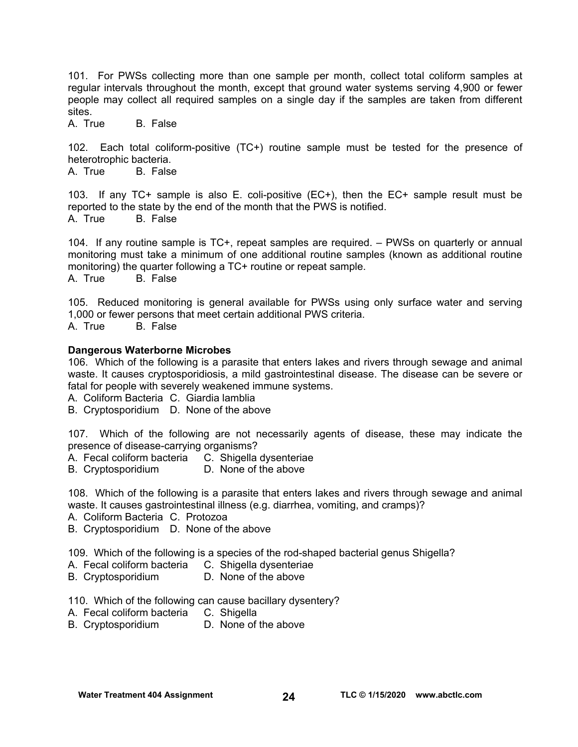101. For PWSs collecting more than one sample per month, collect total coliform samples at regular intervals throughout the month, except that ground water systems serving 4,900 or fewer people may collect all required samples on a single day if the samples are taken from different sites.

A. True B. False

102. Each total coliform-positive (TC+) routine sample must be tested for the presence of heterotrophic bacteria.

A. True B. False

103. If any TC+ sample is also E. coli-positive (EC+), then the EC+ sample result must be reported to the state by the end of the month that the PWS is notified.

A. True B. False

104. If any routine sample is TC+, repeat samples are required. – PWSs on quarterly or annual monitoring must take a minimum of one additional routine samples (known as additional routine monitoring) the quarter following a TC+ routine or repeat sample.

A. True B. False

105. Reduced monitoring is general available for PWSs using only surface water and serving 1,000 or fewer persons that meet certain additional PWS criteria.

A. True B. False

**Dangerous Waterborne Microbes**

106. Which of the following is a parasite that enters lakes and rivers through sewage and animal waste. It causes cryptosporidiosis, a mild gastrointestinal disease. The disease can be severe or fatal for people with severely weakened immune systems.

A. Coliform Bacteria C. Giardia lamblia
B. Cryptosporidium D. None of the above

107. Which of the following are not necessarily agents of disease, these may indicate the presence of disease-carrying organisms?

A. Fecal coliform bacteria C. Shigella dysenteriae
B. Cryptosporidium D. None of the above

108. Which of the following is a parasite that enters lakes and rivers through sewage and animal waste. It causes gastrointestinal illness (e.g. diarrhea, vomiting, and cramps)?

A. Coliform Bacteria C. Protozoa
B. Cryptosporidium D. None of the above

109. Which of the following is a species of the rod-shaped bacterial genus Shigella?

A. Fecal coliform bacteria C. Shigella dysenteriae
B. Cryptosporidium D. None of the above

110. Which of the following can cause bacillary dysentery?

A. Fecal coliform bacteria C. Shigella
B. Cryptosporidium D. None of the above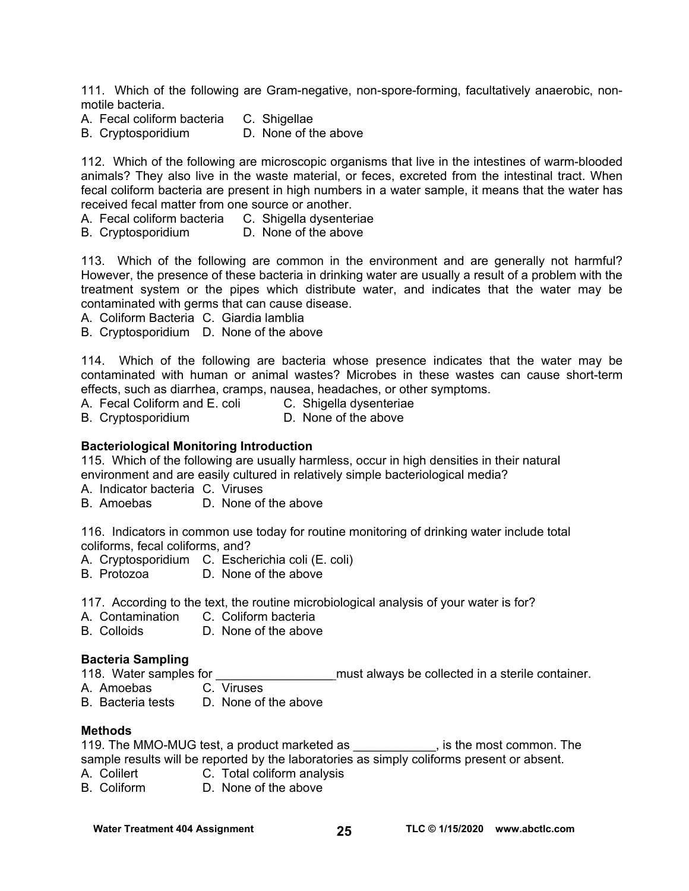111. Which of the following are Gram-negative, non-spore-forming, facultatively anaerobic, non-motile bacteria.

A. Fecal coliform bacteria C. Shigellae
B. Cryptosporidium D. None of the above

112. Which of the following are microscopic organisms that live in the intestines of warm-blooded animals? They also live in the waste material, or feces, excreted from the intestinal tract. When fecal coliform bacteria are present in high numbers in a water sample, it means that the water has received fecal matter from one source or another.

A. Fecal coliform bacteria C. Shigella dysenteriae
B. Cryptosporidium D. None of the above

113. Which of the following are common in the environment and are generally not harmful? However, the presence of these bacteria in drinking water are usually a result of a problem with the treatment system or the pipes which distribute water, and indicates that the water may be contaminated with germs that can cause disease.

A. Coliform Bacteria C. Giardia lamblia
B. Cryptosporidium D. None of the above

114. Which of the following are bacteria whose presence indicates that the water may be contaminated with human or animal wastes? Microbes in these wastes can cause short-term effects, such as diarrhea, cramps, nausea, headaches, or other symptoms.

A. Fecal Coliform and E. coli C. Shigella dysenteriae
B. Cryptosporidium D. None of the above

**Bacteriological Monitoring Introduction**

115. Which of the following are usually harmless, occur in high densities in their natural environment and are easily cultured in relatively simple bacteriological media?

A. Indicator bacteria C. Viruses
B. Amoebas D. None of the above

116. Indicators in common use today for routine monitoring of drinking water include total coliforms, fecal coliforms, and?

A. Cryptosporidium C. Escherichia coli (E. coli)
B. Protozoa D. None of the above

117. According to the text, the routine microbiological analysis of your water is for?

A. Contamination C. Coliform bacteria
B. Colloids D. None of the above

**Bacteria Sampling**

118. Water samples for _________________must always be collected in a sterile container.

A. Amoebas C. Viruses
B. Bacteria tests D. None of the above

**Methods**

119. The MMO-MUG test, a product marketed as ____________, is the most common. The sample results will be reported by the laboratories as simply coliforms present or absent.

A. Colilert C. Total coliform analysis
B. Coliform D. None of the above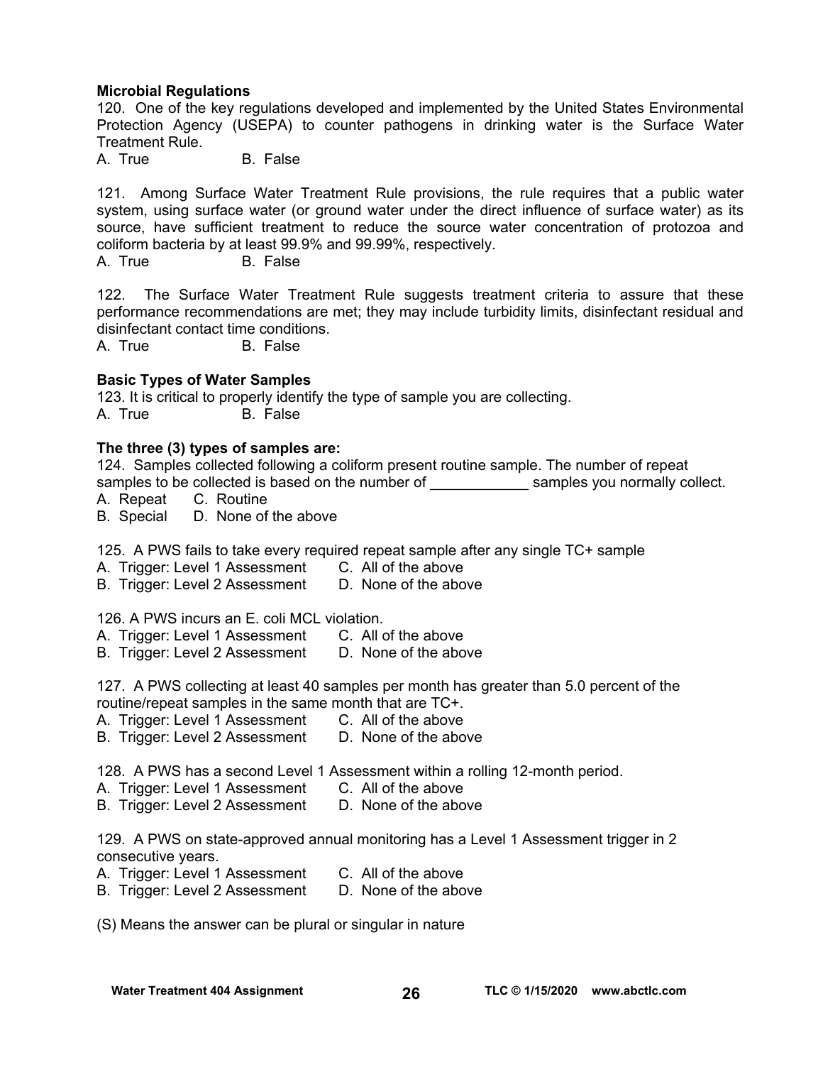**Microbial Regulations**

120. One of the key regulations developed and implemented by the United States Environmental Protection Agency (USEPA) to counter pathogens in drinking water is the Surface Water Treatment Rule.

A. True B. False

121. Among Surface Water Treatment Rule provisions, the rule requires that a public water system, using surface water (or ground water under the direct influence of surface water) as its source, have sufficient treatment to reduce the source water concentration of protozoa and coliform bacteria by at least 99.9% and 99.99%, respectively.

A. True B. False

122. The Surface Water Treatment Rule suggests treatment criteria to assure that these performance recommendations are met; they may include turbidity limits, disinfectant residual and disinfectant contact time conditions.

A. True B. False

**Basic Types of Water Samples**

123. It is critical to properly identify the type of sample you are collecting.

A. True B. False

**The three (3) types of samples are:**

124. Samples collected following a coliform present routine sample. The number of repeat samples to be collected is based on the number of ____________ samples you normally collect.

A. Repeat C. Routine
B. Special D. None of the above

125. A PWS fails to take every required repeat sample after any single TC+ sample

A. Trigger: Level 1 Assessment C. All of the above
B. Trigger: Level 2 Assessment D. None of the above

126. A PWS incurs an E. coli MCL violation.

A. Trigger: Level 1 Assessment C. All of the above
B. Trigger: Level 2 Assessment D. None of the above

127. A PWS collecting at least 40 samples per month has greater than 5.0 percent of the routine/repeat samples in the same month that are TC+.

A. Trigger: Level 1 Assessment C. All of the above
B. Trigger: Level 2 Assessment D. None of the above

128. A PWS has a second Level 1 Assessment within a rolling 12-month period.

A. Trigger: Level 1 Assessment C. All of the above
B. Trigger: Level 2 Assessment D. None of the above

129. A PWS on state-approved annual monitoring has a Level 1 Assessment trigger in 2 consecutive years.

A. Trigger: Level 1 Assessment C. All of the above
B. Trigger: Level 2 Assessment D. None of the above

(S) Means the answer can be plural or singular in nature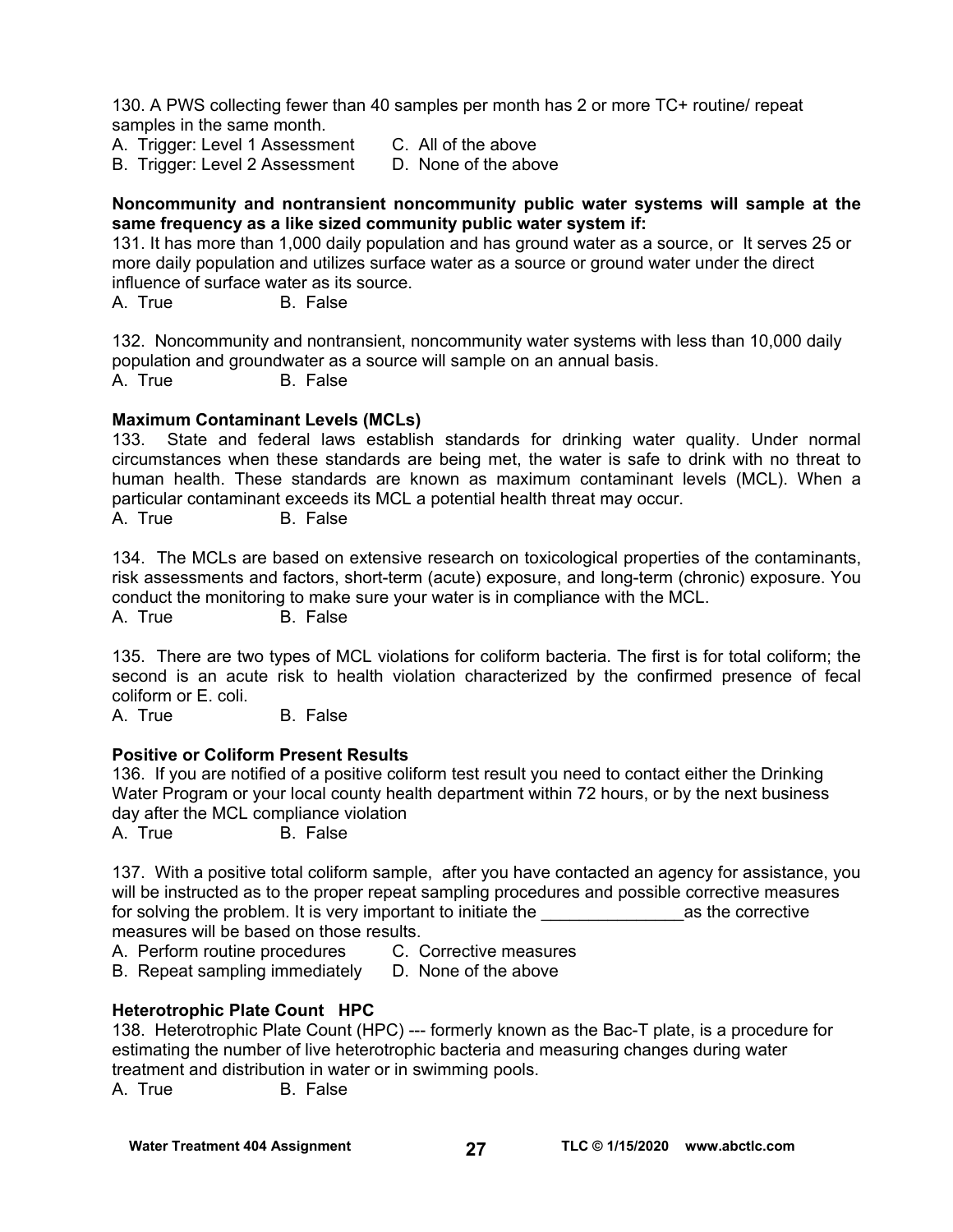130. A PWS collecting fewer than 40 samples per month has 2 or more TC+ routine/ repeat samples in the same month.

A. Trigger: Level 1 Assessment C. All of the above
B. Trigger: Level 2 Assessment D. None of the above

**Noncommunity and nontransient noncommunity public water systems will sample at the same frequency as a like sized community public water system if:**

131. It has more than 1,000 daily population and has ground water as a source, or It serves 25 or more daily population and utilizes surface water as a source or ground water under the direct influence of surface water as its source.

A. True B. False

132. Noncommunity and nontransient, noncommunity water systems with less than 10,000 daily population and groundwater as a source will sample on an annual basis.

A. True B. False

**Maximum Contaminant Levels (MCLs)**

133. State and federal laws establish standards for drinking water quality. Under normal circumstances when these standards are being met, the water is safe to drink with no threat to human health. These standards are known as maximum contaminant levels (MCL). When a particular contaminant exceeds its MCL a potential health threat may occur.

A. True B. False

134. The MCLs are based on extensive research on toxicological properties of the contaminants, risk assessments and factors, short-term (acute) exposure, and long-term (chronic) exposure. You conduct the monitoring to make sure your water is in compliance with the MCL.

A. True B. False

135. There are two types of MCL violations for coliform bacteria. The first is for total coliform; the second is an acute risk to health violation characterized by the confirmed presence of fecal coliform or E. coli.

A. True B. False

**Positive or Coliform Present Results**

136. If you are notified of a positive coliform test result you need to contact either the Drinking Water Program or your local county health department within 72 hours, or by the next business day after the MCL compliance violation

A. True B. False

137. With a positive total coliform sample, after you have contacted an agency for assistance, you will be instructed as to the proper repeat sampling procedures and possible corrective measures for solving the problem. It is very important to initiate the _______________as the corrective measures will be based on those results.

A. Perform routine procedures C. Corrective measures
B. Repeat sampling immediately D. None of the above

**Heterotrophic Plate Count HPC**

138. Heterotrophic Plate Count (HPC) --- formerly known as the Bac-T plate, is a procedure for estimating the number of live heterotrophic bacteria and measuring changes during water treatment and distribution in water or in swimming pools.

A. True B. False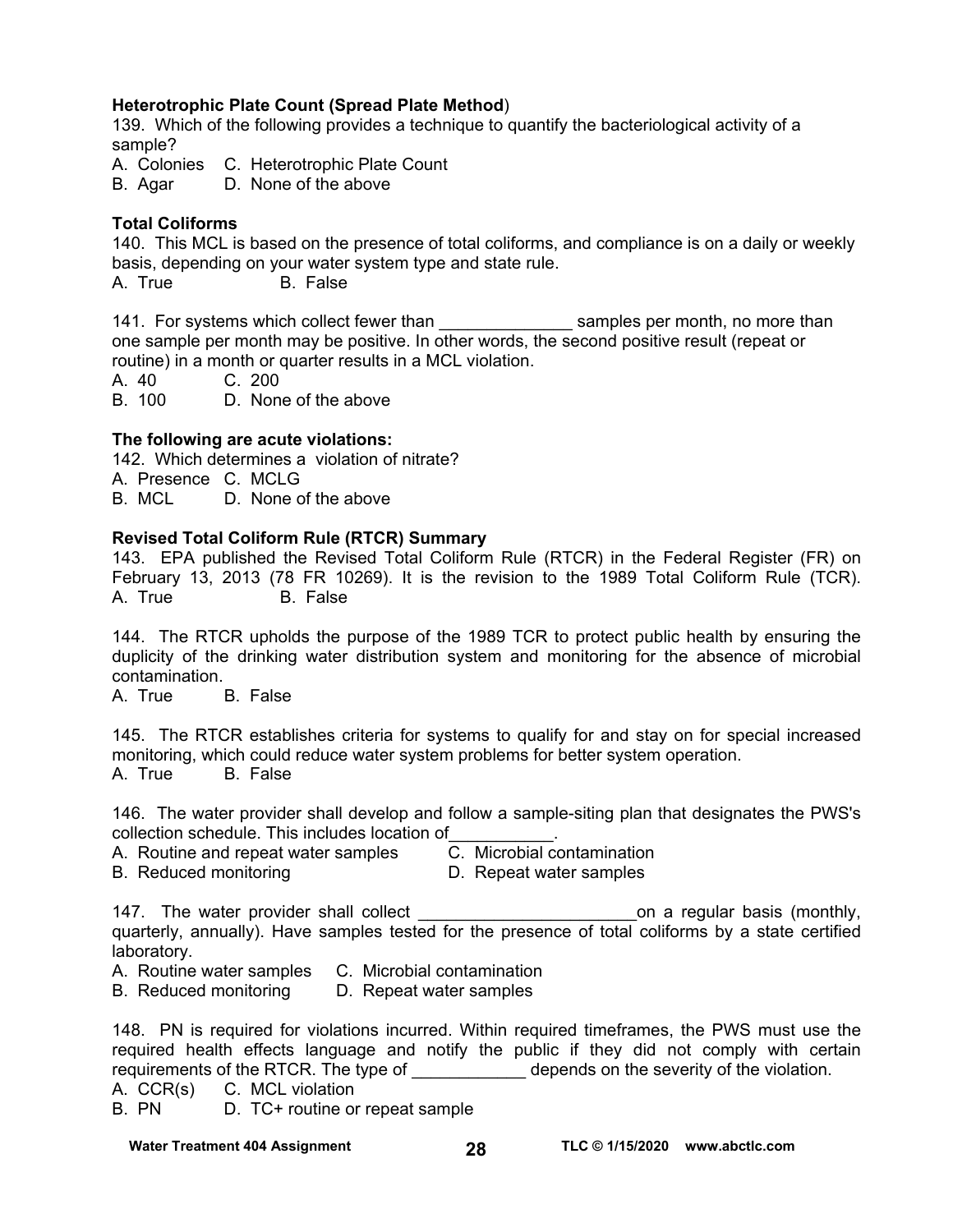**Heterotrophic Plate Count (Spread Plate Method**)

139. Which of the following provides a technique to quantify the bacteriological activity of a sample?

A. Colonies C. Heterotrophic Plate Count
B. Agar D. None of the above

**Total Coliforms**

140. This MCL is based on the presence of total coliforms, and compliance is on a daily or weekly basis, depending on your water system type and state rule.

A. True B. False

141. For systems which collect fewer than ______________ samples per month, no more than one sample per month may be positive. In other words, the second positive result (repeat or routine) in a month or quarter results in a MCL violation.

A. 40 C. 200
B. 100 D. None of the above

**The following are acute violations:**

142. Which determines a violation of nitrate?

A. Presence C. MCLG
B. MCL D. None of the above

**Revised Total Coliform Rule (RTCR) Summary**

143. EPA published the Revised Total Coliform Rule (RTCR) in the Federal Register (FR) on February 13, 2013 (78 FR 10269). It is the revision to the 1989 Total Coliform Rule (TCR).

A. True B. False

144. The RTCR upholds the purpose of the 1989 TCR to protect public health by ensuring the duplicity of the drinking water distribution system and monitoring for the absence of microbial contamination.

A. True B. False

145. The RTCR establishes criteria for systems to qualify for and stay on for special increased monitoring, which could reduce water system problems for better system operation.

A. True B. False

146. The water provider shall develop and follow a sample-siting plan that designates the PWS's collection schedule. This includes location of___________.

A. Routine and repeat water samples C. Microbial contamination
B. Reduced monitoring D. Repeat water samples

147. The water provider shall collect _______________________on a regular basis (monthly, quarterly, annually). Have samples tested for the presence of total coliforms by a state certified laboratory.

A. Routine water samples C. Microbial contamination
B. Reduced monitoring D. Repeat water samples

148. PN is required for violations incurred. Within required timeframes, the PWS must use the required health effects language and notify the public if they did not comply with certain requirements of the RTCR. The type of ____________ depends on the severity of the violation.

A. CCR(s) C. MCL violation
B. PN D. TC+ routine or repeat sample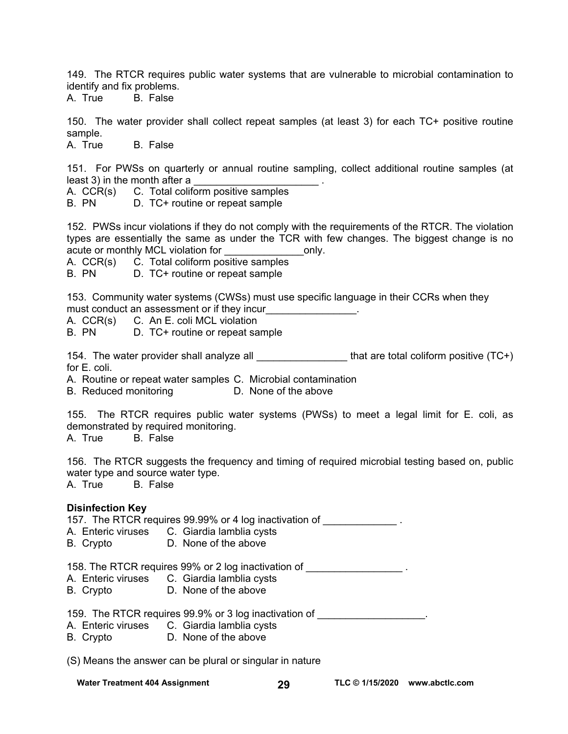149. The RTCR requires public water systems that are vulnerable to microbial contamination to identify and fix problems.
A. True B. False

150. The water provider shall collect repeat samples (at least 3) for each TC+ positive routine sample.
A. True B. False

151. For PWSs on quarterly or annual routine sampling, collect additional routine samples (at least 3) in the month after a ______________________ .
A. CCR(s) C. Total coliform positive samples
B. PN D. TC+ routine or repeat sample

152. PWSs incur violations if they do not comply with the requirements of the RTCR. The violation types are essentially the same as under the TCR with few changes. The biggest change is no acute or monthly MCL violation for ______________only.
A. CCR(s) C. Total coliform positive samples
B. PN D. TC+ routine or repeat sample

153. Community water systems (CWSs) must use specific language in their CCRs when they must conduct an assessment or if they incur________________.
A. CCR(s) C. An E. coli MCL violation
B. PN D. TC+ routine or repeat sample

154. The water provider shall analyze all ________________ that are total coliform positive (TC+) for E. coli.
A. Routine or repeat water samples C. Microbial contamination
B. Reduced monitoring D. None of the above

155. The RTCR requires public water systems (PWSs) to meet a legal limit for E. coli, as demonstrated by required monitoring.
A. True B. False

156. The RTCR suggests the frequency and timing of required microbial testing based on, public water type and source water type.
A. True B. False

**Disinfection Key**

157. The RTCR requires 99.99% or 4 log inactivation of _____________ .
A. Enteric viruses C. Giardia lamblia cysts
B. Crypto D. None of the above

158. The RTCR requires 99% or 2 log inactivation of _________________ .
A. Enteric viruses C. Giardia lamblia cysts
B. Crypto D. None of the above

159. The RTCR requires 99.9% or 3 log inactivation of ___________________.
A. Enteric viruses C. Giardia lamblia cysts
B. Crypto D. None of the above

(S) Means the answer can be plural or singular in nature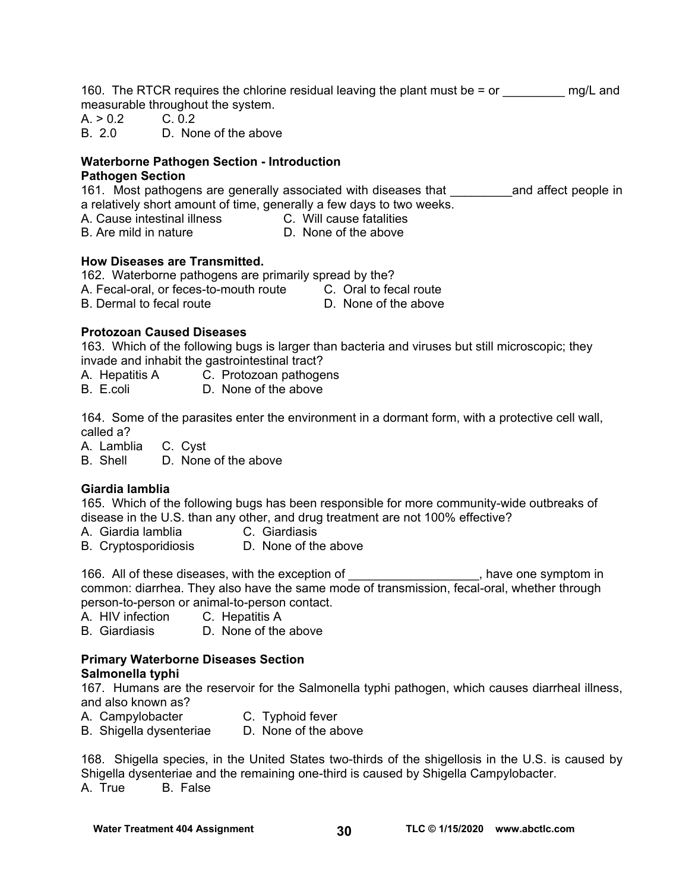160. The RTCR requires the chlorine residual leaving the plant must be = or _________ mg/L and measurable throughout the system.

A. > 0.2 C. 0.2
B. 2.0 D. None of the above

**Waterborne Pathogen Section - Introduction**
**Pathogen Section**

161. Most pathogens are generally associated with diseases that _________and affect people in a relatively short amount of time, generally a few days to two weeks.

A. Cause intestinal illness C. Will cause fatalities
B. Are mild in nature D. None of the above

**How Diseases are Transmitted.**

162. Waterborne pathogens are primarily spread by the?

A. Fecal-oral, or feces-to-mouth route C. Oral to fecal route
B. Dermal to fecal route D. None of the above

**Protozoan Caused Diseases**

163. Which of the following bugs is larger than bacteria and viruses but still microscopic; they invade and inhabit the gastrointestinal tract?

A. Hepatitis A C. Protozoan pathogens
B. E.coli D. None of the above

164. Some of the parasites enter the environment in a dormant form, with a protective cell wall, called a?

A. Lamblia C. Cyst
B. Shell D. None of the above

**Giardia lamblia**

165. Which of the following bugs has been responsible for more community-wide outbreaks of disease in the U.S. than any other, and drug treatment are not 100% effective?

A. Giardia lamblia C. Giardiasis
B. Cryptosporidiosis D. None of the above

166. All of these diseases, with the exception of ___________________, have one symptom in common: diarrhea. They also have the same mode of transmission, fecal-oral, whether through person-to-person or animal-to-person contact.

A. HIV infection C. Hepatitis A
B. Giardiasis D. None of the above

**Primary Waterborne Diseases Section**
**Salmonella typhi**

167. Humans are the reservoir for the Salmonella typhi pathogen, which causes diarrheal illness, and also known as?

A. Campylobacter C. Typhoid fever
B. Shigella dysenteriae D. None of the above

168. Shigella species, in the United States two-thirds of the shigellosis in the U.S. is caused by Shigella dysenteriae and the remaining one-third is caused by Shigella Campylobacter.

A. True B. False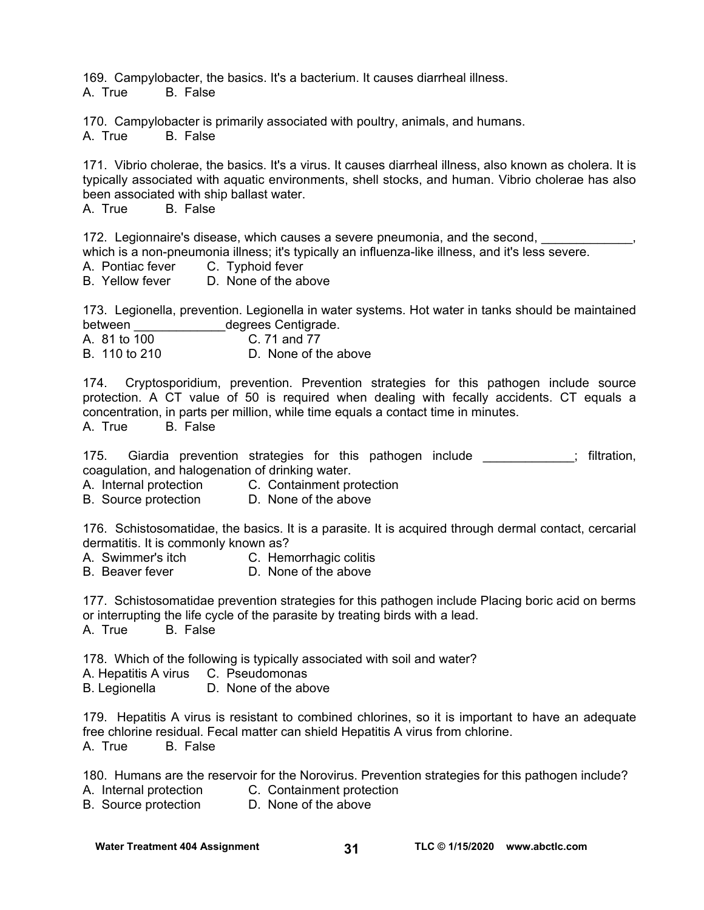169. Campylobacter, the basics. It's a bacterium. It causes diarrheal illness.
A. True  B. False

170. Campylobacter is primarily associated with poultry, animals, and humans.
A. True  B. False

171. Vibrio cholerae, the basics. It's a virus. It causes diarrheal illness, also known as cholera. It is typically associated with aquatic environments, shell stocks, and human. Vibrio cholerae has also been associated with ship ballast water.
A. True  B. False

172. Legionnaire's disease, which causes a severe pneumonia, and the second, _____________, which is a non-pneumonia illness; it's typically an influenza-like illness, and it's less severe.
A. Pontiac fever  C. Typhoid fever
B. Yellow fever  D. None of the above

173. Legionella, prevention. Legionella in water systems. Hot water in tanks should be maintained between _____________degrees Centigrade.
A. 81 to 100  C. 71 and 77
B. 110 to 210  D. None of the above

174. Cryptosporidium, prevention. Prevention strategies for this pathogen include source protection. A CT value of 50 is required when dealing with fecally accidents. CT equals a concentration, in parts per million, while time equals a contact time in minutes.
A. True  B. False

175. Giardia prevention strategies for this pathogen include _____________; filtration, coagulation, and halogenation of drinking water.
A. Internal protection  C. Containment protection
B. Source protection  D. None of the above

176. Schistosomatidae, the basics. It is a parasite. It is acquired through dermal contact, cercarial dermatitis. It is commonly known as?
A. Swimmer's itch  C. Hemorrhagic colitis
B. Beaver fever  D. None of the above

177. Schistosomatidae prevention strategies for this pathogen include Placing boric acid on berms or interrupting the life cycle of the parasite by treating birds with a lead.
A. True  B. False

178. Which of the following is typically associated with soil and water?
A. Hepatitis A virus  C. Pseudomonas
B. Legionella  D. None of the above

179. Hepatitis A virus is resistant to combined chlorines, so it is important to have an adequate free chlorine residual. Fecal matter can shield Hepatitis A virus from chlorine.
A. True  B. False

180. Humans are the reservoir for the Norovirus. Prevention strategies for this pathogen include?
A. Internal protection  C. Containment protection
B. Source protection  D. None of the above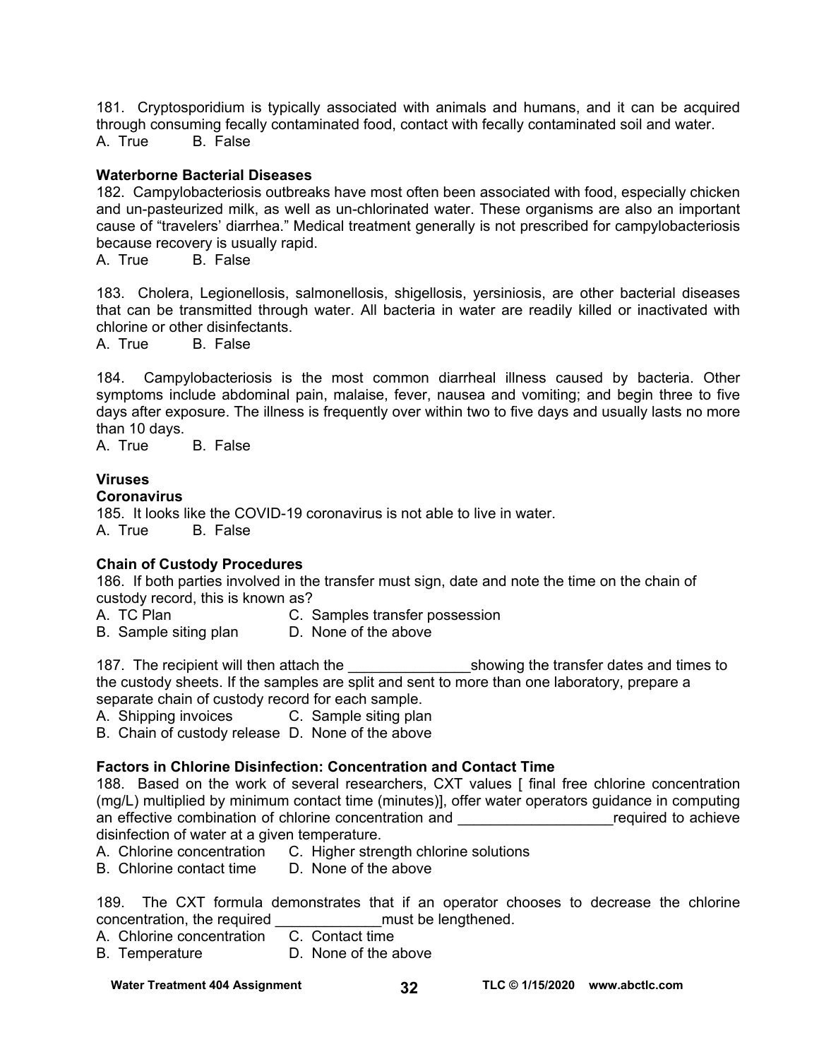181. Cryptosporidium is typically associated with animals and humans, and it can be acquired through consuming fecally contaminated food, contact with fecally contaminated soil and water.
A. True B. False

**Waterborne Bacterial Diseases**

182. Campylobacteriosis outbreaks have most often been associated with food, especially chicken and un-pasteurized milk, as well as un-chlorinated water. These organisms are also an important cause of "travelers' diarrhea." Medical treatment generally is not prescribed for campylobacteriosis because recovery is usually rapid.
A. True B. False

183. Cholera, Legionellosis, salmonellosis, shigellosis, yersiniosis, are other bacterial diseases that can be transmitted through water. All bacteria in water are readily killed or inactivated with chlorine or other disinfectants.
A. True B. False

184. Campylobacteriosis is the most common diarrheal illness caused by bacteria. Other symptoms include abdominal pain, malaise, fever, nausea and vomiting; and begin three to five days after exposure. The illness is frequently over within two to five days and usually lasts no more than 10 days.
A. True B. False

**Viruses**

**Coronavirus**

185. It looks like the COVID-19 coronavirus is not able to live in water.
A. True B. False

**Chain of Custody Procedures**

186. If both parties involved in the transfer must sign, date and note the time on the chain of custody record, this is known as?
A. TC Plan
B. Sample siting plan
C. Samples transfer possession
D. None of the above

187. The recipient will then attach the _______________showing the transfer dates and times to the custody sheets. If the samples are split and sent to more than one laboratory, prepare a separate chain of custody record for each sample.
A. Shipping invoices
B. Chain of custody release
C. Sample siting plan
D. None of the above

**Factors in Chlorine Disinfection: Concentration and Contact Time**

188. Based on the work of several researchers, CXT values [ final free chlorine concentration (mg/L) multiplied by minimum contact time (minutes)], offer water operators guidance in computing an effective combination of chlorine concentration and ___________________required to achieve disinfection of water at a given temperature.
A. Chlorine concentration
B. Chlorine contact time
C. Higher strength chlorine solutions
D. None of the above

189. The CXT formula demonstrates that if an operator chooses to decrease the chlorine concentration, the required _____________must be lengthened.
A. Chlorine concentration
B. Temperature
C. Contact time
D. None of the above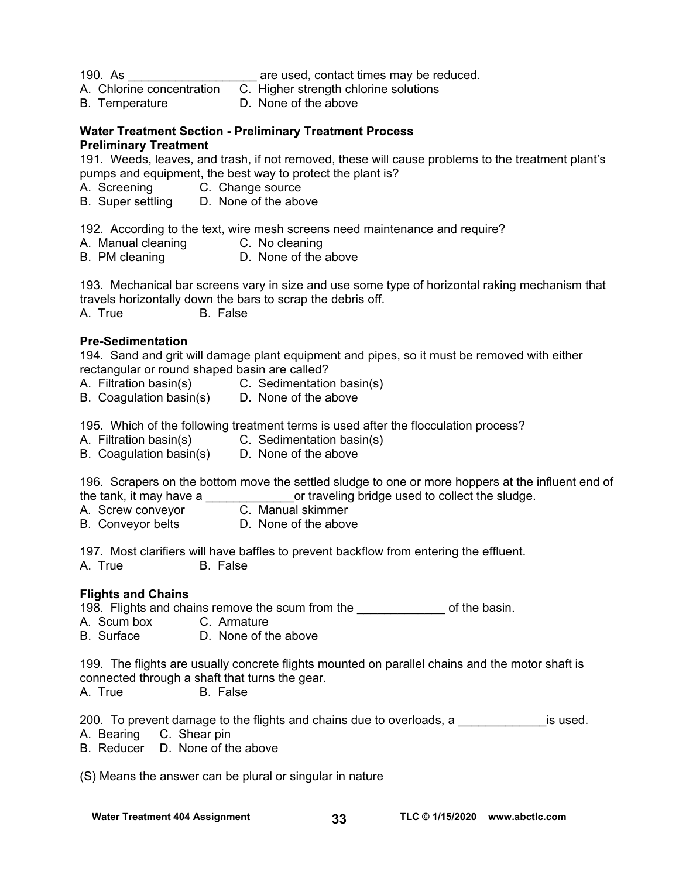190. As ___________________ are used, contact times may be reduced.
A. Chlorine concentration  C. Higher strength chlorine solutions
B. Temperature  D. None of the above

**Water Treatment Section - Preliminary Treatment Process**
**Preliminary Treatment**

191. Weeds, leaves, and trash, if not removed, these will cause problems to the treatment plant's pumps and equipment, the best way to protect the plant is?
A. Screening  C. Change source
B. Super settling  D. None of the above

192. According to the text, wire mesh screens need maintenance and require?
A. Manual cleaning  C. No cleaning
B. PM cleaning  D. None of the above

193. Mechanical bar screens vary in size and use some type of horizontal raking mechanism that travels horizontally down the bars to scrap the debris off.
A. True  B. False

**Pre-Sedimentation**

194. Sand and grit will damage plant equipment and pipes, so it must be removed with either rectangular or round shaped basin are called?
A. Filtration basin(s)  C. Sedimentation basin(s)
B. Coagulation basin(s)  D. None of the above

195. Which of the following treatment terms is used after the flocculation process?
A. Filtration basin(s)  C. Sedimentation basin(s)
B. Coagulation basin(s)  D. None of the above

196. Scrapers on the bottom move the settled sludge to one or more hoppers at the influent end of the tank, it may have a _____________or traveling bridge used to collect the sludge.
A. Screw conveyor  C. Manual skimmer
B. Conveyor belts  D. None of the above

197. Most clarifiers will have baffles to prevent backflow from entering the effluent.
A. True  B. False

**Flights and Chains**

198. Flights and chains remove the scum from the _____________ of the basin.
A. Scum box  C. Armature
B. Surface  D. None of the above

199. The flights are usually concrete flights mounted on parallel chains and the motor shaft is connected through a shaft that turns the gear.
A. True  B. False

200. To prevent damage to the flights and chains due to overloads, a _____________is used.
A. Bearing  C. Shear pin
B. Reducer  D. None of the above

(S) Means the answer can be plural or singular in nature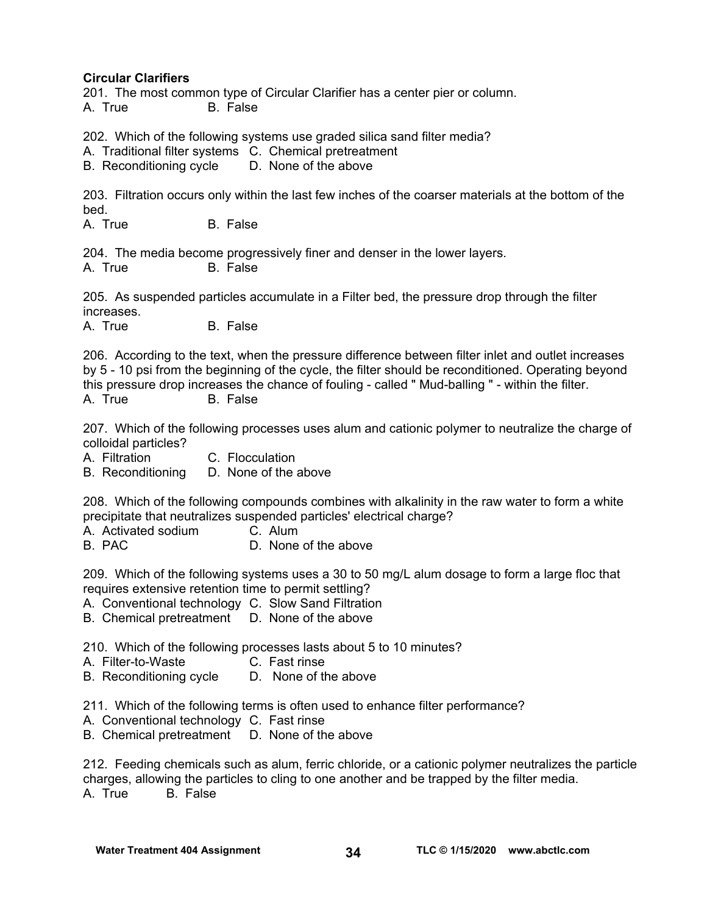**Circular Clarifiers**

201. The most common type of Circular Clarifier has a center pier or column.
A. True B. False

202. Which of the following systems use graded silica sand filter media?
A. Traditional filter systems
B. Reconditioning cycle
C. Chemical pretreatment
D. None of the above

203. Filtration occurs only within the last few inches of the coarser materials at the bottom of the bed.
A. True B. False

204. The media become progressively finer and denser in the lower layers.
A. True B. False

205. As suspended particles accumulate in a Filter bed, the pressure drop through the filter increases.
A. True B. False

206. According to the text, when the pressure difference between filter inlet and outlet increases by 5 - 10 psi from the beginning of the cycle, the filter should be reconditioned. Operating beyond this pressure drop increases the chance of fouling - called " Mud-balling " - within the filter.
A. True B. False

207. Which of the following processes uses alum and cationic polymer to neutralize the charge of colloidal particles?
A. Filtration
B. Reconditioning
C. Flocculation
D. None of the above

208. Which of the following compounds combines with alkalinity in the raw water to form a white precipitate that neutralizes suspended particles' electrical charge?
A. Activated sodium
B. PAC
C. Alum
D. None of the above

209. Which of the following systems uses a 30 to 50 mg/L alum dosage to form a large floc that requires extensive retention time to permit settling?
A. Conventional technology
B. Chemical pretreatment
C. Slow Sand Filtration
D. None of the above

210. Which of the following processes lasts about 5 to 10 minutes?
A. Filter-to-Waste
B. Reconditioning cycle
C. Fast rinse
D. None of the above

211. Which of the following terms is often used to enhance filter performance?
A. Conventional technology
B. Chemical pretreatment
C. Fast rinse
D. None of the above

212. Feeding chemicals such as alum, ferric chloride, or a cationic polymer neutralizes the particle charges, allowing the particles to cling to one another and be trapped by the filter media.
A. True B. False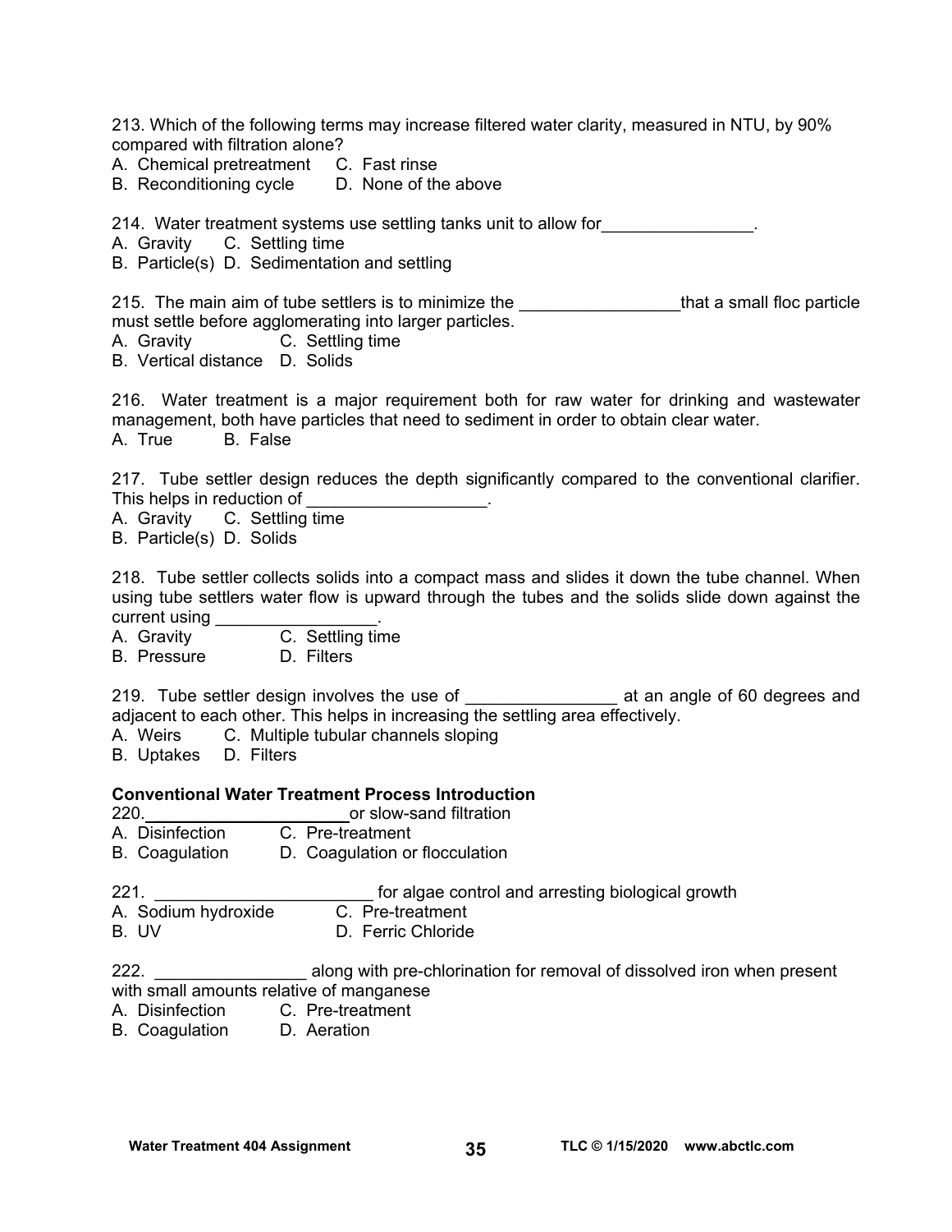213. Which of the following terms may increase filtered water clarity, measured in NTU, by 90% compared with filtration alone?
A. Chemical pretreatment C. Fast rinse
B. Reconditioning cycle D. None of the above

214. Water treatment systems use settling tanks unit to allow for________________.
A. Gravity C. Settling time
B. Particle(s) D. Sedimentation and settling

215. The main aim of tube settlers is to minimize the _________________that a small floc particle must settle before agglomerating into larger particles.
A. Gravity C. Settling time
B. Vertical distance D. Solids

216. Water treatment is a major requirement both for raw water for drinking and wastewater management, both have particles that need to sediment in order to obtain clear water.
A. True B. False

217. Tube settler design reduces the depth significantly compared to the conventional clarifier. This helps in reduction of ___________________.
A. Gravity C. Settling time
B. Particle(s) D. Solids

218. Tube settler collects solids into a compact mass and slides it down the tube channel. When using tube settlers water flow is upward through the tubes and the solids slide down against the current using _________________.
A. Gravity C. Settling time
B. Pressure D. Filters

219. Tube settler design involves the use of ________________ at an angle of 60 degrees and adjacent to each other. This helps in increasing the settling area effectively.
A. Weirs C. Multiple tubular channels sloping
B. Uptakes D. Filters

**Conventional Water Treatment Process Introduction**

220.______________________or slow-sand filtration
A. Disinfection C. Pre-treatment
B. Coagulation D. Coagulation or flocculation

221. _______________________ for algae control and arresting biological growth
A. Sodium hydroxide C. Pre-treatment
B. UV D. Ferric Chloride

222. ________________ along with pre-chlorination for removal of dissolved iron when present with small amounts relative of manganese
A. Disinfection C. Pre-treatment
B. Coagulation D. Aeration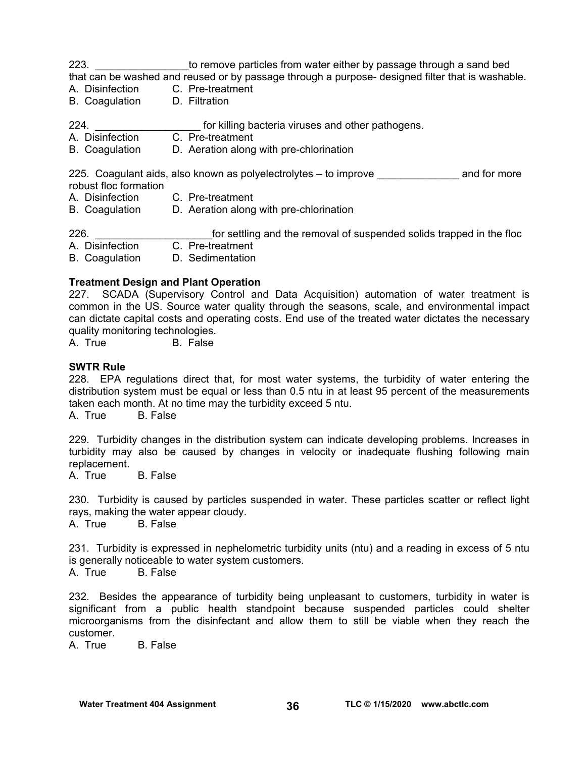223. ________________to remove particles from water either by passage through a sand bed that can be washed and reused or by passage through a purpose- designed filter that is washable.

A. Disinfection  C. Pre-treatment
B. Coagulation  D. Filtration

224. __________________ for killing bacteria viruses and other pathogens.

A. Disinfection  C. Pre-treatment
B. Coagulation  D. Aeration along with pre-chlorination

225. Coagulant aids, also known as polyelectrolytes – to improve ______________ and for more robust floc formation

A. Disinfection  C. Pre-treatment
B. Coagulation  D. Aeration along with pre-chlorination

226. ____________________for settling and the removal of suspended solids trapped in the floc

A. Disinfection  C. Pre-treatment
B. Coagulation  D. Sedimentation

**Treatment Design and Plant Operation**

227. SCADA (Supervisory Control and Data Acquisition) automation of water treatment is common in the US. Source water quality through the seasons, scale, and environmental impact can dictate capital costs and operating costs. End use of the treated water dictates the necessary quality monitoring technologies.

A. True  B. False

**SWTR Rule**

228. EPA regulations direct that, for most water systems, the turbidity of water entering the distribution system must be equal or less than 0.5 ntu in at least 95 percent of the measurements taken each month. At no time may the turbidity exceed 5 ntu.

A. True  B. False

229. Turbidity changes in the distribution system can indicate developing problems. Increases in turbidity may also be caused by changes in velocity or inadequate flushing following main replacement.

A. True  B. False

230. Turbidity is caused by particles suspended in water. These particles scatter or reflect light rays, making the water appear cloudy.

A. True  B. False

231. Turbidity is expressed in nephelometric turbidity units (ntu) and a reading in excess of 5 ntu is generally noticeable to water system customers.

A. True  B. False

232. Besides the appearance of turbidity being unpleasant to customers, turbidity in water is significant from a public health standpoint because suspended particles could shelter microorganisms from the disinfectant and allow them to still be viable when they reach the customer.

A. True  B. False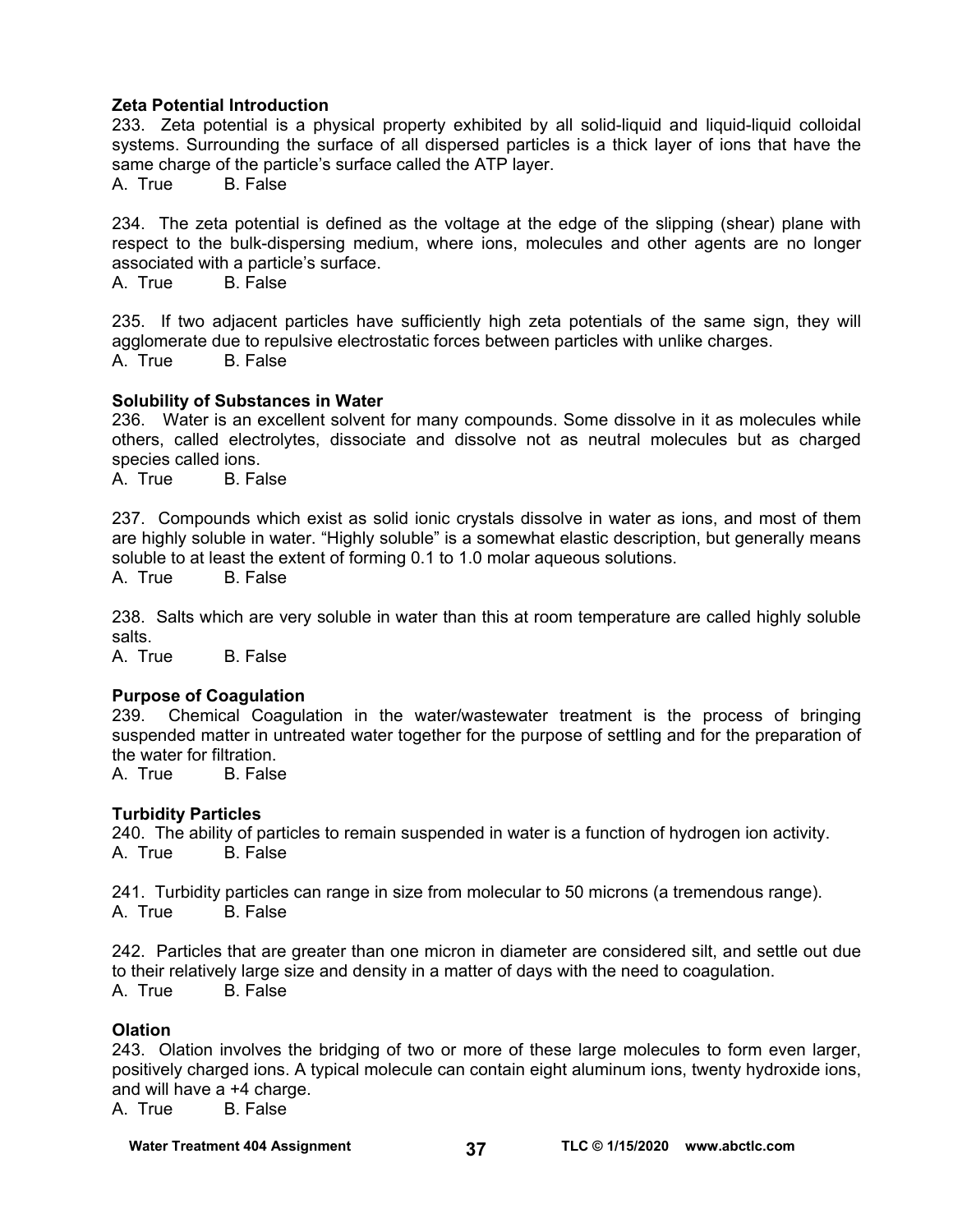**Zeta Potential Introduction**

233. Zeta potential is a physical property exhibited by all solid-liquid and liquid-liquid colloidal systems. Surrounding the surface of all dispersed particles is a thick layer of ions that have the same charge of the particle's surface called the ATP layer.
A. True B. False

234. The zeta potential is defined as the voltage at the edge of the slipping (shear) plane with respect to the bulk-dispersing medium, where ions, molecules and other agents are no longer associated with a particle's surface.
A. True B. False

235. If two adjacent particles have sufficiently high zeta potentials of the same sign, they will agglomerate due to repulsive electrostatic forces between particles with unlike charges.
A. True B. False

**Solubility of Substances in Water**

236. Water is an excellent solvent for many compounds. Some dissolve in it as molecules while others, called electrolytes, dissociate and dissolve not as neutral molecules but as charged species called ions.
A. True B. False

237. Compounds which exist as solid ionic crystals dissolve in water as ions, and most of them are highly soluble in water. "Highly soluble" is a somewhat elastic description, but generally means soluble to at least the extent of forming 0.1 to 1.0 molar aqueous solutions.
A. True B. False

238. Salts which are very soluble in water than this at room temperature are called highly soluble salts.
A. True B. False

**Purpose of Coagulation**

239. Chemical Coagulation in the water/wastewater treatment is the process of bringing suspended matter in untreated water together for the purpose of settling and for the preparation of the water for filtration.
A. True B. False

**Turbidity Particles**

240. The ability of particles to remain suspended in water is a function of hydrogen ion activity.
A. True B. False

241. Turbidity particles can range in size from molecular to 50 microns (a tremendous range).
A. True B. False

242. Particles that are greater than one micron in diameter are considered silt, and settle out due to their relatively large size and density in a matter of days with the need to coagulation.
A. True B. False

**Olation**

243. Olation involves the bridging of two or more of these large molecules to form even larger, positively charged ions. A typical molecule can contain eight aluminum ions, twenty hydroxide ions, and will have a +4 charge.
A. True B. False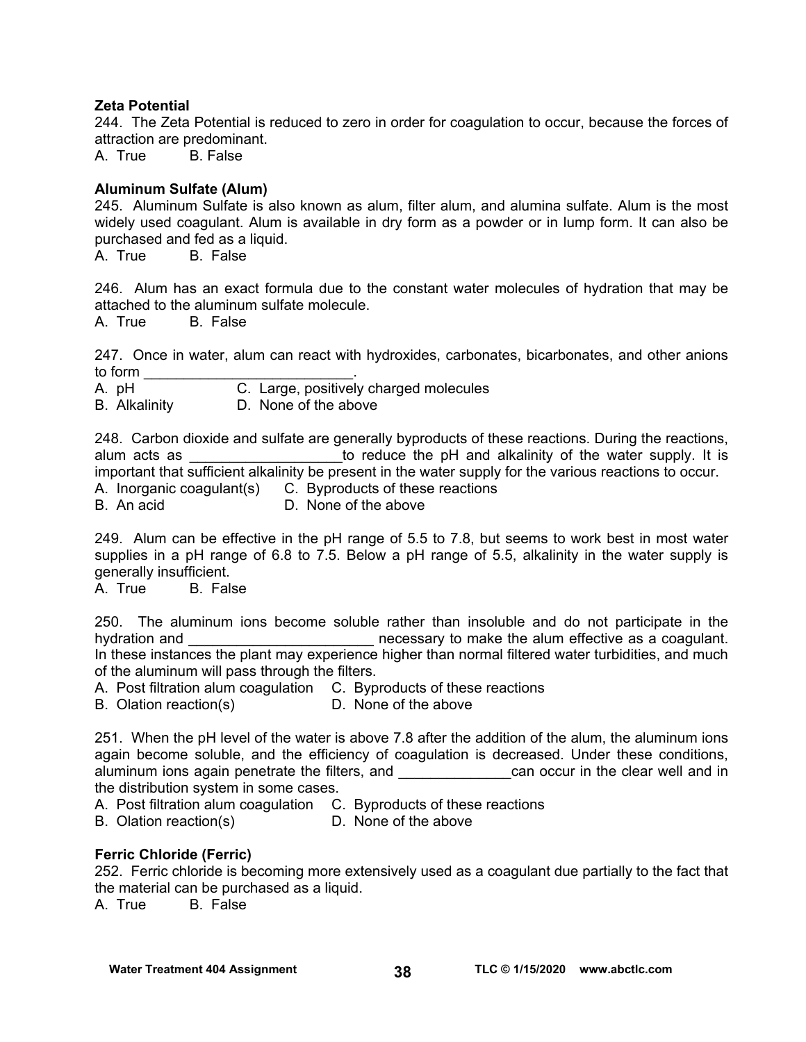**Zeta Potential**

244. The Zeta Potential is reduced to zero in order for coagulation to occur, because the forces of attraction are predominant.
A. True B. False

**Aluminum Sulfate (Alum)**

245. Aluminum Sulfate is also known as alum, filter alum, and alumina sulfate. Alum is the most widely used coagulant. Alum is available in dry form as a powder or in lump form. It can also be purchased and fed as a liquid.
A. True B. False

246. Alum has an exact formula due to the constant water molecules of hydration that may be attached to the aluminum sulfate molecule.
A. True B. False

247. Once in water, alum can react with hydroxides, carbonates, bicarbonates, and other anions to form ________________________.
A. pH
B. Alkalinity
C. Large, positively charged molecules
D. None of the above

248. Carbon dioxide and sulfate are generally byproducts of these reactions. During the reactions, alum acts as __________________to reduce the pH and alkalinity of the water supply. It is important that sufficient alkalinity be present in the water supply for the various reactions to occur.
A. Inorganic coagulant(s)
B. An acid
C. Byproducts of these reactions
D. None of the above

249. Alum can be effective in the pH range of 5.5 to 7.8, but seems to work best in most water supplies in a pH range of 6.8 to 7.5. Below a pH range of 5.5, alkalinity in the water supply is generally insufficient.
A. True B. False

250. The aluminum ions become soluble rather than insoluble and do not participate in the hydration and ______________________ necessary to make the alum effective as a coagulant. In these instances the plant may experience higher than normal filtered water turbidities, and much of the aluminum will pass through the filters.
A. Post filtration alum coagulation
B. Olation reaction(s)
C. Byproducts of these reactions
D. None of the above

251. When the pH level of the water is above 7.8 after the addition of the alum, the aluminum ions again become soluble, and the efficiency of coagulation is decreased. Under these conditions, aluminum ions again penetrate the filters, and _____________can occur in the clear well and in the distribution system in some cases.
A. Post filtration alum coagulation
B. Olation reaction(s)
C. Byproducts of these reactions
D. None of the above

**Ferric Chloride (Ferric)**

252. Ferric chloride is becoming more extensively used as a coagulant due partially to the fact that the material can be purchased as a liquid.
A. True B. False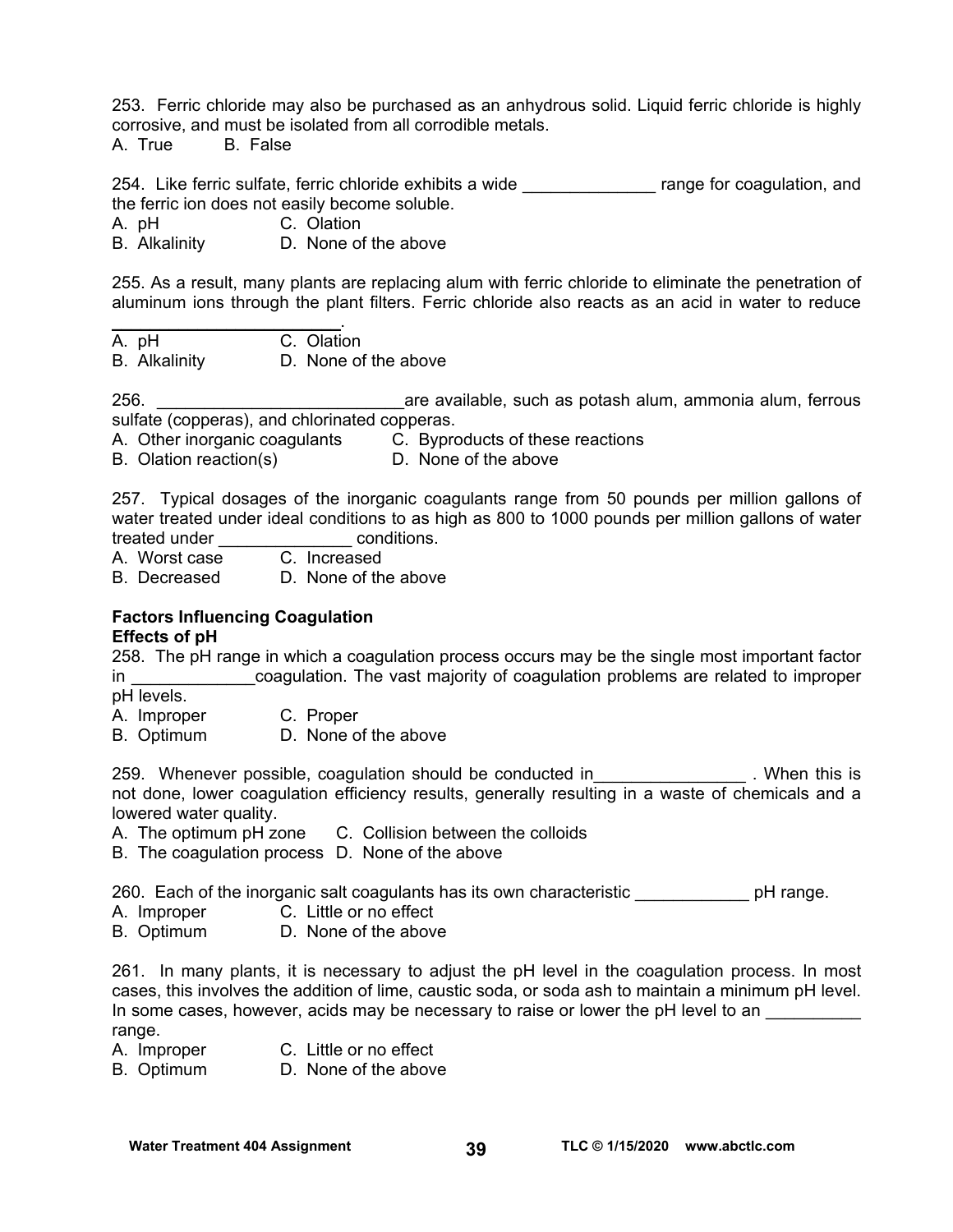253. Ferric chloride may also be purchased as an anhydrous solid. Liquid ferric chloride is highly corrosive, and must be isolated from all corrodible metals.
A. True B. False

254. Like ferric sulfate, ferric chloride exhibits a wide ______________ range for coagulation, and the ferric ion does not easily become soluble.
A. pH C. Olation
B. Alkalinity D. None of the above

255. As a result, many plants are replacing alum with ferric chloride to eliminate the penetration of aluminum ions through the plant filters. Ferric chloride also reacts as an acid in water to reduce ________________________.
A. pH C. Olation
B. Alkalinity D. None of the above

256. ___________________________are available, such as potash alum, ammonia alum, ferrous sulfate (copperas), and chlorinated copperas.
A. Other inorganic coagulants C. Byproducts of these reactions
B. Olation reaction(s) D. None of the above

257. Typical dosages of the inorganic coagulants range from 50 pounds per million gallons of water treated under ideal conditions to as high as 800 to 1000 pounds per million gallons of water treated under ______________ conditions.
A. Worst case C. Increased
B. Decreased D. None of the above

**Factors Influencing Coagulation**
**Effects of pH**

258. The pH range in which a coagulation process occurs may be the single most important factor in _____________coagulation. The vast majority of coagulation problems are related to improper pH levels.
A. Improper C. Proper
B. Optimum D. None of the above

259. Whenever possible, coagulation should be conducted in________________ . When this is not done, lower coagulation efficiency results, generally resulting in a waste of chemicals and a lowered water quality.
A. The optimum pH zone C. Collision between the colloids
B. The coagulation process D. None of the above

260. Each of the inorganic salt coagulants has its own characteristic ____________ pH range.
A. Improper C. Little or no effect
B. Optimum D. None of the above

261. In many plants, it is necessary to adjust the pH level in the coagulation process. In most cases, this involves the addition of lime, caustic soda, or soda ash to maintain a minimum pH level. In some cases, however, acids may be necessary to raise or lower the pH level to an __________ range.
A. Improper C. Little or no effect
B. Optimum D. None of the above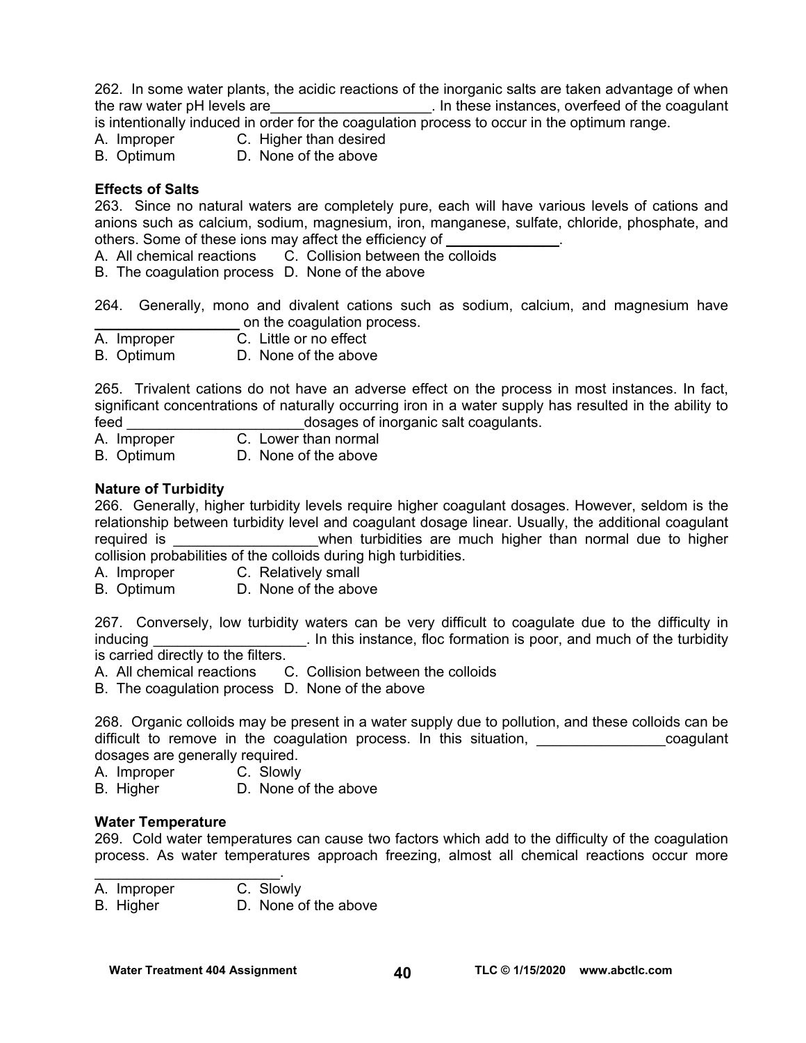262. In some water plants, the acidic reactions of the inorganic salts are taken advantage of when the raw water pH levels are____________________. In these instances, overfeed of the coagulant is intentionally induced in order for the coagulation process to occur in the optimum range.

A. Improper C. Higher than desired
B. Optimum D. None of the above

**Effects of Salts**

263. Since no natural waters are completely pure, each will have various levels of cations and anions such as calcium, sodium, magnesium, iron, manganese, sulfate, chloride, phosphate, and others. Some of these ions may affect the efficiency of ______________.

A. All chemical reactions C. Collision between the colloids
B. The coagulation process D. None of the above

264. Generally, mono and divalent cations such as sodium, calcium, and magnesium have __________________ on the coagulation process.

A. Improper C. Little or no effect
B. Optimum D. None of the above

265. Trivalent cations do not have an adverse effect on the process in most instances. In fact, significant concentrations of naturally occurring iron in a water supply has resulted in the ability to feed ______________________dosages of inorganic salt coagulants.

A. Improper C. Lower than normal
B. Optimum D. None of the above

**Nature of Turbidity**

266. Generally, higher turbidity levels require higher coagulant dosages. However, seldom is the relationship between turbidity level and coagulant dosage linear. Usually, the additional coagulant required is __________________when turbidities are much higher than normal due to higher collision probabilities of the colloids during high turbidities.

A. Improper C. Relatively small
B. Optimum D. None of the above

267. Conversely, low turbidity waters can be very difficult to coagulate due to the difficulty in inducing ___________________. In this instance, floc formation is poor, and much of the turbidity is carried directly to the filters.

A. All chemical reactions C. Collision between the colloids
B. The coagulation process D. None of the above

268. Organic colloids may be present in a water supply due to pollution, and these colloids can be difficult to remove in the coagulation process. In this situation, ________________coagulant dosages are generally required.

A. Improper C. Slowly
B. Higher D. None of the above

**Water Temperature**

269. Cold water temperatures can cause two factors which add to the difficulty of the coagulation process. As water temperatures approach freezing, almost all chemical reactions occur more _______________________.

A. Improper C. Slowly
B. Higher D. None of the above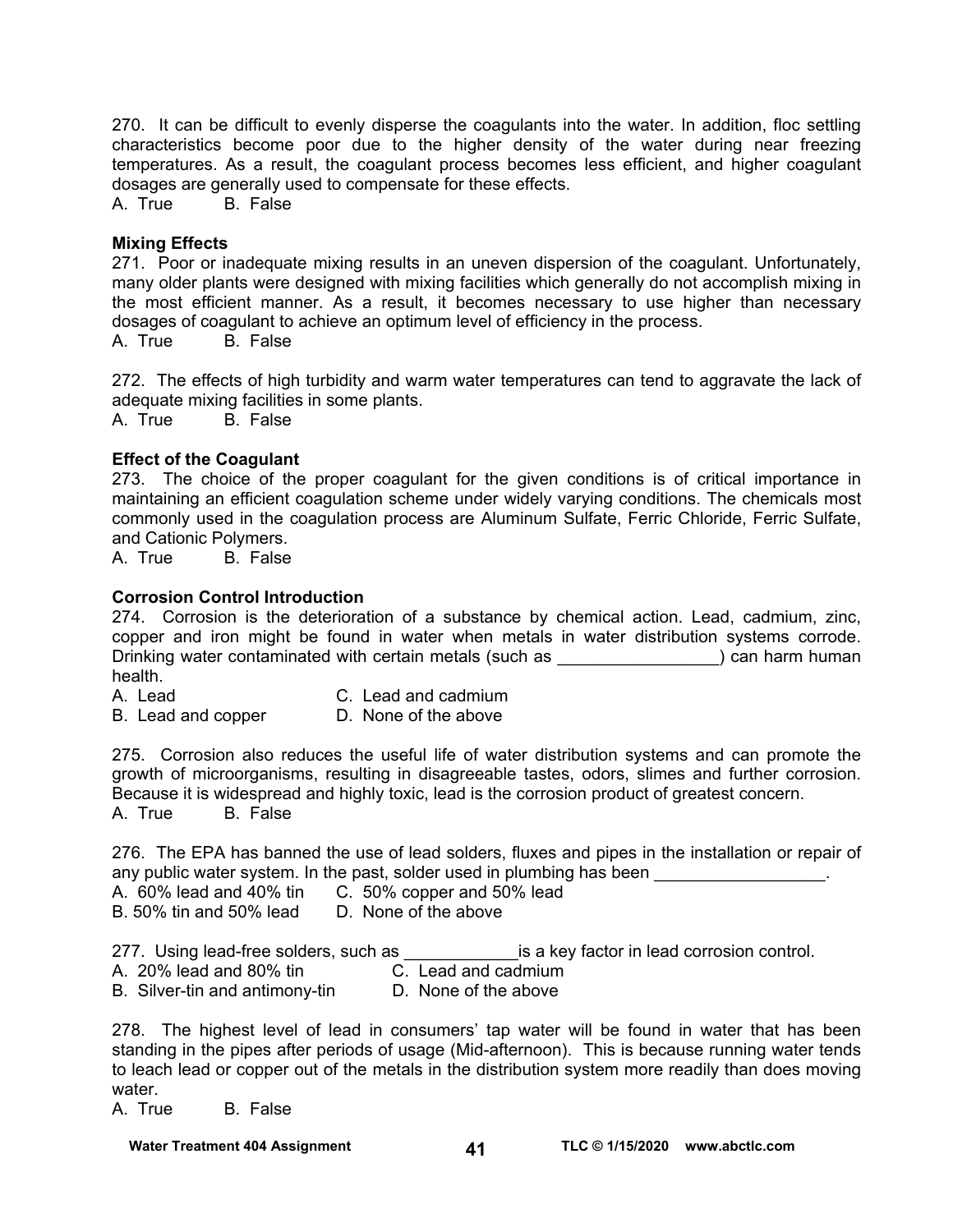270. It can be difficult to evenly disperse the coagulants into the water. In addition, floc settling characteristics become poor due to the higher density of the water during near freezing temperatures. As a result, the coagulant process becomes less efficient, and higher coagulant dosages are generally used to compensate for these effects.
A. True B. False

**Mixing Effects**

271. Poor or inadequate mixing results in an uneven dispersion of the coagulant. Unfortunately, many older plants were designed with mixing facilities which generally do not accomplish mixing in the most efficient manner. As a result, it becomes necessary to use higher than necessary dosages of coagulant to achieve an optimum level of efficiency in the process.
A. True B. False

272. The effects of high turbidity and warm water temperatures can tend to aggravate the lack of adequate mixing facilities in some plants.
A. True B. False

**Effect of the Coagulant**

273. The choice of the proper coagulant for the given conditions is of critical importance in maintaining an efficient coagulation scheme under widely varying conditions. The chemicals most commonly used in the coagulation process are Aluminum Sulfate, Ferric Chloride, Ferric Sulfate, and Cationic Polymers.
A. True B. False

**Corrosion Control Introduction**

274. Corrosion is the deterioration of a substance by chemical action. Lead, cadmium, zinc, copper and iron might be found in water when metals in water distribution systems corrode. Drinking water contaminated with certain metals (such as _________________) can harm human health.
A. Lead C. Lead and cadmium
B. Lead and copper D. None of the above

275. Corrosion also reduces the useful life of water distribution systems and can promote the growth of microorganisms, resulting in disagreeable tastes, odors, slimes and further corrosion. Because it is widespread and highly toxic, lead is the corrosion product of greatest concern.
A. True B. False

276. The EPA has banned the use of lead solders, fluxes and pipes in the installation or repair of any public water system. In the past, solder used in plumbing has been __________________.
A. 60% lead and 40% tin C. 50% copper and 50% lead
B. 50% tin and 50% lead D. None of the above

277. Using lead-free solders, such as ____________is a key factor in lead corrosion control.
A. 20% lead and 80% tin C. Lead and cadmium
B. Silver-tin and antimony-tin D. None of the above

278. The highest level of lead in consumers' tap water will be found in water that has been standing in the pipes after periods of usage (Mid-afternoon). This is because running water tends to leach lead or copper out of the metals in the distribution system more readily than does moving water.
A. True B. False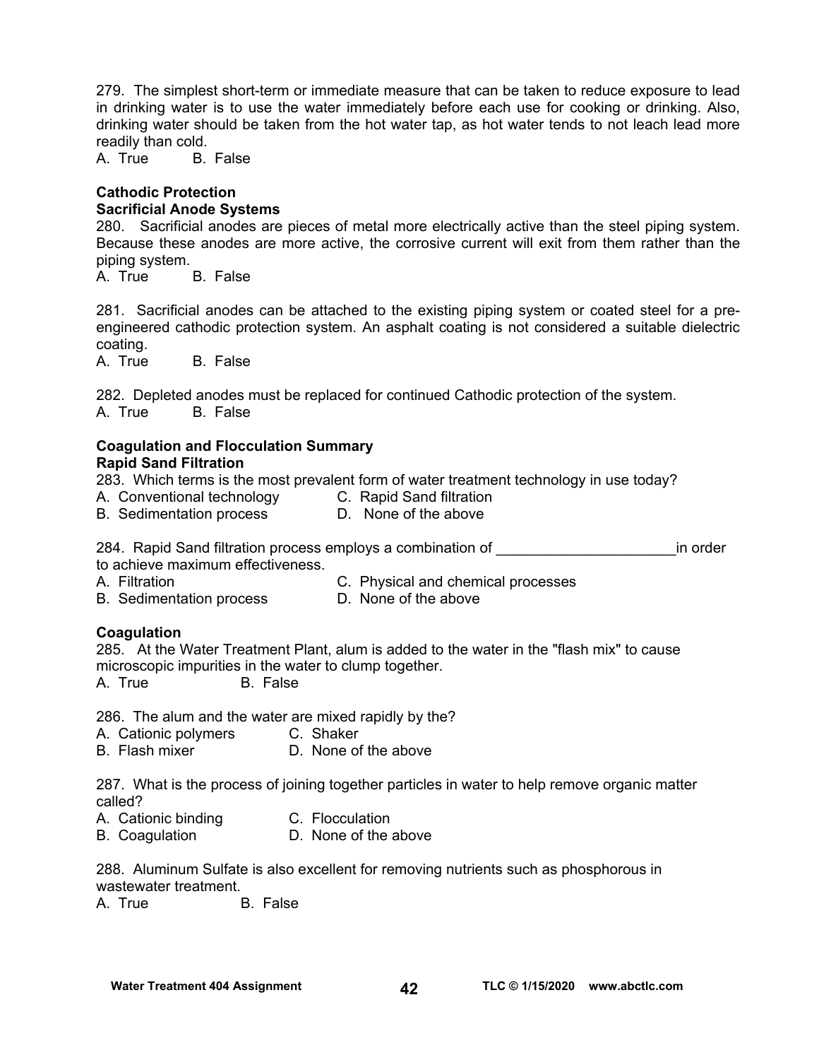279. The simplest short-term or immediate measure that can be taken to reduce exposure to lead in drinking water is to use the water immediately before each use for cooking or drinking. Also, drinking water should be taken from the hot water tap, as hot water tends to not leach lead more readily than cold.
A. True B. False

**Cathodic Protection**
**Sacrificial Anode Systems**

280. Sacrificial anodes are pieces of metal more electrically active than the steel piping system. Because these anodes are more active, the corrosive current will exit from them rather than the piping system.
A. True B. False

281. Sacrificial anodes can be attached to the existing piping system or coated steel for a pre-engineered cathodic protection system. An asphalt coating is not considered a suitable dielectric coating.
A. True B. False

282. Depleted anodes must be replaced for continued Cathodic protection of the system.
A. True B. False

**Coagulation and Flocculation Summary**
**Rapid Sand Filtration**

283. Which terms is the most prevalent form of water treatment technology in use today?
A. Conventional technology
B. Sedimentation process
C. Rapid Sand filtration
D. None of the above

284. Rapid Sand filtration process employs a combination of ______________________in order to achieve maximum effectiveness.
A. Filtration
B. Sedimentation process
C. Physical and chemical processes
D. None of the above

**Coagulation**

285. At the Water Treatment Plant, alum is added to the water in the "flash mix" to cause microscopic impurities in the water to clump together.
A. True B. False

286. The alum and the water are mixed rapidly by the?
A. Cationic polymers
B. Flash mixer
C. Shaker
D. None of the above

287. What is the process of joining together particles in water to help remove organic matter called?
A. Cationic binding
B. Coagulation
C. Flocculation
D. None of the above

288. Aluminum Sulfate is also excellent for removing nutrients such as phosphorous in wastewater treatment.
A. True B. False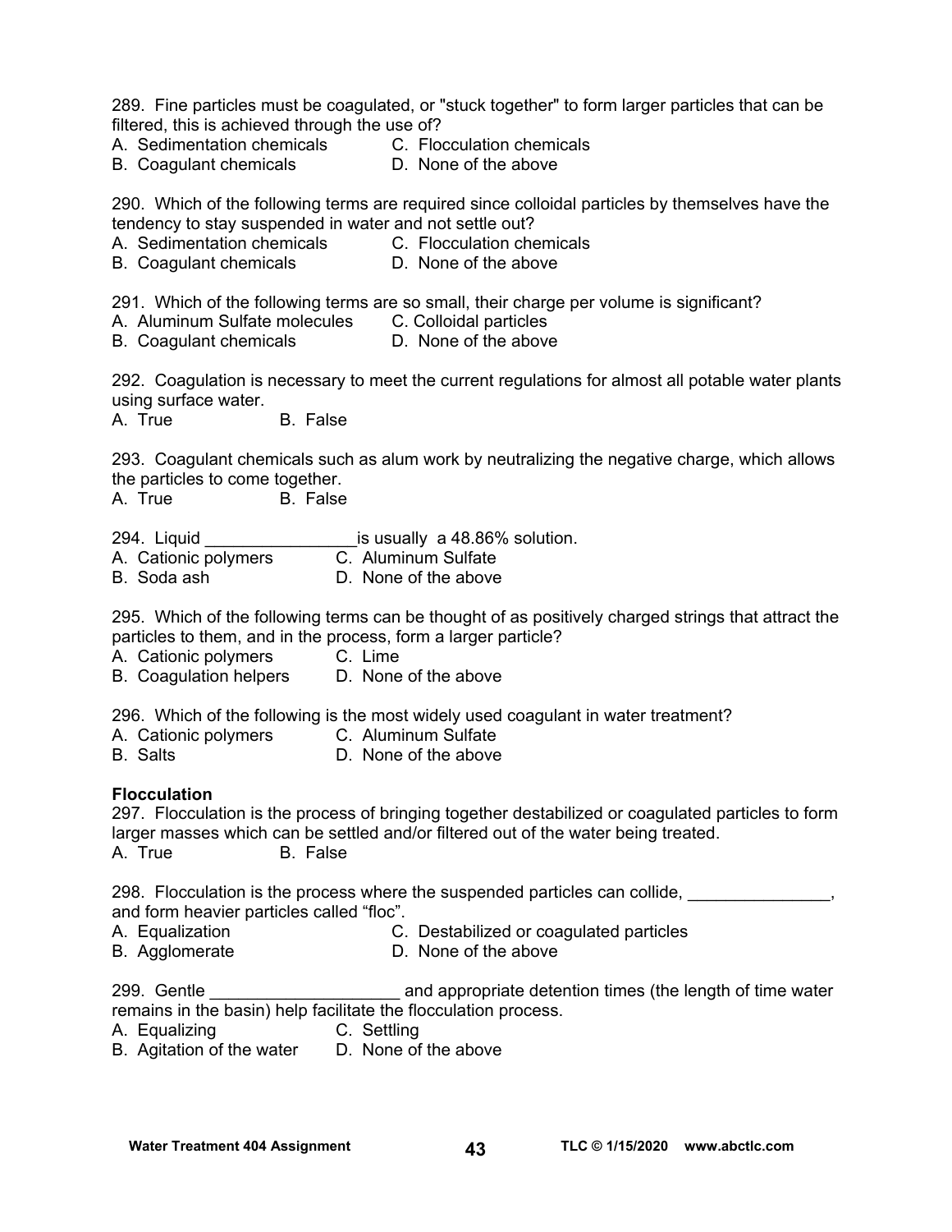289. Fine particles must be coagulated, or "stuck together" to form larger particles that can be filtered, this is achieved through the use of?

A. Sedimentation chemicals
B. Coagulant chemicals
C. Flocculation chemicals
D. None of the above

290. Which of the following terms are required since colloidal particles by themselves have the tendency to stay suspended in water and not settle out?

A. Sedimentation chemicals
B. Coagulant chemicals
C. Flocculation chemicals
D. None of the above

291. Which of the following terms are so small, their charge per volume is significant?

A. Aluminum Sulfate molecules
B. Coagulant chemicals
C. Colloidal particles
D. None of the above

292. Coagulation is necessary to meet the current regulations for almost all potable water plants using surface water.

A. True
B. False

293. Coagulant chemicals such as alum work by neutralizing the negative charge, which allows the particles to come together.

A. True
B. False

294. Liquid ________________is usually a 48.86% solution.

A. Cationic polymers
B. Soda ash
C. Aluminum Sulfate
D. None of the above

295. Which of the following terms can be thought of as positively charged strings that attract the particles to them, and in the process, form a larger particle?

A. Cationic polymers
B. Coagulation helpers
C. Lime
D. None of the above

296. Which of the following is the most widely used coagulant in water treatment?

A. Cationic polymers
B. Salts
C. Aluminum Sulfate
D. None of the above

**Flocculation**

297. Flocculation is the process of bringing together destabilized or coagulated particles to form larger masses which can be settled and/or filtered out of the water being treated.

A. True
B. False

298. Flocculation is the process where the suspended particles can collide, _______________, and form heavier particles called "floc".

A. Equalization
B. Agglomerate
C. Destabilized or coagulated particles
D. None of the above

299. Gentle ____________________ and appropriate detention times (the length of time water remains in the basin) help facilitate the flocculation process.

A. Equalizing
B. Agitation of the water
C. Settling
D. None of the above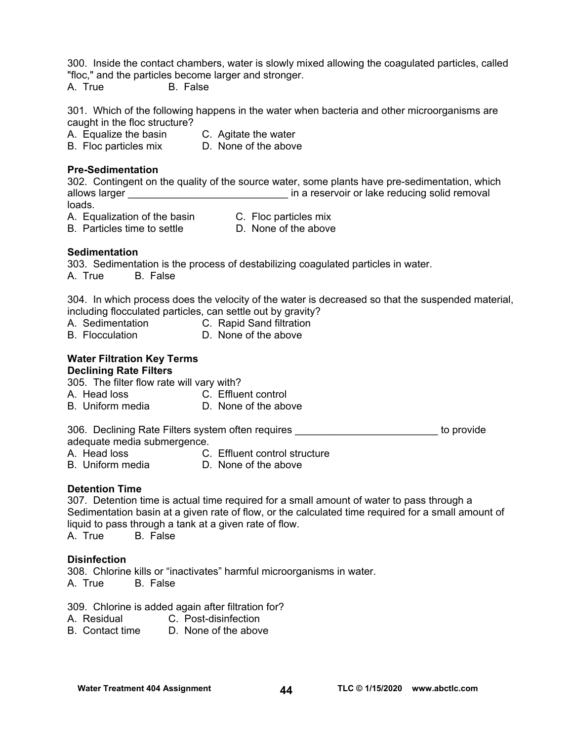300. Inside the contact chambers, water is slowly mixed allowing the coagulated particles, called "floc," and the particles become larger and stronger.
A. True B. False

301. Which of the following happens in the water when bacteria and other microorganisms are caught in the floc structure?
A. Equalize the basin C. Agitate the water
B. Floc particles mix D. None of the above

**Pre-Sedimentation**

302. Contingent on the quality of the source water, some plants have pre-sedimentation, which allows larger ____________________________ in a reservoir or lake reducing solid removal loads.
A. Equalization of the basin C. Floc particles mix
B. Particles time to settle D. None of the above

**Sedimentation**

303. Sedimentation is the process of destabilizing coagulated particles in water.
A. True B. False

304. In which process does the velocity of the water is decreased so that the suspended material, including flocculated particles, can settle out by gravity?
A. Sedimentation C. Rapid Sand filtration
B. Flocculation D. None of the above

**Water Filtration Key Terms**

**Declining Rate Filters**

305. The filter flow rate will vary with?
A. Head loss C. Effluent control
B. Uniform media D. None of the above

306. Declining Rate Filters system often requires _________________________ to provide adequate media submergence.
A. Head loss C. Effluent control structure
B. Uniform media D. None of the above

**Detention Time**

307. Detention time is actual time required for a small amount of water to pass through a Sedimentation basin at a given rate of flow, or the calculated time required for a small amount of liquid to pass through a tank at a given rate of flow.
A. True B. False

**Disinfection**

308. Chlorine kills or "inactivates" harmful microorganisms in water.
A. True B. False

309. Chlorine is added again after filtration for?
A. Residual C. Post-disinfection
B. Contact time D. None of the above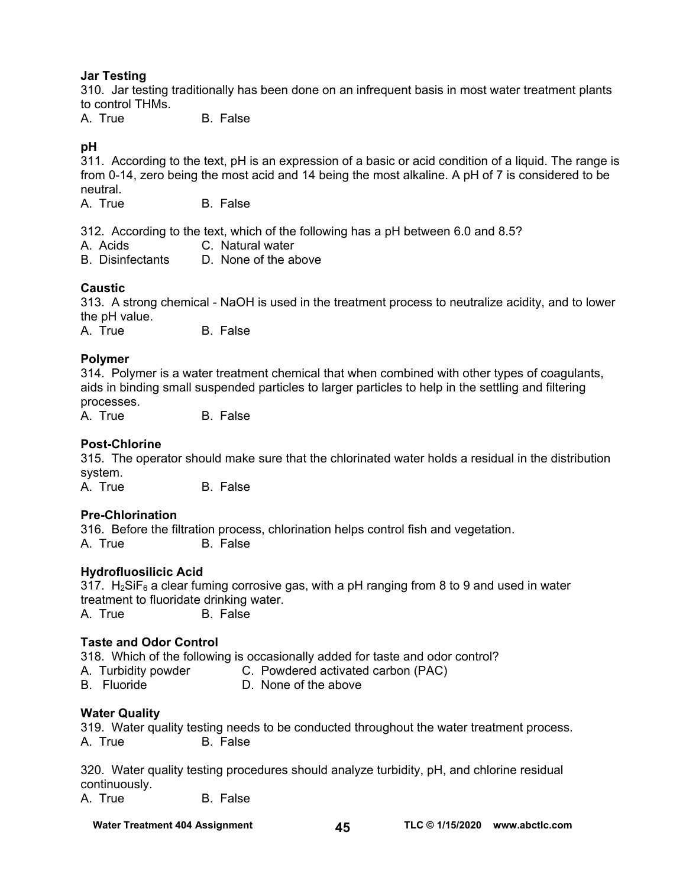**Jar Testing**

310. Jar testing traditionally has been done on an infrequent basis in most water treatment plants to control THMs.

A. True B. False

**pH**

311. According to the text, pH is an expression of a basic or acid condition of a liquid. The range is from 0-14, zero being the most acid and 14 being the most alkaline. A pH of 7 is considered to be neutral.

A. True B. False

312. According to the text, which of the following has a pH between 6.0 and 8.5?

A. Acids
B. Disinfectants
C. Natural water
D. None of the above

**Caustic**

313. A strong chemical - NaOH is used in the treatment process to neutralize acidity, and to lower the pH value.

A. True B. False

**Polymer**

314. Polymer is a water treatment chemical that when combined with other types of coagulants, aids in binding small suspended particles to larger particles to help in the settling and filtering processes.

A. True B. False

**Post-Chlorine**

315. The operator should make sure that the chlorinated water holds a residual in the distribution system.

A. True B. False

**Pre-Chlorination**

316. Before the filtration process, chlorination helps control fish and vegetation.

A. True B. False

**Hydrofluosilicic Acid**

317. $H_2SiF_6$ a clear fuming corrosive gas, with a pH ranging from 8 to 9 and used in water treatment to fluoridate drinking water.

A. True B. False

**Taste and Odor Control**

318. Which of the following is occasionally added for taste and odor control?

A. Turbidity powder
B. Fluoride
C. Powdered activated carbon (PAC)
D. None of the above

**Water Quality**

319. Water quality testing needs to be conducted throughout the water treatment process.

A. True B. False

320. Water quality testing procedures should analyze turbidity, pH, and chlorine residual continuously.

A. True B. False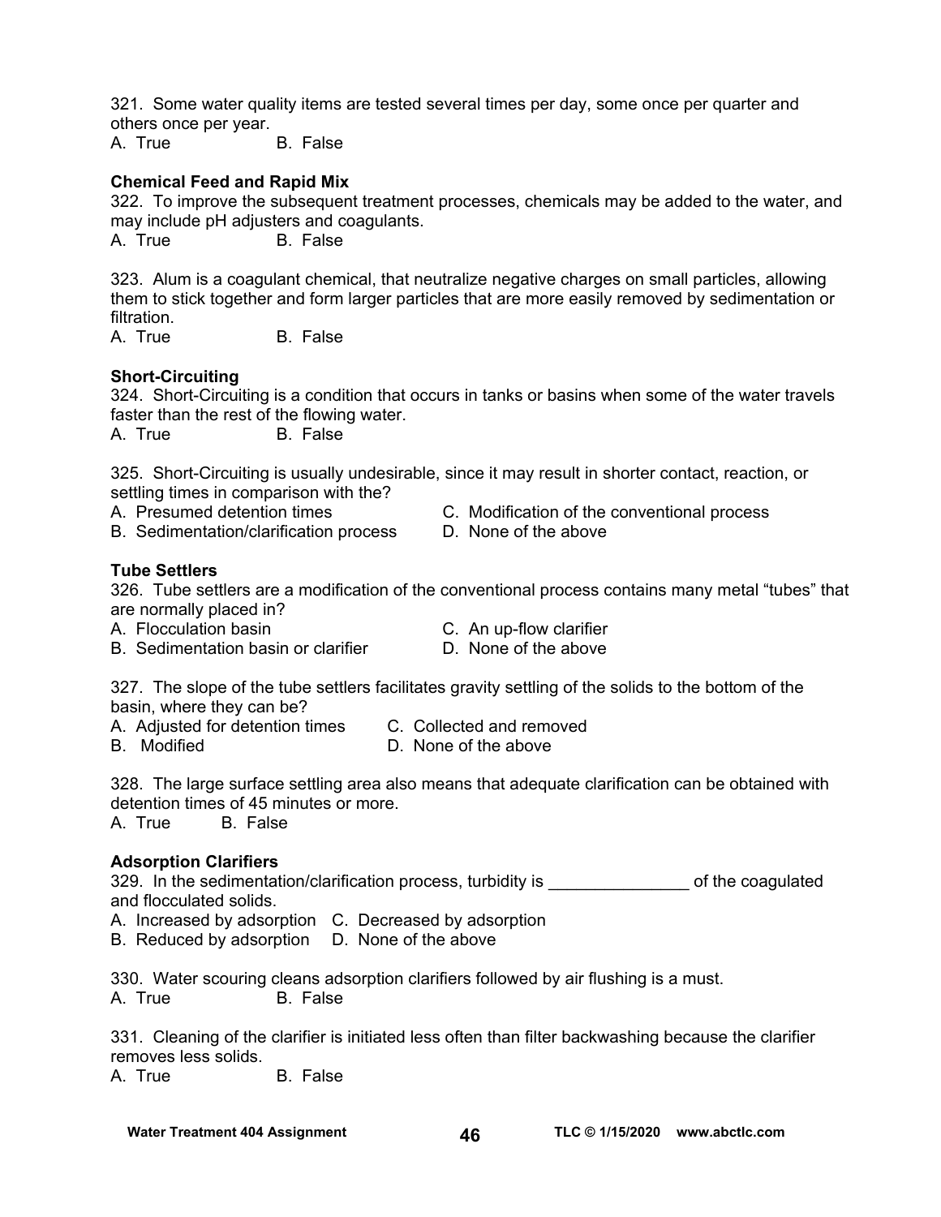321. Some water quality items are tested several times per day, some once per quarter and others once per year.
A. True B. False

**Chemical Feed and Rapid Mix**

322. To improve the subsequent treatment processes, chemicals may be added to the water, and may include pH adjusters and coagulants.
A. True B. False

323. Alum is a coagulant chemical, that neutralize negative charges on small particles, allowing them to stick together and form larger particles that are more easily removed by sedimentation or filtration.
A. True B. False

**Short-Circuiting**

324. Short-Circuiting is a condition that occurs in tanks or basins when some of the water travels faster than the rest of the flowing water.
A. True B. False

325. Short-Circuiting is usually undesirable, since it may result in shorter contact, reaction, or settling times in comparison with the?
A. Presumed detention times
B. Sedimentation/clarification process
C. Modification of the conventional process
D. None of the above

**Tube Settlers**

326. Tube settlers are a modification of the conventional process contains many metal "tubes" that are normally placed in?
A. Flocculation basin
B. Sedimentation basin or clarifier
C. An up-flow clarifier
D. None of the above

327. The slope of the tube settlers facilitates gravity settling of the solids to the bottom of the basin, where they can be?
A. Adjusted for detention times
B. Modified
C. Collected and removed
D. None of the above

328. The large surface settling area also means that adequate clarification can be obtained with detention times of 45 minutes or more.
A. True B. False

**Adsorption Clarifiers**

329. In the sedimentation/clarification process, turbidity is _______________ of the coagulated and flocculated solids.
A. Increased by adsorption
B. Reduced by adsorption
C. Decreased by adsorption
D. None of the above

330. Water scouring cleans adsorption clarifiers followed by air flushing is a must.
A. True B. False

331. Cleaning of the clarifier is initiated less often than filter backwashing because the clarifier removes less solids.
A. True B. False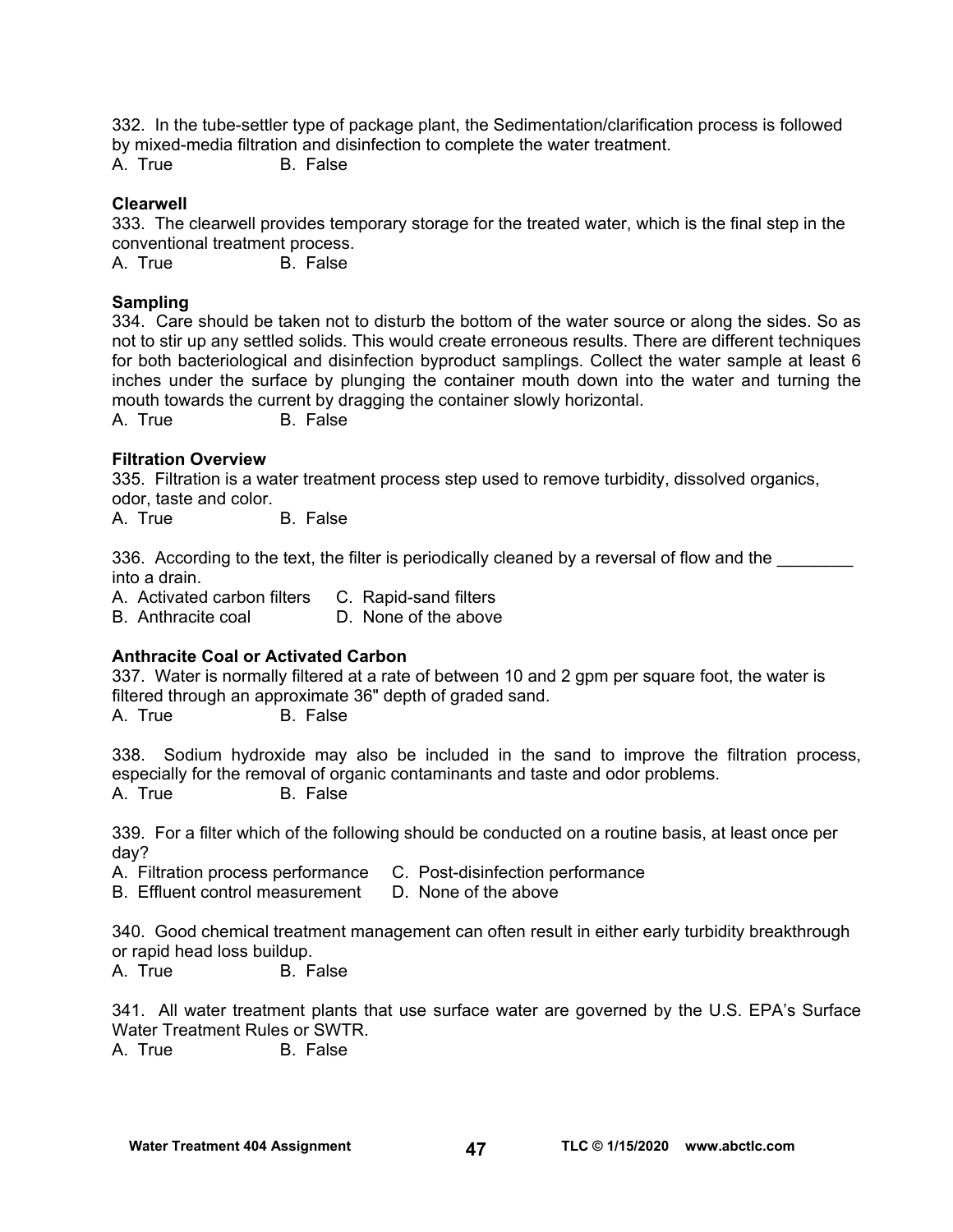332. In the tube-settler type of package plant, the Sedimentation/clarification process is followed by mixed-media filtration and disinfection to complete the water treatment.
A. True B. False

**Clearwell**

333. The clearwell provides temporary storage for the treated water, which is the final step in the conventional treatment process.
A. True B. False

**Sampling**

334. Care should be taken not to disturb the bottom of the water source or along the sides. So as not to stir up any settled solids. This would create erroneous results. There are different techniques for both bacteriological and disinfection byproduct samplings. Collect the water sample at least 6 inches under the surface by plunging the container mouth down into the water and turning the mouth towards the current by dragging the container slowly horizontal.
A. True B. False

**Filtration Overview**

335. Filtration is a water treatment process step used to remove turbidity, dissolved organics, odor, taste and color.
A. True B. False

336. According to the text, the filter is periodically cleaned by a reversal of flow and the ________ into a drain.
A. Activated carbon filters
B. Anthracite coal
C. Rapid-sand filters
D. None of the above

**Anthracite Coal or Activated Carbon**

337. Water is normally filtered at a rate of between 10 and 2 gpm per square foot, the water is filtered through an approximate 36" depth of graded sand.
A. True B. False

338. Sodium hydroxide may also be included in the sand to improve the filtration process, especially for the removal of organic contaminants and taste and odor problems.
A. True B. False

339. For a filter which of the following should be conducted on a routine basis, at least once per day?
A. Filtration process performance
B. Effluent control measurement
C. Post-disinfection performance
D. None of the above

340. Good chemical treatment management can often result in either early turbidity breakthrough or rapid head loss buildup.
A. True B. False

341. All water treatment plants that use surface water are governed by the U.S. EPA's Surface Water Treatment Rules or SWTR.
A. True B. False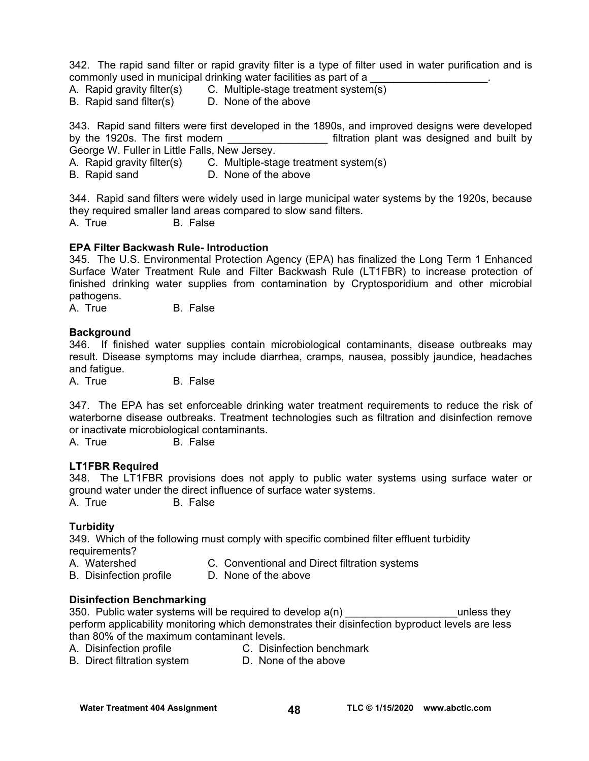342. The rapid sand filter or rapid gravity filter is a type of filter used in water purification and is commonly used in municipal drinking water facilities as part of a ____________________.

A. Rapid gravity filter(s)  
B. Rapid sand filter(s)  
C. Multiple-stage treatment system(s)  
D. None of the above

343. Rapid sand filters were first developed in the 1890s, and improved designs were developed by the 1920s. The first modern _________________ filtration plant was designed and built by George W. Fuller in Little Falls, New Jersey.

A. Rapid gravity filter(s)  
B. Rapid sand  
C. Multiple-stage treatment system(s)  
D. None of the above

344. Rapid sand filters were widely used in large municipal water systems by the 1920s, because they required smaller land areas compared to slow sand filters.

A. True  
B. False

**EPA Filter Backwash Rule- Introduction**

345. The U.S. Environmental Protection Agency (EPA) has finalized the Long Term 1 Enhanced Surface Water Treatment Rule and Filter Backwash Rule (LT1FBR) to increase protection of finished drinking water supplies from contamination by Cryptosporidium and other microbial pathogens.

A. True  
B. False

**Background**

346. If finished water supplies contain microbiological contaminants, disease outbreaks may result. Disease symptoms may include diarrhea, cramps, nausea, possibly jaundice, headaches and fatigue.

A. True  
B. False

347. The EPA has set enforceable drinking water treatment requirements to reduce the risk of waterborne disease outbreaks. Treatment technologies such as filtration and disinfection remove or inactivate microbiological contaminants.

A. True  
B. False

**LT1FBR Required**

348. The LT1FBR provisions does not apply to public water systems using surface water or ground water under the direct influence of surface water systems.

A. True  
B. False

**Turbidity**

349. Which of the following must comply with specific combined filter effluent turbidity requirements?

A. Watershed  
B. Disinfection profile  
C. Conventional and Direct filtration systems  
D. None of the above

**Disinfection Benchmarking**

350. Public water systems will be required to develop a(n) ___________________unless they perform applicability monitoring which demonstrates their disinfection byproduct levels are less than 80% of the maximum contaminant levels.

A. Disinfection profile  
B. Direct filtration system  
C. Disinfection benchmark  
D. None of the above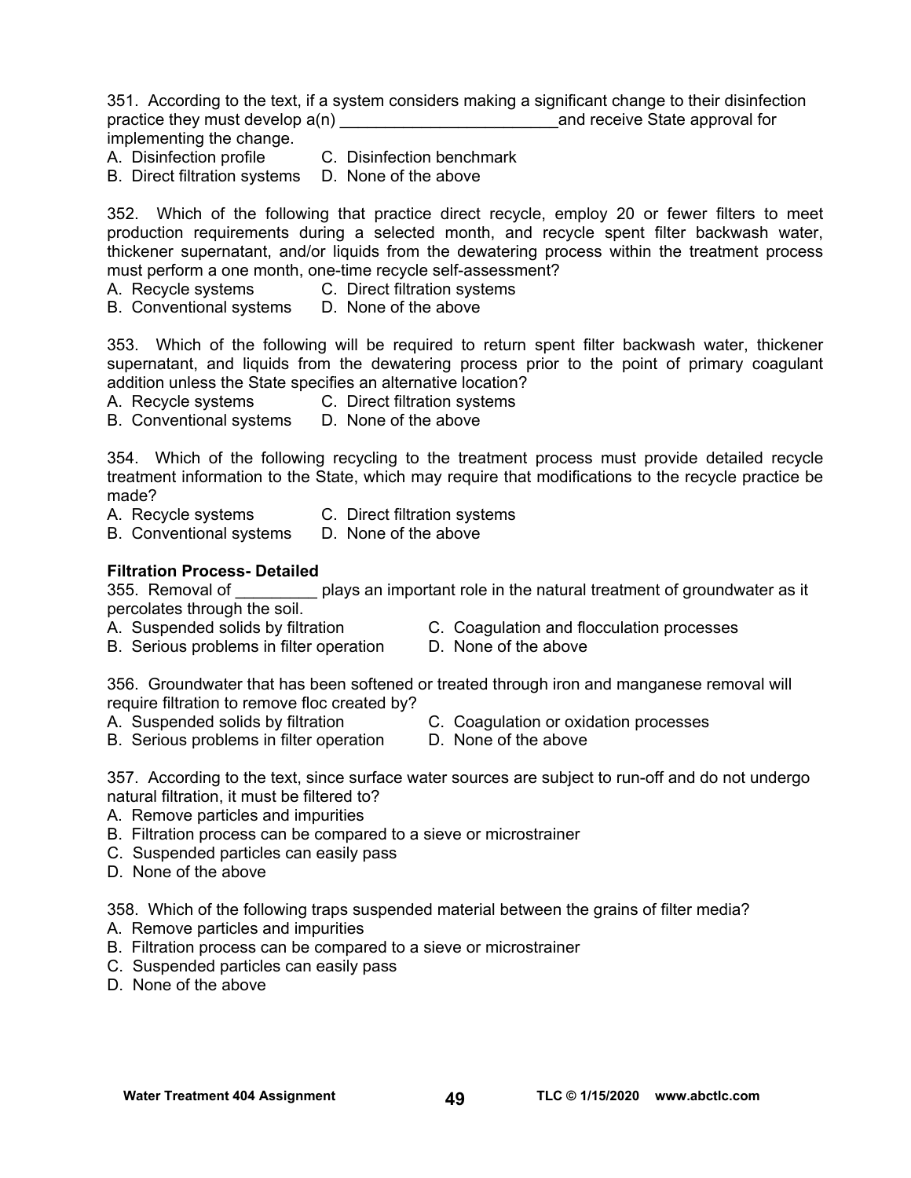351. According to the text, if a system considers making a significant change to their disinfection practice they must develop a(n) ________________________and receive State approval for implementing the change.

A. Disinfection profile  
B. Direct filtration systems  
C. Disinfection benchmark  
D. None of the above

352. Which of the following that practice direct recycle, employ 20 or fewer filters to meet production requirements during a selected month, and recycle spent filter backwash water, thickener supernatant, and/or liquids from the dewatering process within the treatment process must perform a one month, one-time recycle self-assessment?

A. Recycle systems  
B. Conventional systems  
C. Direct filtration systems  
D. None of the above

353. Which of the following will be required to return spent filter backwash water, thickener supernatant, and liquids from the dewatering process prior to the point of primary coagulant addition unless the State specifies an alternative location?

A. Recycle systems  
B. Conventional systems  
C. Direct filtration systems  
D. None of the above

354. Which of the following recycling to the treatment process must provide detailed recycle treatment information to the State, which may require that modifications to the recycle practice be made?

A. Recycle systems  
B. Conventional systems  
C. Direct filtration systems  
D. None of the above

**Filtration Process- Detailed**

355. Removal of _________ plays an important role in the natural treatment of groundwater as it percolates through the soil.

A. Suspended solids by filtration  
B. Serious problems in filter operation  
C. Coagulation and flocculation processes  
D. None of the above

356. Groundwater that has been softened or treated through iron and manganese removal will require filtration to remove floc created by?

A. Suspended solids by filtration  
B. Serious problems in filter operation  
C. Coagulation or oxidation processes  
D. None of the above

357. According to the text, since surface water sources are subject to run-off and do not undergo natural filtration, it must be filtered to?

A. Remove particles and impurities  
B. Filtration process can be compared to a sieve or microstrainer  
C. Suspended particles can easily pass  
D. None of the above

358. Which of the following traps suspended material between the grains of filter media?

A. Remove particles and impurities  
B. Filtration process can be compared to a sieve or microstrainer  
C. Suspended particles can easily pass  
D. None of the above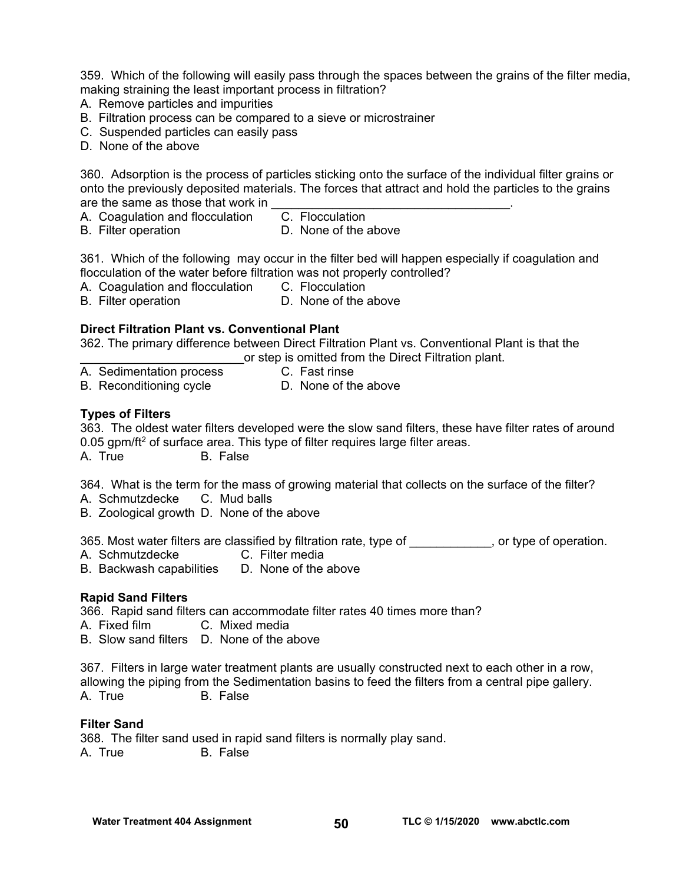359. Which of the following will easily pass through the spaces between the grains of the filter media, making straining the least important process in filtration?
A. Remove particles and impurities
B. Filtration process can be compared to a sieve or microstrainer
C. Suspended particles can easily pass
D. None of the above

360. Adsorption is the process of particles sticking onto the surface of the individual filter grains or onto the previously deposited materials. The forces that attract and hold the particles to the grains are the same as those that work in ___________________________________.
A. Coagulation and flocculation
B. Filter operation
C. Flocculation
D. None of the above

361. Which of the following may occur in the filter bed will happen especially if coagulation and flocculation of the water before filtration was not properly controlled?
A. Coagulation and flocculation
B. Filter operation
C. Flocculation
D. None of the above

**Direct Filtration Plant vs. Conventional Plant**

362. The primary difference between Direct Filtration Plant vs. Conventional Plant is that the ________________________or step is omitted from the Direct Filtration plant.
A. Sedimentation process
B. Reconditioning cycle
C. Fast rinse
D. None of the above

**Types of Filters**

363. The oldest water filters developed were the slow sand filters, these have filter rates of around 0.05 gpm/ft$^2$ of surface area. This type of filter requires large filter areas.
A. True
B. False

364. What is the term for the mass of growing material that collects on the surface of the filter?
A. Schmutzdecke
B. Zoological growth
C. Mud balls
D. None of the above

365. Most water filters are classified by filtration rate, type of ____________, or type of operation.
A. Schmutzdecke
B. Backwash capabilities
C. Filter media
D. None of the above

**Rapid Sand Filters**

366. Rapid sand filters can accommodate filter rates 40 times more than?
A. Fixed film
B. Slow sand filters
C. Mixed media
D. None of the above

367. Filters in large water treatment plants are usually constructed next to each other in a row, allowing the piping from the Sedimentation basins to feed the filters from a central pipe gallery.
A. True
B. False

**Filter Sand**

368. The filter sand used in rapid sand filters is normally play sand.
A. True
B. False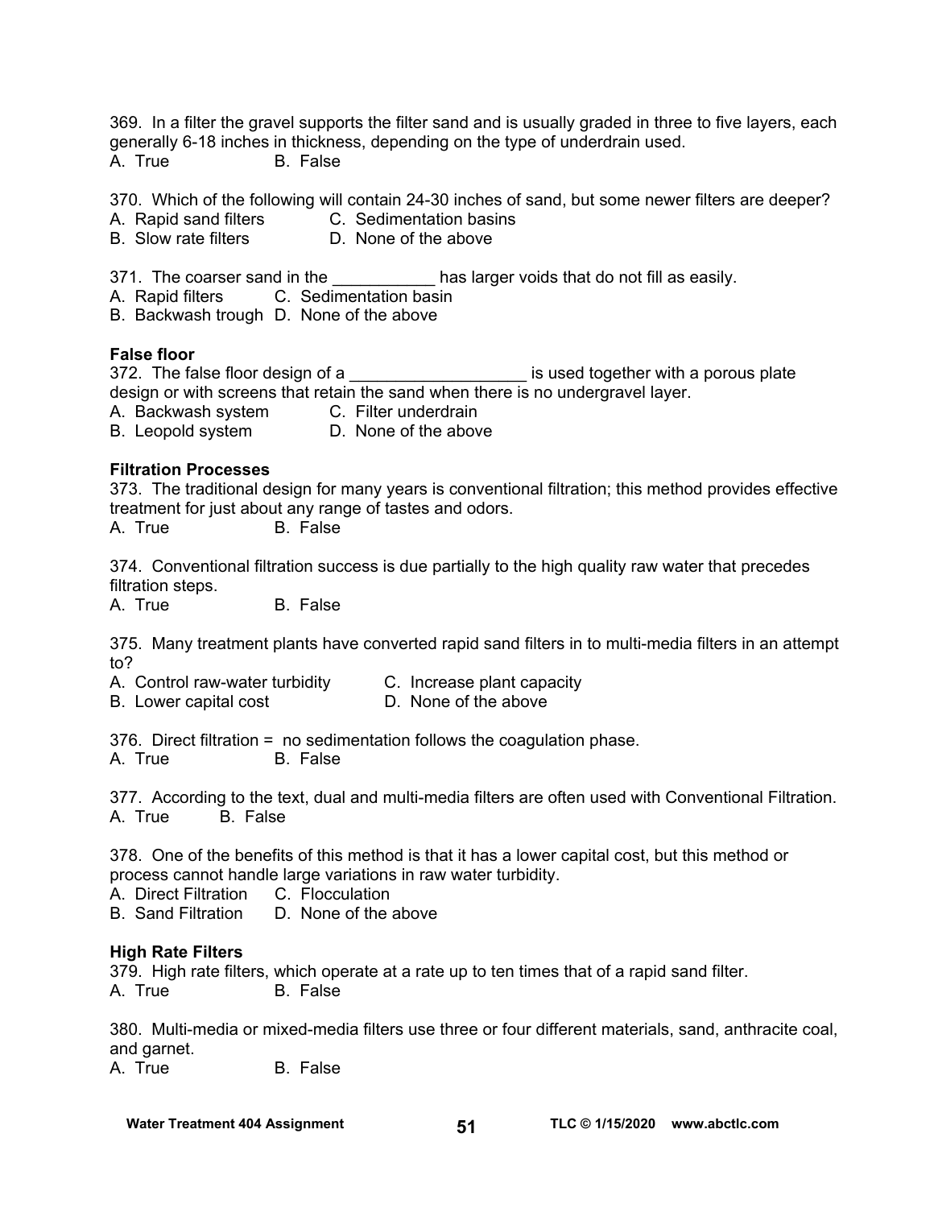369. In a filter the gravel supports the filter sand and is usually graded in three to five layers, each generally 6-18 inches in thickness, depending on the type of underdrain used.
A. True B. False

370. Which of the following will contain 24-30 inches of sand, but some newer filters are deeper?
A. Rapid sand filters C. Sedimentation basins
B. Slow rate filters D. None of the above

371. The coarser sand in the ___________ has larger voids that do not fill as easily.
A. Rapid filters C. Sedimentation basin
B. Backwash trough D. None of the above

**False floor**

372. The false floor design of a ___________________ is used together with a porous plate design or with screens that retain the sand when there is no undergravel layer.
A. Backwash system C. Filter underdrain
B. Leopold system D. None of the above

**Filtration Processes**

373. The traditional design for many years is conventional filtration; this method provides effective treatment for just about any range of tastes and odors.
A. True B. False

374. Conventional filtration success is due partially to the high quality raw water that precedes filtration steps.
A. True B. False

375. Many treatment plants have converted rapid sand filters in to multi-media filters in an attempt to?
A. Control raw-water turbidity C. Increase plant capacity
B. Lower capital cost D. None of the above

376. Direct filtration = no sedimentation follows the coagulation phase.
A. True B. False

377. According to the text, dual and multi-media filters are often used with Conventional Filtration.
A. True B. False

378. One of the benefits of this method is that it has a lower capital cost, but this method or process cannot handle large variations in raw water turbidity.
A. Direct Filtration C. Flocculation
B. Sand Filtration D. None of the above

**High Rate Filters**

379. High rate filters, which operate at a rate up to ten times that of a rapid sand filter.
A. True B. False

380. Multi-media or mixed-media filters use three or four different materials, sand, anthracite coal, and garnet.
A. True B. False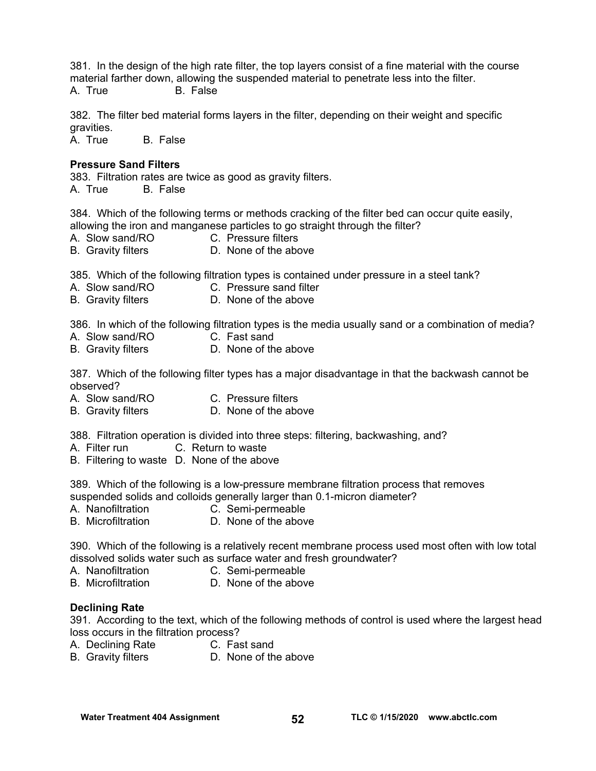381. In the design of the high rate filter, the top layers consist of a fine material with the course material farther down, allowing the suspended material to penetrate less into the filter.
A. True B. False

382. The filter bed material forms layers in the filter, depending on their weight and specific gravities.
A. True B. False

**Pressure Sand Filters**

383. Filtration rates are twice as good as gravity filters.
A. True B. False

384. Which of the following terms or methods cracking of the filter bed can occur quite easily, allowing the iron and manganese particles to go straight through the filter?
A. Slow sand/RO C. Pressure filters
B. Gravity filters D. None of the above

385. Which of the following filtration types is contained under pressure in a steel tank?
A. Slow sand/RO C. Pressure sand filter
B. Gravity filters D. None of the above

386. In which of the following filtration types is the media usually sand or a combination of media?
A. Slow sand/RO C. Fast sand
B. Gravity filters D. None of the above

387. Which of the following filter types has a major disadvantage in that the backwash cannot be observed?
A. Slow sand/RO C. Pressure filters
B. Gravity filters D. None of the above

388. Filtration operation is divided into three steps: filtering, backwashing, and?
A. Filter run C. Return to waste
B. Filtering to waste D. None of the above

389. Which of the following is a low-pressure membrane filtration process that removes suspended solids and colloids generally larger than 0.1-micron diameter?
A. Nanofiltration C. Semi-permeable
B. Microfiltration D. None of the above

390. Which of the following is a relatively recent membrane process used most often with low total dissolved solids water such as surface water and fresh groundwater?
A. Nanofiltration C. Semi-permeable
B. Microfiltration D. None of the above

**Declining Rate**

391. According to the text, which of the following methods of control is used where the largest head loss occurs in the filtration process?
A. Declining Rate C. Fast sand
B. Gravity filters D. None of the above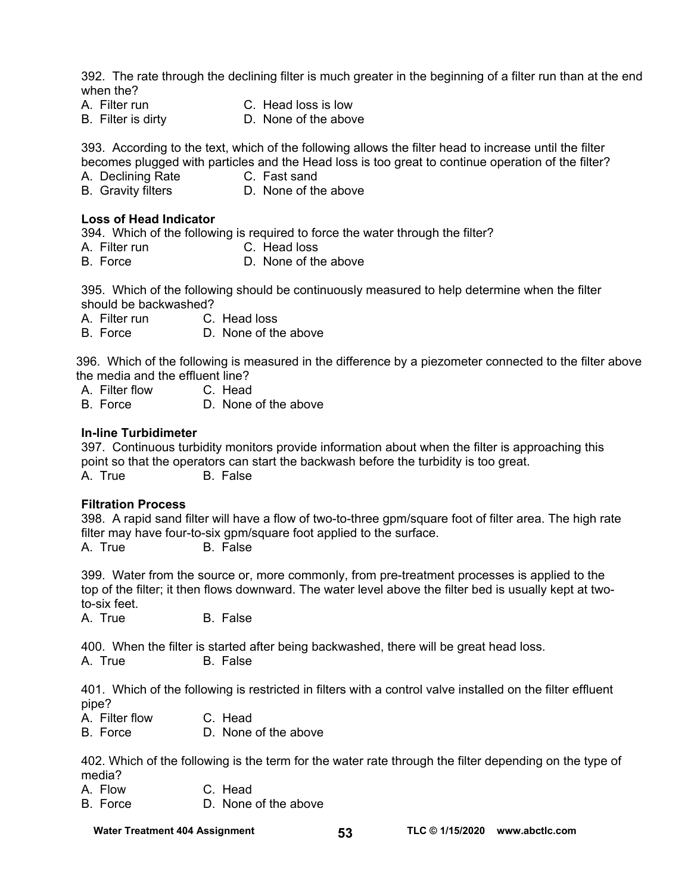392. The rate through the declining filter is much greater in the beginning of a filter run than at the end when the?

A. Filter run
B. Filter is dirty
C. Head loss is low
D. None of the above

393. According to the text, which of the following allows the filter head to increase until the filter becomes plugged with particles and the Head loss is too great to continue operation of the filter?

A. Declining Rate
B. Gravity filters
C. Fast sand
D. None of the above

**Loss of Head Indicator**

394. Which of the following is required to force the water through the filter?

A. Filter run
B. Force
C. Head loss
D. None of the above

395. Which of the following should be continuously measured to help determine when the filter should be backwashed?

A. Filter run
B. Force
C. Head loss
D. None of the above

396. Which of the following is measured in the difference by a piezometer connected to the filter above the media and the effluent line?

A. Filter flow
B. Force
C. Head
D. None of the above

**In-line Turbidimeter**

397. Continuous turbidity monitors provide information about when the filter is approaching this point so that the operators can start the backwash before the turbidity is too great.

A. True
B. False

**Filtration Process**

398. A rapid sand filter will have a flow of two-to-three gpm/square foot of filter area. The high rate filter may have four-to-six gpm/square foot applied to the surface.

A. True
B. False

399. Water from the source or, more commonly, from pre-treatment processes is applied to the top of the filter; it then flows downward. The water level above the filter bed is usually kept at two-to-six feet.

A. True
B. False

400. When the filter is started after being backwashed, there will be great head loss.

A. True
B. False

401. Which of the following is restricted in filters with a control valve installed on the filter effluent pipe?

A. Filter flow
B. Force
C. Head
D. None of the above

402. Which of the following is the term for the water rate through the filter depending on the type of media?

A. Flow
B. Force
C. Head
D. None of the above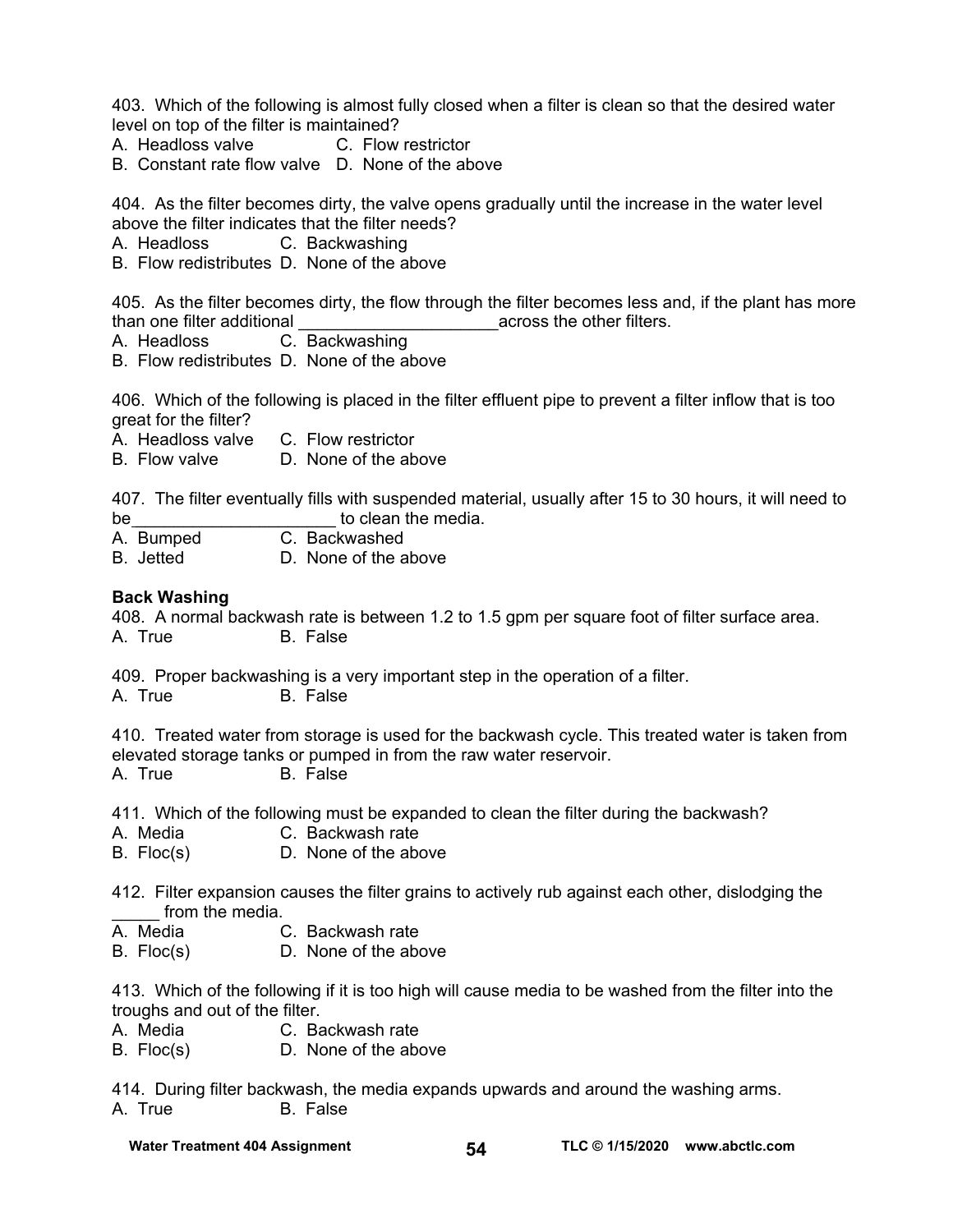403. Which of the following is almost fully closed when a filter is clean so that the desired water level on top of the filter is maintained?
A. Headloss valve C. Flow restrictor
B. Constant rate flow valve D. None of the above

404. As the filter becomes dirty, the valve opens gradually until the increase in the water level above the filter indicates that the filter needs?
A. Headloss C. Backwashing
B. Flow redistributes D. None of the above

405. As the filter becomes dirty, the flow through the filter becomes less and, if the plant has more than one filter additional ______________________across the other filters.
A. Headloss C. Backwashing
B. Flow redistributes D. None of the above

406. Which of the following is placed in the filter effluent pipe to prevent a filter inflow that is too great for the filter?
A. Headloss valve C. Flow restrictor
B. Flow valve D. None of the above

407. The filter eventually fills with suspended material, usually after 15 to 30 hours, it will need to be______________________ to clean the media.
A. Bumped C. Backwashed
B. Jetted D. None of the above

**Back Washing**

408. A normal backwash rate is between 1.2 to 1.5 gpm per square foot of filter surface area.
A. True B. False

409. Proper backwashing is a very important step in the operation of a filter.
A. True B. False

410. Treated water from storage is used for the backwash cycle. This treated water is taken from elevated storage tanks or pumped in from the raw water reservoir.
A. True B. False

411. Which of the following must be expanded to clean the filter during the backwash?
A. Media C. Backwash rate
B. Floc(s) D. None of the above

412. Filter expansion causes the filter grains to actively rub against each other, dislodging the _____ from the media.
A. Media C. Backwash rate
B. Floc(s) D. None of the above

413. Which of the following if it is too high will cause media to be washed from the filter into the troughs and out of the filter.
A. Media C. Backwash rate
B. Floc(s) D. None of the above

414. During filter backwash, the media expands upwards and around the washing arms.
A. True B. False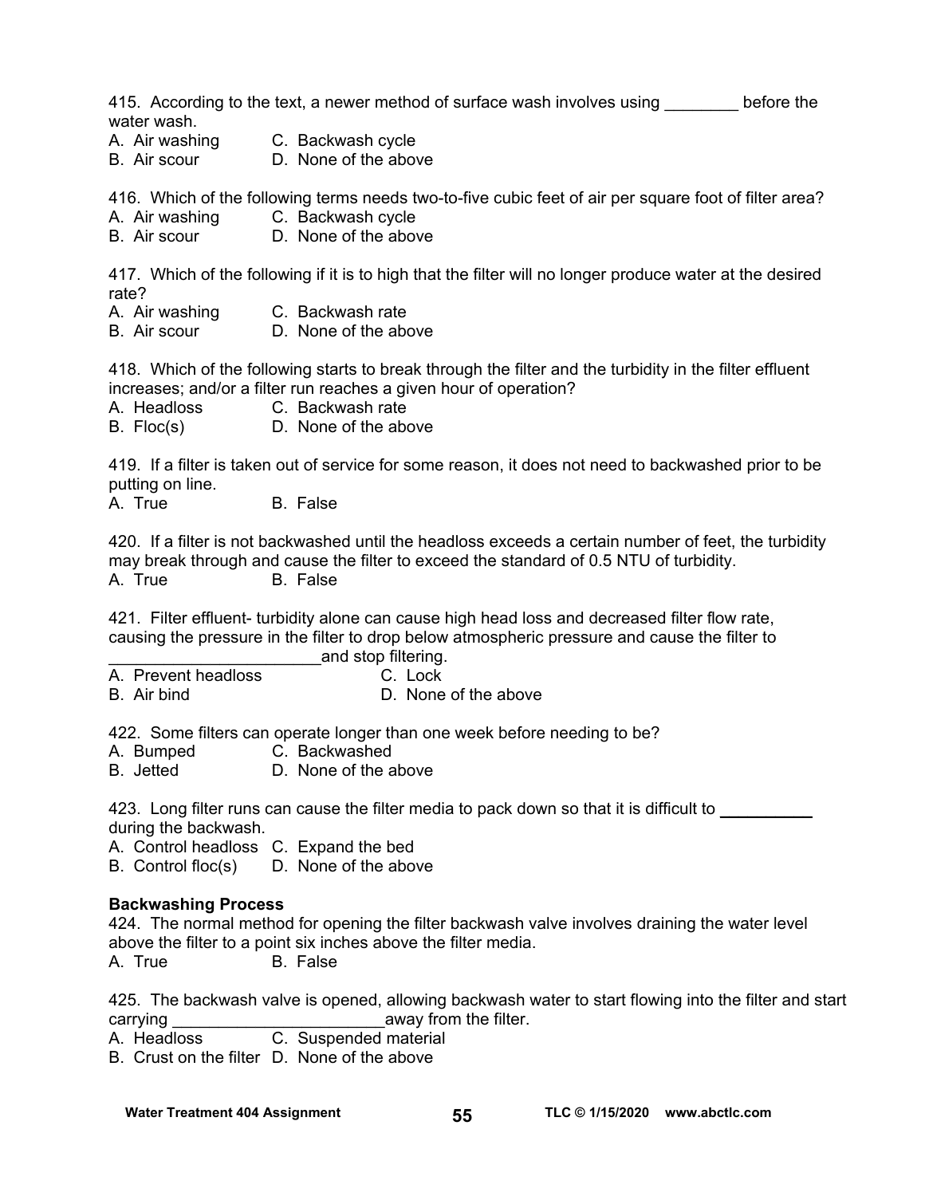415. According to the text, a newer method of surface wash involves using ________ before the water wash.
A. Air washing    C. Backwash cycle
B. Air scour    D. None of the above

416. Which of the following terms needs two-to-five cubic feet of air per square foot of filter area?
A. Air washing    C. Backwash cycle
B. Air scour    D. None of the above

417. Which of the following if it is to high that the filter will no longer produce water at the desired rate?
A. Air washing    C. Backwash rate
B. Air scour    D. None of the above

418. Which of the following starts to break through the filter and the turbidity in the filter effluent increases; and/or a filter run reaches a given hour of operation?
A. Headloss    C. Backwash rate
B. Floc(s)    D. None of the above

419. If a filter is taken out of service for some reason, it does not need to backwashed prior to be putting on line.
A. True    B. False

420. If a filter is not backwashed until the headloss exceeds a certain number of feet, the turbidity may break through and cause the filter to exceed the standard of 0.5 NTU of turbidity.
A. True    B. False

421. Filter effluent- turbidity alone can cause high head loss and decreased filter flow rate, causing the pressure in the filter to drop below atmospheric pressure and cause the filter to _______________________and stop filtering.
A. Prevent headloss    C. Lock
B. Air bind    D. None of the above

422. Some filters can operate longer than one week before needing to be?
A. Bumped    C. Backwashed
B. Jetted    D. None of the above

423. Long filter runs can cause the filter media to pack down so that it is difficult to __________ during the backwash.
A. Control headloss  C. Expand the bed
B. Control floc(s)    D. None of the above

**Backwashing Process**

424. The normal method for opening the filter backwash valve involves draining the water level above the filter to a point six inches above the filter media.
A. True    B. False

425. The backwash valve is opened, allowing backwash water to start flowing into the filter and start carrying _______________________away from the filter.
A. Headloss    C. Suspended material
B. Crust on the filter  D. None of the above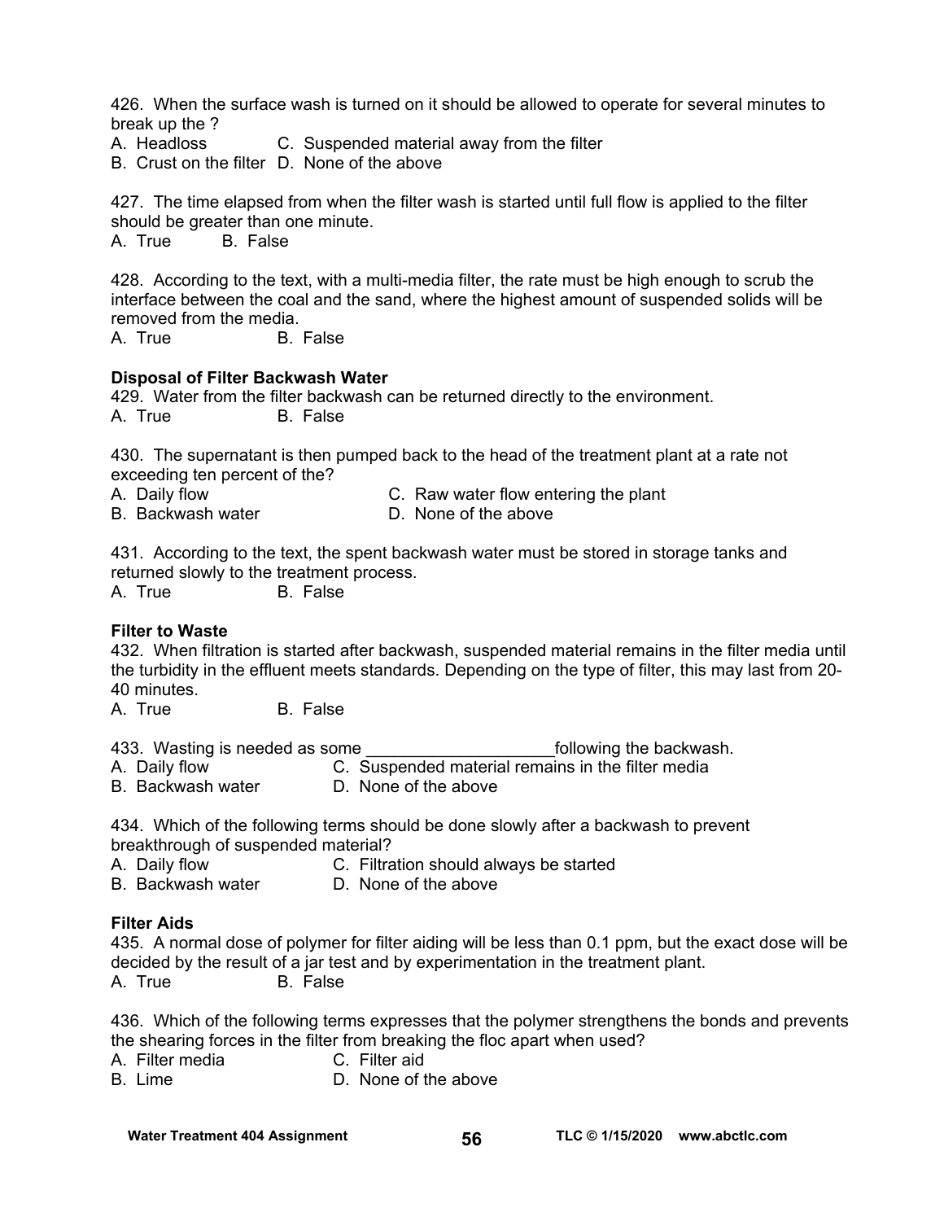426. When the surface wash is turned on it should be allowed to operate for several minutes to break up the ?
A. Headloss C. Suspended material away from the filter
B. Crust on the filter D. None of the above

427. The time elapsed from when the filter wash is started until full flow is applied to the filter should be greater than one minute.
A. True B. False

428. According to the text, with a multi-media filter, the rate must be high enough to scrub the interface between the coal and the sand, where the highest amount of suspended solids will be removed from the media.
A. True B. False

**Disposal of Filter Backwash Water**

429. Water from the filter backwash can be returned directly to the environment.
A. True B. False

430. The supernatant is then pumped back to the head of the treatment plant at a rate not exceeding ten percent of the?
A. Daily flow C. Raw water flow entering the plant
B. Backwash water D. None of the above

431. According to the text, the spent backwash water must be stored in storage tanks and returned slowly to the treatment process.
A. True B. False

**Filter to Waste**

432. When filtration is started after backwash, suspended material remains in the filter media until the turbidity in the effluent meets standards. Depending on the type of filter, this may last from 20-40 minutes.
A. True B. False

433. Wasting is needed as some ____________________following the backwash.
A. Daily flow C. Suspended material remains in the filter media
B. Backwash water D. None of the above

434. Which of the following terms should be done slowly after a backwash to prevent breakthrough of suspended material?
A. Daily flow C. Filtration should always be started
B. Backwash water D. None of the above

**Filter Aids**

435. A normal dose of polymer for filter aiding will be less than 0.1 ppm, but the exact dose will be decided by the result of a jar test and by experimentation in the treatment plant.
A. True B. False

436. Which of the following terms expresses that the polymer strengthens the bonds and prevents the shearing forces in the filter from breaking the floc apart when used?
A. Filter media C. Filter aid
B. Lime D. None of the above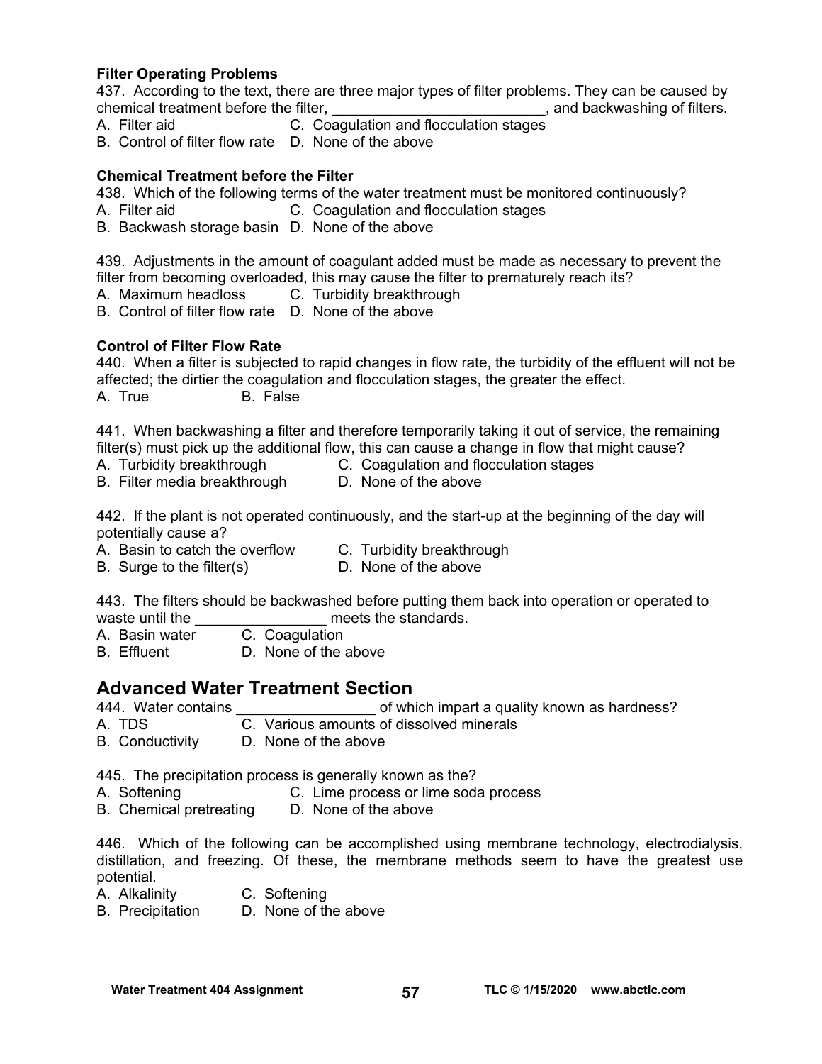**Filter Operating Problems**

437. According to the text, there are three major types of filter problems. They can be caused by chemical treatment before the filter, ___________________________, and backwashing of filters.

A. Filter aid C. Coagulation and flocculation stages
B. Control of filter flow rate D. None of the above

**Chemical Treatment before the Filter**

438. Which of the following terms of the water treatment must be monitored continuously?

A. Filter aid C. Coagulation and flocculation stages
B. Backwash storage basin D. None of the above

439. Adjustments in the amount of coagulant added must be made as necessary to prevent the filter from becoming overloaded, this may cause the filter to prematurely reach its?

A. Maximum headloss C. Turbidity breakthrough
B. Control of filter flow rate D. None of the above

**Control of Filter Flow Rate**

440. When a filter is subjected to rapid changes in flow rate, the turbidity of the effluent will not be affected; the dirtier the coagulation and flocculation stages, the greater the effect.

A. True B. False

441. When backwashing a filter and therefore temporarily taking it out of service, the remaining filter(s) must pick up the additional flow, this can cause a change in flow that might cause?

A. Turbidity breakthrough C. Coagulation and flocculation stages
B. Filter media breakthrough D. None of the above

442. If the plant is not operated continuously, and the start-up at the beginning of the day will potentially cause a?

A. Basin to catch the overflow C. Turbidity breakthrough
B. Surge to the filter(s) D. None of the above

443. The filters should be backwashed before putting them back into operation or operated to waste until the ________________ meets the standards.

A. Basin water C. Coagulation
B. Effluent D. None of the above

## Advanced Water Treatment Section

444. Water contains _________________ of which impart a quality known as hardness?

A. TDS C. Various amounts of dissolved minerals
B. Conductivity D. None of the above

445. The precipitation process is generally known as the?

A. Softening C. Lime process or lime soda process
B. Chemical pretreating D. None of the above

446. Which of the following can be accomplished using membrane technology, electrodialysis, distillation, and freezing. Of these, the membrane methods seem to have the greatest use potential.

A. Alkalinity C. Softening
B. Precipitation D. None of the above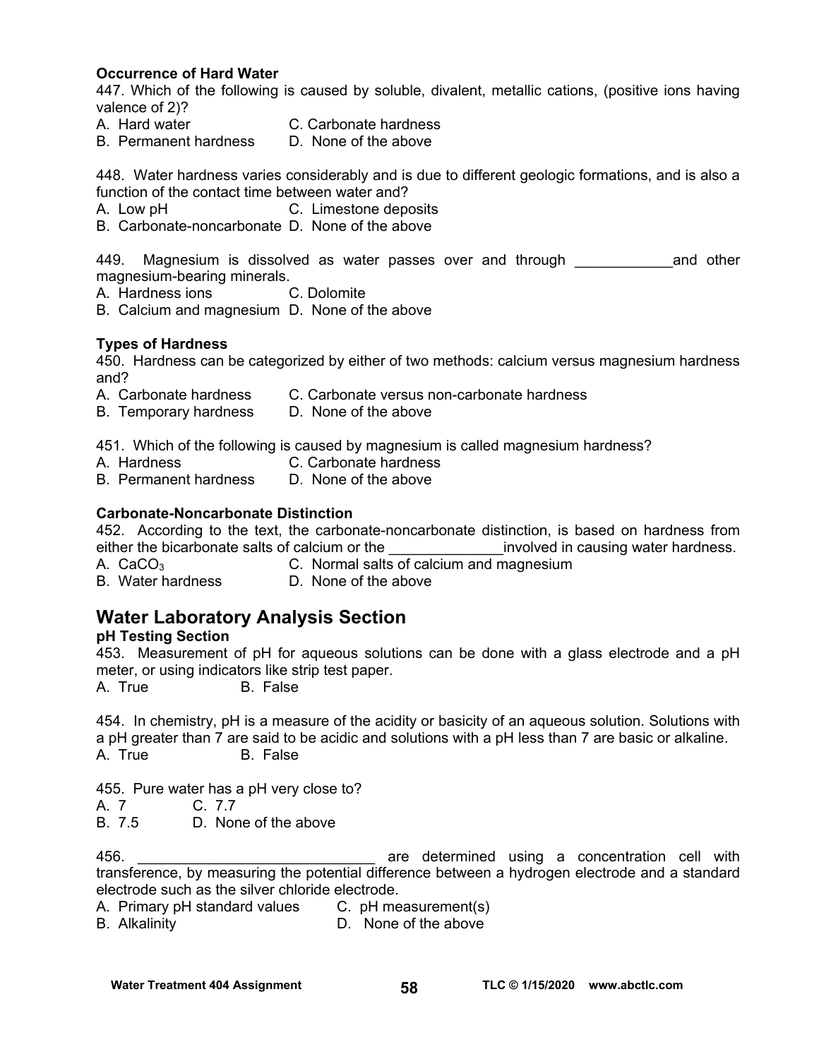**Occurrence of Hard Water**

447. Which of the following is caused by soluble, divalent, metallic cations, (positive ions having valence of 2)?

A. Hard water
B. Permanent hardness
C. Carbonate hardness
D. None of the above

448. Water hardness varies considerably and is due to different geologic formations, and is also a function of the contact time between water and?

A. Low pH
B. Carbonate-noncarbonate
C. Limestone deposits
D. None of the above

449. Magnesium is dissolved as water passes over and through ____________and other magnesium-bearing minerals.

A. Hardness ions
B. Calcium and magnesium
C. Dolomite
D. None of the above

**Types of Hardness**

450. Hardness can be categorized by either of two methods: calcium versus magnesium hardness and?

A. Carbonate hardness
B. Temporary hardness
C. Carbonate versus non-carbonate hardness
D. None of the above

451. Which of the following is caused by magnesium is called magnesium hardness?

A. Hardness
B. Permanent hardness
C. Carbonate hardness
D. None of the above

**Carbonate-Noncarbonate Distinction**

452. According to the text, the carbonate-noncarbonate distinction, is based on hardness from either the bicarbonate salts of calcium or the ______________involved in causing water hardness.

A. $CaCO_3$
B. Water hardness
C. Normal salts of calcium and magnesium
D. None of the above

## Water Laboratory Analysis Section

**pH Testing Section**

453. Measurement of pH for aqueous solutions can be done with a glass electrode and a pH meter, or using indicators like strip test paper.

A. True
B. False

454. In chemistry, pH is a measure of the acidity or basicity of an aqueous solution. Solutions with a pH greater than 7 are said to be acidic and solutions with a pH less than 7 are basic or alkaline.

A. True
B. False

455. Pure water has a pH very close to?

A. 7
B. 7.5
C. 7.7
D. None of the above

456. ______________________________ are determined using a concentration cell with transference, by measuring the potential difference between a hydrogen electrode and a standard electrode such as the silver chloride electrode.

A. Primary pH standard values
B. Alkalinity
C. pH measurement(s)
D. None of the above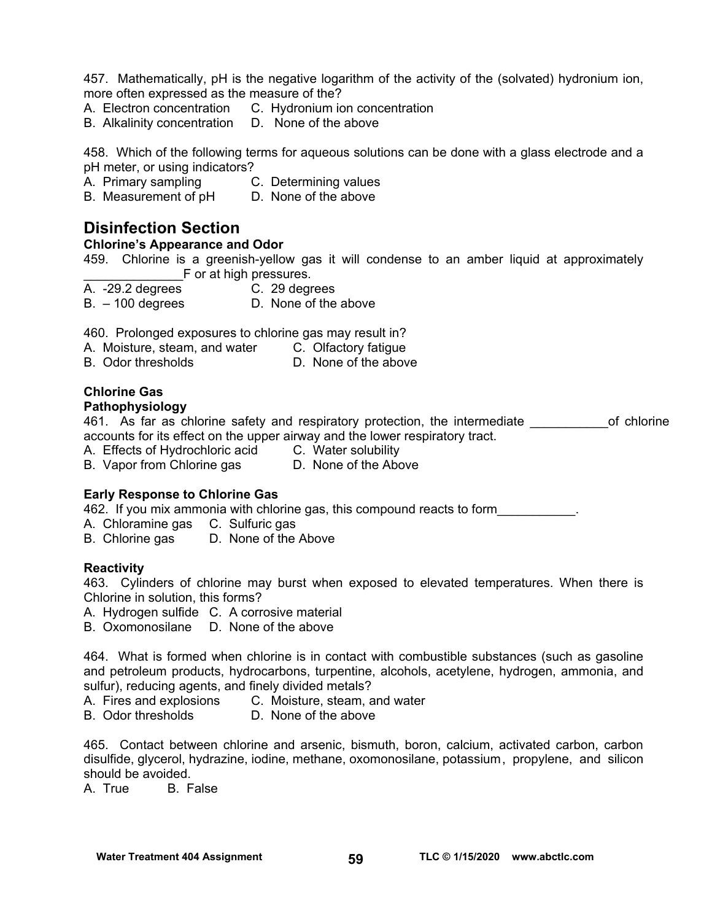457. Mathematically, pH is the negative logarithm of the activity of the (solvated) hydronium ion, more often expressed as the measure of the?

A. Electron concentration C. Hydronium ion concentration
B. Alkalinity concentration D. None of the above

458. Which of the following terms for aqueous solutions can be done with a glass electrode and a pH meter, or using indicators?

A. Primary sampling C. Determining values
B. Measurement of pH D. None of the above

## Disinfection Section

### Chlorine's Appearance and Odor

459. Chlorine is a greenish-yellow gas it will condense to an amber liquid at approximately ______________F or at high pressures.

A. -29.2 degrees C. 29 degrees
B. – 100 degrees D. None of the above

460. Prolonged exposures to chlorine gas may result in?

A. Moisture, steam, and water C. Olfactory fatigue
B. Odor thresholds D. None of the above

### Chlorine Gas

#### Pathophysiology

461. As far as chlorine safety and respiratory protection, the intermediate ___________of chlorine accounts for its effect on the upper airway and the lower respiratory tract.

A. Effects of Hydrochloric acid C. Water solubility
B. Vapor from Chlorine gas D. None of the Above

### Early Response to Chlorine Gas

462. If you mix ammonia with chlorine gas, this compound reacts to form___________.

A. Chloramine gas C. Sulfuric gas
B. Chlorine gas D. None of the Above

### Reactivity

463. Cylinders of chlorine may burst when exposed to elevated temperatures. When there is Chlorine in solution, this forms?

A. Hydrogen sulfide C. A corrosive material
B. Oxomonosilane D. None of the above

464. What is formed when chlorine is in contact with combustible substances (such as gasoline and petroleum products, hydrocarbons, turpentine, alcohols, acetylene, hydrogen, ammonia, and sulfur), reducing agents, and finely divided metals?

A. Fires and explosions C. Moisture, steam, and water
B. Odor thresholds D. None of the above

465. Contact between chlorine and arsenic, bismuth, boron, calcium, activated carbon, carbon disulfide, glycerol, hydrazine, iodine, methane, oxomonosilane, potassium, propylene, and silicon should be avoided.

A. True B. False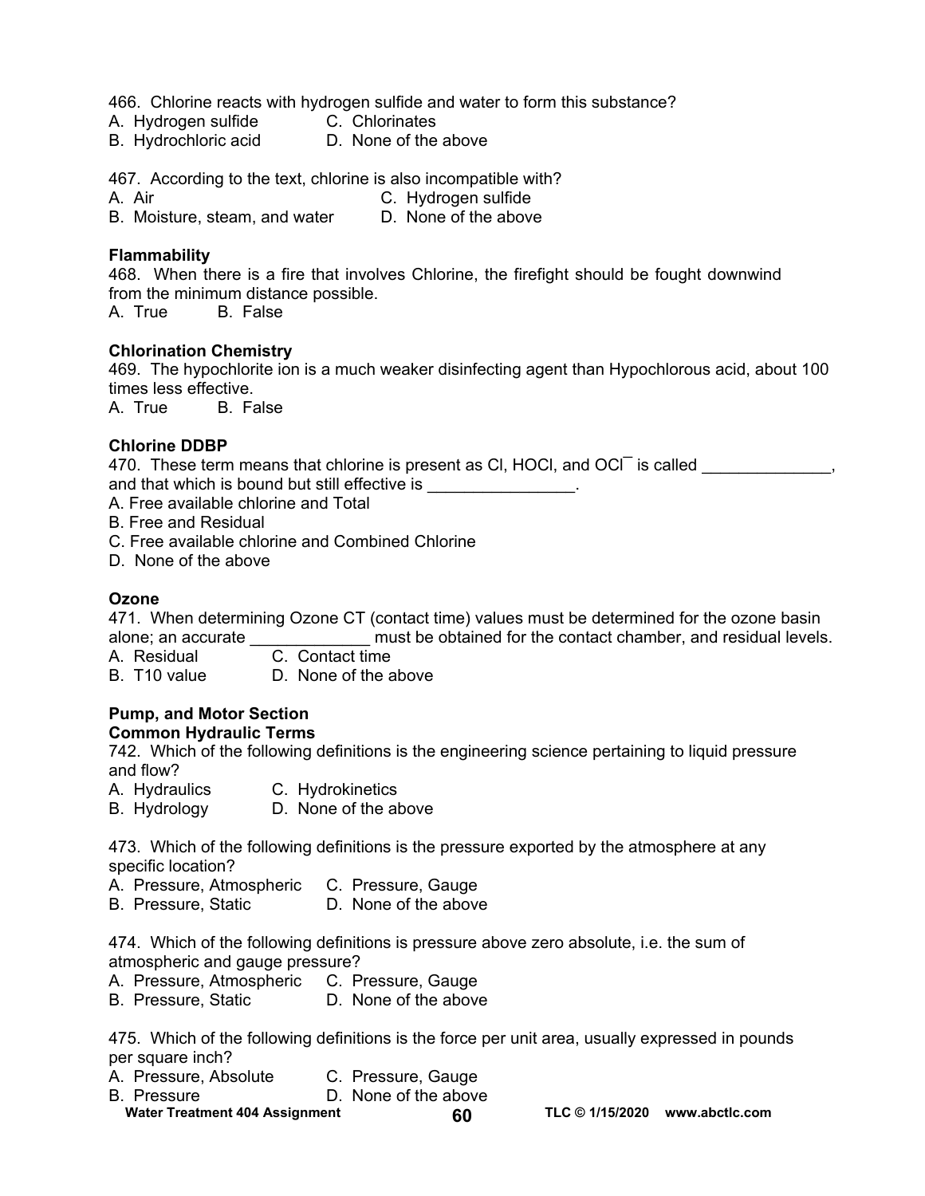466. Chlorine reacts with hydrogen sulfide and water to form this substance?
A. Hydrogen sulfide C. Chlorinates
B. Hydrochloric acid D. None of the above

467. According to the text, chlorine is also incompatible with?
A. Air C. Hydrogen sulfide
B. Moisture, steam, and water D. None of the above

**Flammability**

468. When there is a fire that involves Chlorine, the firefight should be fought downwind from the minimum distance possible.
A. True B. False

**Chlorination Chemistry**

469. The hypochlorite ion is a much weaker disinfecting agent than Hypochlorous acid, about 100 times less effective.
A. True B. False

**Chlorine DDBP**

470. These term means that chlorine is present as Cl, HOCl, and $OCl^{-}$ is called ______________, and that which is bound but still effective is ________________.
A. Free available chlorine and Total
B. Free and Residual
C. Free available chlorine and Combined Chlorine
D. None of the above

**Ozone**

471. When determining Ozone CT (contact time) values must be determined for the ozone basin alone; an accurate _____________ must be obtained for the contact chamber, and residual levels.
A. Residual C. Contact time
B. T10 value D. None of the above

**Pump, and Motor Section**
**Common Hydraulic Terms**

742. Which of the following definitions is the engineering science pertaining to liquid pressure and flow?
A. Hydraulics C. Hydrokinetics
B. Hydrology D. None of the above

473. Which of the following definitions is the pressure exported by the atmosphere at any specific location?
A. Pressure, Atmospheric C. Pressure, Gauge
B. Pressure, Static D. None of the above

474. Which of the following definitions is pressure above zero absolute, i.e. the sum of atmospheric and gauge pressure?
A. Pressure, Atmospheric C. Pressure, Gauge
B. Pressure, Static D. None of the above

475. Which of the following definitions is the force per unit area, usually expressed in pounds per square inch?
A. Pressure, Absolute C. Pressure, Gauge
B. Pressure D. None of the above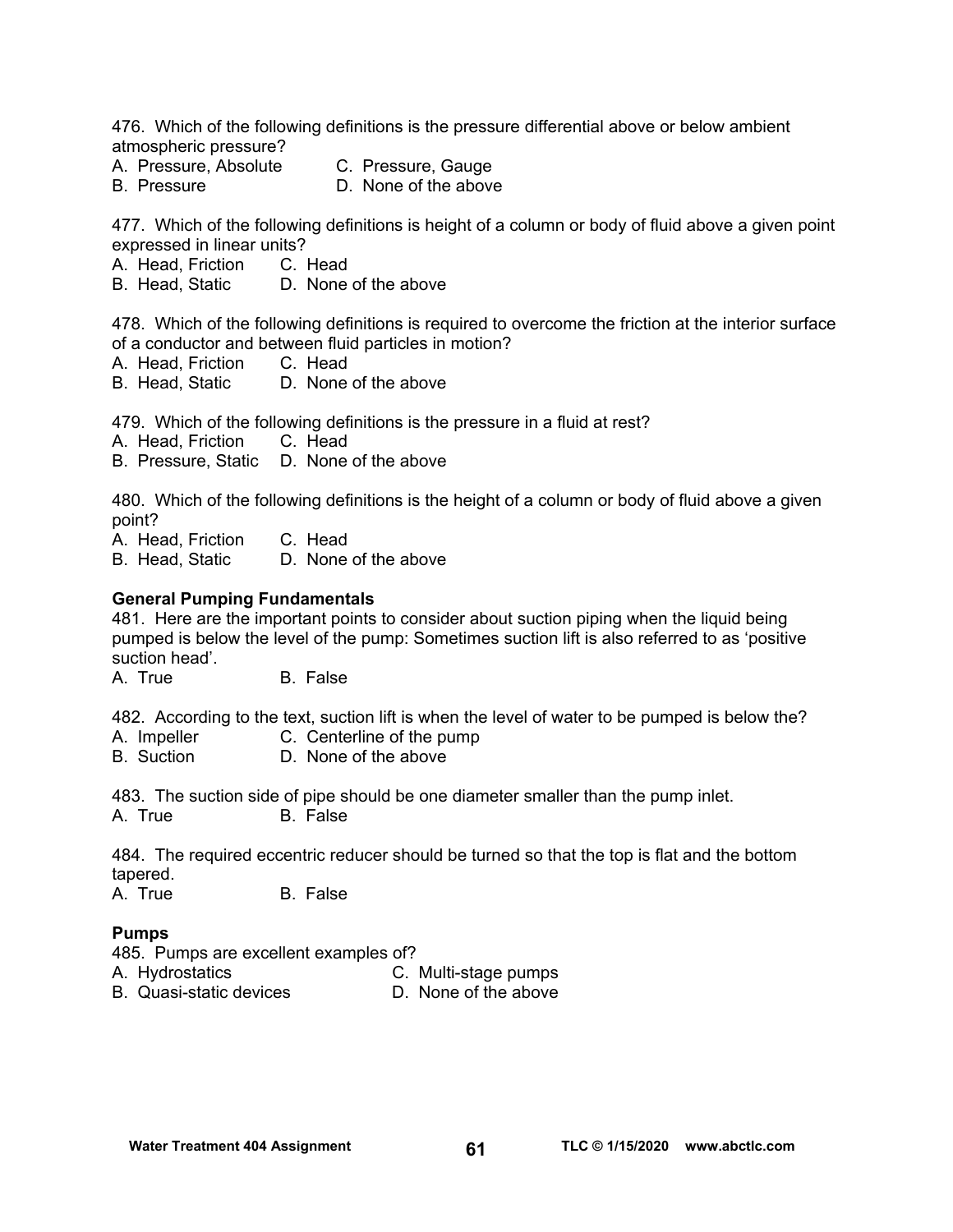476. Which of the following definitions is the pressure differential above or below ambient atmospheric pressure?

A. Pressure, Absolute  
B. Pressure  
C. Pressure, Gauge  
D. None of the above

477. Which of the following definitions is height of a column or body of fluid above a given point expressed in linear units?

A. Head, Friction  
B. Head, Static  
C. Head  
D. None of the above

478. Which of the following definitions is required to overcome the friction at the interior surface of a conductor and between fluid particles in motion?

A. Head, Friction  
B. Head, Static  
C. Head  
D. None of the above

479. Which of the following definitions is the pressure in a fluid at rest?

A. Head, Friction  
B. Pressure, Static  
C. Head  
D. None of the above

480. Which of the following definitions is the height of a column or body of fluid above a given point?

A. Head, Friction  
B. Head, Static  
C. Head  
D. None of the above

**General Pumping Fundamentals**

481. Here are the important points to consider about suction piping when the liquid being pumped is below the level of the pump: Sometimes suction lift is also referred to as 'positive suction head'.

A. True  
B. False

482. According to the text, suction lift is when the level of water to be pumped is below the?

A. Impeller  
B. Suction  
C. Centerline of the pump  
D. None of the above

483. The suction side of pipe should be one diameter smaller than the pump inlet.

A. True  
B. False

484. The required eccentric reducer should be turned so that the top is flat and the bottom tapered.

A. True  
B. False

**Pumps**

485. Pumps are excellent examples of?

A. Hydrostatics  
B. Quasi-static devices  
C. Multi-stage pumps  
D. None of the above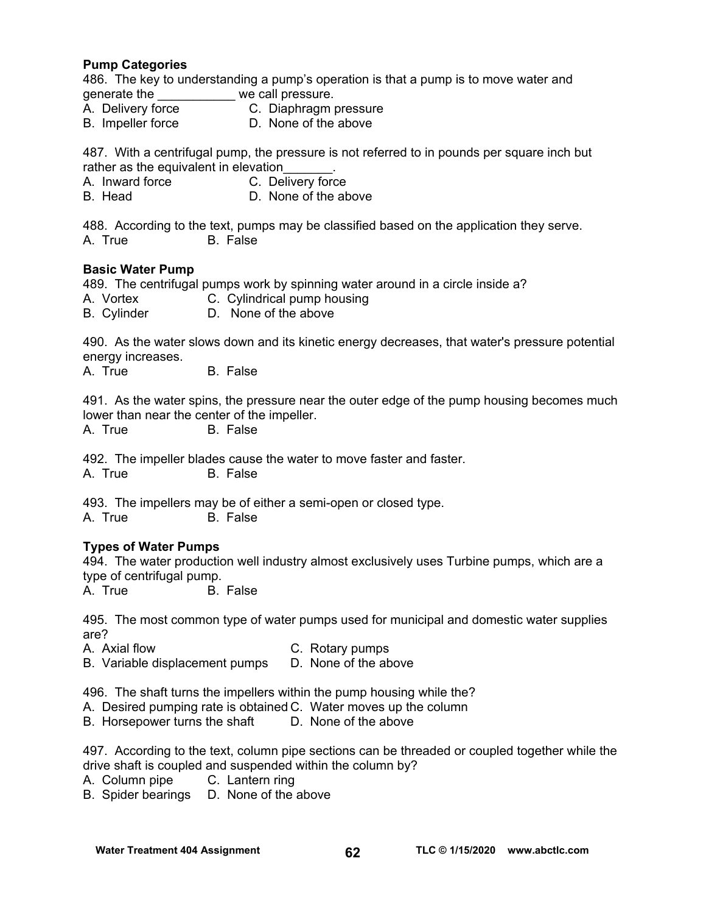**Pump Categories**

486. The key to understanding a pump's operation is that a pump is to move water and generate the ___________ we call pressure.

A. Delivery force C. Diaphragm pressure
B. Impeller force D. None of the above

487. With a centrifugal pump, the pressure is not referred to in pounds per square inch but rather as the equivalent in elevation_______.

A. Inward force C. Delivery force
B. Head D. None of the above

488. According to the text, pumps may be classified based on the application they serve.

A. True B. False

**Basic Water Pump**

489. The centrifugal pumps work by spinning water around in a circle inside a?

A. Vortex C. Cylindrical pump housing
B. Cylinder D. None of the above

490. As the water slows down and its kinetic energy decreases, that water's pressure potential energy increases.

A. True B. False

491. As the water spins, the pressure near the outer edge of the pump housing becomes much lower than near the center of the impeller.

A. True B. False

492. The impeller blades cause the water to move faster and faster.

A. True B. False

493. The impellers may be of either a semi-open or closed type.

A. True B. False

**Types of Water Pumps**

494. The water production well industry almost exclusively uses Turbine pumps, which are a type of centrifugal pump.

A. True B. False

495. The most common type of water pumps used for municipal and domestic water supplies are?

A. Axial flow C. Rotary pumps
B. Variable displacement pumps D. None of the above

496. The shaft turns the impellers within the pump housing while the?

A. Desired pumping rate is obtained C. Water moves up the column
B. Horsepower turns the shaft D. None of the above

497. According to the text, column pipe sections can be threaded or coupled together while the drive shaft is coupled and suspended within the column by?

A. Column pipe C. Lantern ring
B. Spider bearings D. None of the above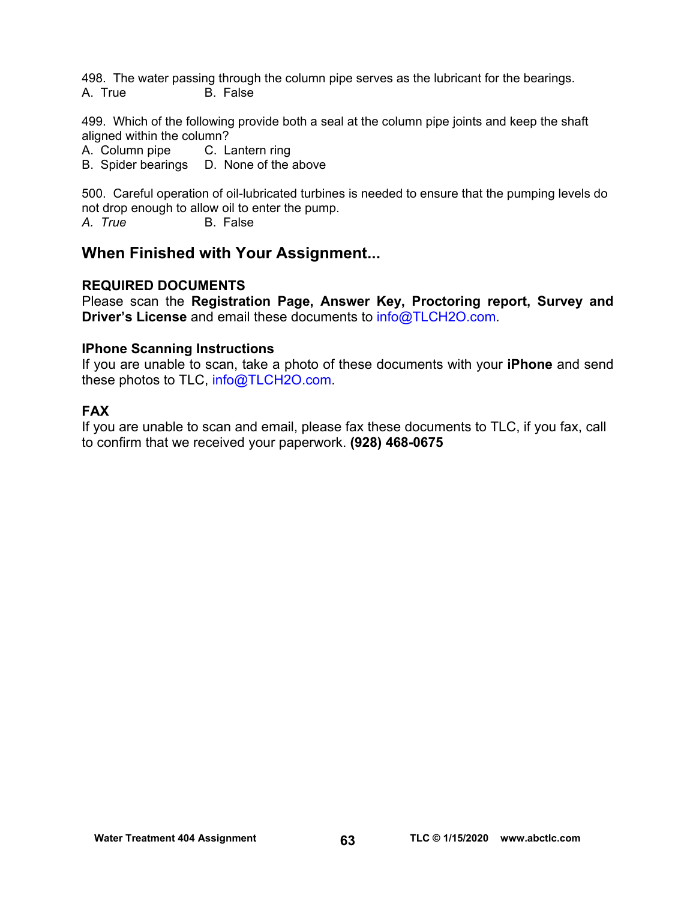498. The water passing through the column pipe serves as the lubricant for the bearings.
A. True B. False

499. Which of the following provide both a seal at the column pipe joints and keep the shaft aligned within the column?
A. Column pipe C. Lantern ring
B. Spider bearings D. None of the above

500. Careful operation of oil-lubricated turbines is needed to ensure that the pumping levels do not drop enough to allow oil to enter the pump.
*A. True* B. False

## When Finished with Your Assignment...

### REQUIRED DOCUMENTS

Please scan the **Registration Page, Answer Key, Proctoring report, Survey and Driver's License** and email these documents to info@TLCH2O.com.

### IPhone Scanning Instructions

If you are unable to scan, take a photo of these documents with your **iPhone** and send these photos to TLC, info@TLCH2O.com.

### FAX

If you are unable to scan and email, please fax these documents to TLC, if you fax, call to confirm that we received your paperwork. **(928) 468-0675**